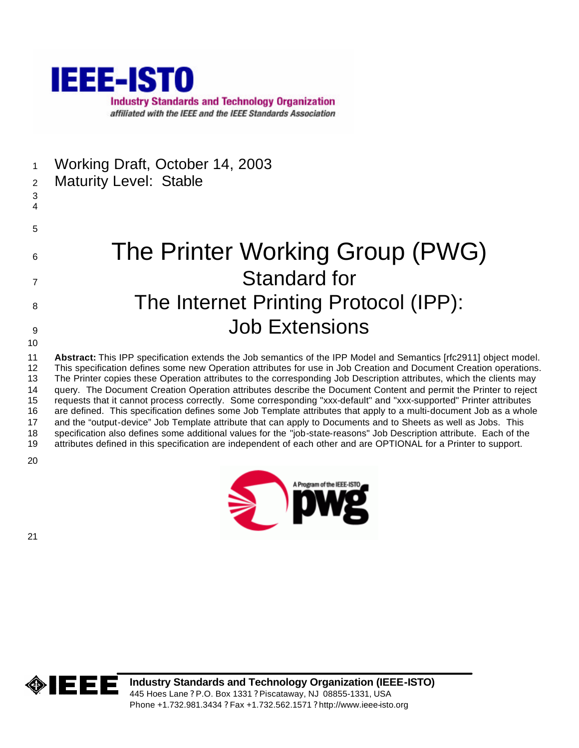IEEE-ISTO

Industry Standards and Technology Organization

*affiliated with the IEEE and the IEEE Standards Association*

Working Draft, October 14, 2003

Maturity Level: Stable

# The Printer Working Group (PWG) Standard for The Internet Printing Protocol (IPP): Job Extensions

**Abstract:** This IPP specification extends the Job semantics of the IPP Model and Semantics [rfc2911] object model. This specification defines some new Operation attributes for use in Job Creation and Document Creation operations. The Printer copies these Operation attributes to the corresponding Job Description attributes, which the clients may query. The Document Creation Operation attributes describe the Document Content and permit the Printer to reject requests that it cannot process correctly. Some corresponding "xxx-default" and "xxx-supported" Printer attributes are defined. This specification defines some Job Template attributes that apply to a multi-document Job as a whole and the "output-device" Job Template attribute that can apply to Documents and to Sheets as well as Jobs. This specification also defines some additional values for the "job-state-reasons" Job Description attribute. Each of the attributes defined in this specification are independent of each other and are OPTIONAL for a Printer to support.

A Program of the IEEE-ISTO pwg

**Industry Standards and Technology Organization (IEEE-ISTO)**

445 Hoes Lane ? P.O. Box 1331 ? Piscataway, NJ 08855-1331, USA

Phone +1.732.981.3434 ? Fax +1.732.562.1571 ? http://www.ieee-isto.org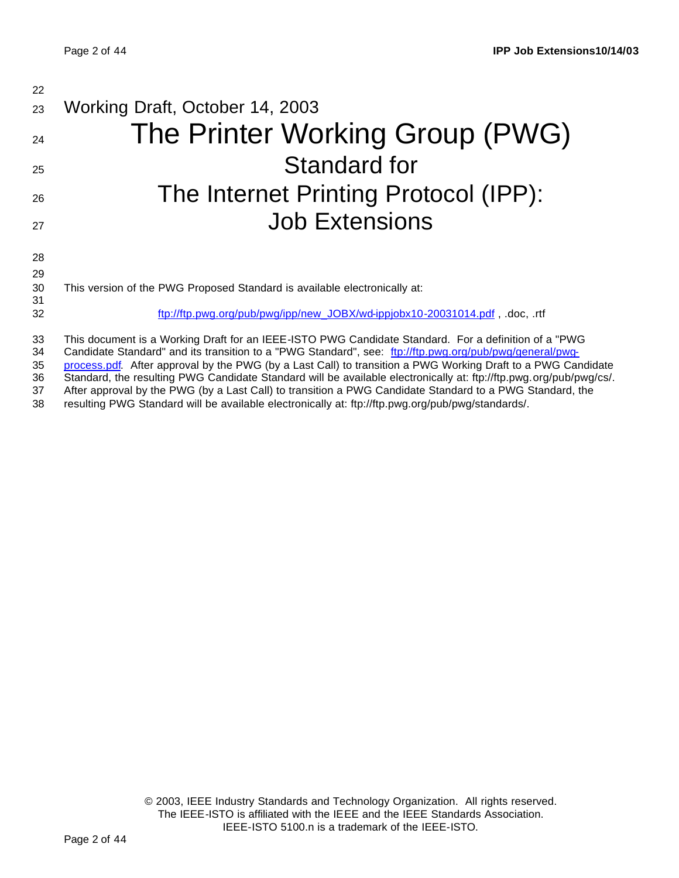Working Draft, October 14, 2003

# The Printer Working Group (PWG)

## Standard for

# The Internet Printing Protocol (IPP): Job Extensions

This version of the PWG Proposed Standard is available electronically at:

ftp://ftp.pwg.org/pub/pwg/ipp/new_JOBX/wd-ippjobx10-20031014.pdf , .doc, .rtf

This document is a Working Draft for an IEEE-ISTO PWG Candidate Standard. For a definition of a "PWG Candidate Standard" and its transition to a "PWG Standard", see: ftp://ftp.pwg.org/pub/pwg/general/pwg-process.pdf. After approval by the PWG (by a Last Call) to transition a PWG Working Draft to a PWG Candidate Standard, the resulting PWG Candidate Standard will be available electronically at: ftp://ftp.pwg.org/pub/pwg/cs/. After approval by the PWG (by a Last Call) to transition a PWG Candidate Standard to a PWG Standard, the resulting PWG Standard will be available electronically at: ftp://ftp.pwg.org/pub/pwg/standards/.

© 2003, IEEE Industry Standards and Technology Organization. All rights reserved.
The IEEE-ISTO is affiliated with the IEEE and the IEEE Standards Association.
IEEE-ISTO 5100.n is a trademark of the IEEE-ISTO.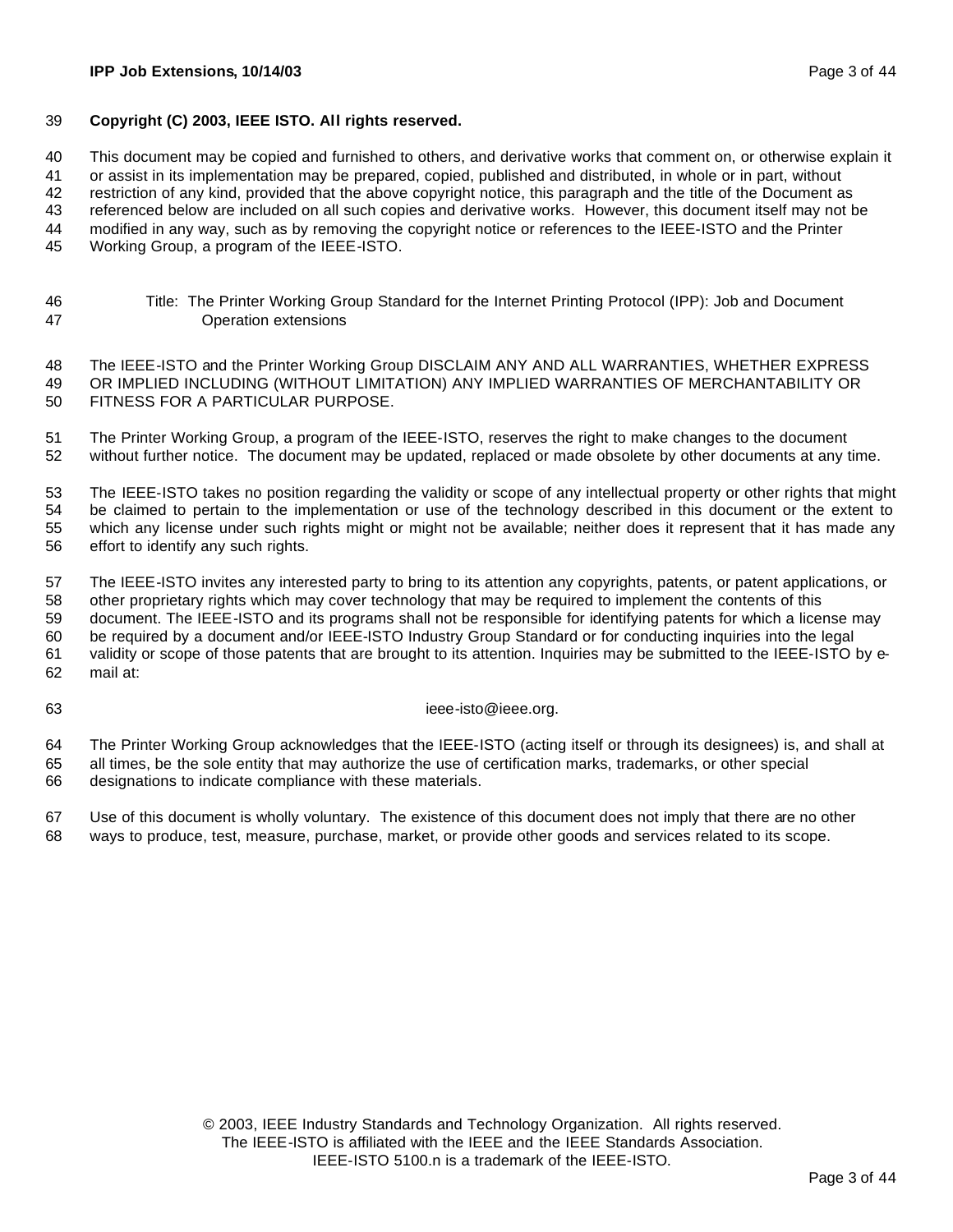**Copyright (C) 2003, IEEE ISTO. All rights reserved.**

This document may be copied and furnished to others, and derivative works that comment on, or otherwise explain it or assist in its implementation may be prepared, copied, published and distributed, in whole or in part, without restriction of any kind, provided that the above copyright notice, this paragraph and the title of the Document as referenced below are included on all such copies and derivative works. However, this document itself may not be modified in any way, such as by removing the copyright notice or references to the IEEE-ISTO and the Printer Working Group, a program of the IEEE-ISTO.

Title: The Printer Working Group Standard for the Internet Printing Protocol (IPP): Job and Document Operation extensions

The IEEE-ISTO and the Printer Working Group DISCLAIM ANY AND ALL WARRANTIES, WHETHER EXPRESS OR IMPLIED INCLUDING (WITHOUT LIMITATION) ANY IMPLIED WARRANTIES OF MERCHANTABILITY OR FITNESS FOR A PARTICULAR PURPOSE.

The Printer Working Group, a program of the IEEE-ISTO, reserves the right to make changes to the document without further notice. The document may be updated, replaced or made obsolete by other documents at any time.

The IEEE-ISTO takes no position regarding the validity or scope of any intellectual property or other rights that might be claimed to pertain to the implementation or use of the technology described in this document or the extent to which any license under such rights might or might not be available; neither does it represent that it has made any effort to identify any such rights.

The IEEE-ISTO invites any interested party to bring to its attention any copyrights, patents, or patent applications, or other proprietary rights which may cover technology that may be required to implement the contents of this document. The IEEE-ISTO and its programs shall not be responsible for identifying patents for which a license may be required by a document and/or IEEE-ISTO Industry Group Standard or for conducting inquiries into the legal validity or scope of those patents that are brought to its attention. Inquiries may be submitted to the IEEE-ISTO by e-mail at:

ieee-isto@ieee.org.

The Printer Working Group acknowledges that the IEEE-ISTO (acting itself or through its designees) is, and shall at all times, be the sole entity that may authorize the use of certification marks, trademarks, or other special designations to indicate compliance with these materials.

Use of this document is wholly voluntary. The existence of this document does not imply that there are no other ways to produce, test, measure, purchase, market, or provide other goods and services related to its scope.

© 2003, IEEE Industry Standards and Technology Organization. All rights reserved.
The IEEE-ISTO is affiliated with the IEEE and the IEEE Standards Association.
IEEE-ISTO 5100.n is a trademark of the IEEE-ISTO.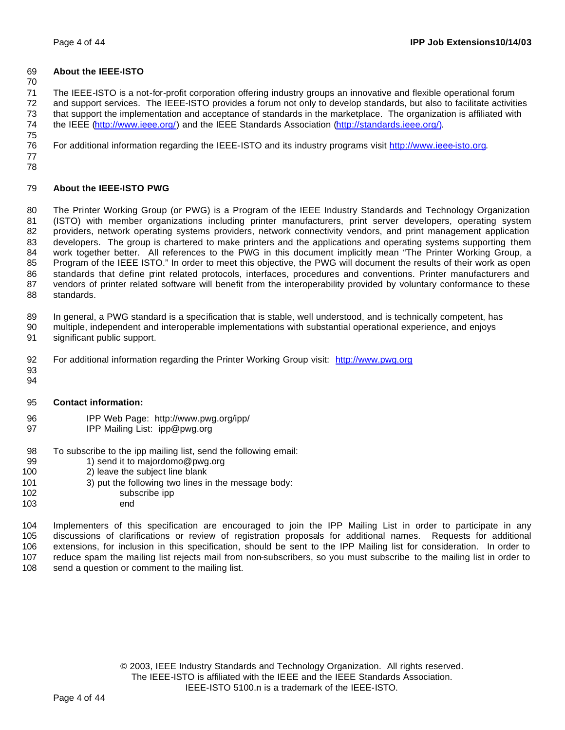**About the IEEE-ISTO**

The IEEE-ISTO is a not-for-profit corporation offering industry groups an innovative and flexible operational forum and support services. The IEEE-ISTO provides a forum not only to develop standards, but also to facilitate activities that support the implementation and acceptance of standards in the marketplace. The organization is affiliated with the IEEE (http://www.ieee.org/) and the IEEE Standards Association (http://standards.ieee.org/).

For additional information regarding the IEEE-ISTO and its industry programs visit http://www.ieee-isto.org.

**About the IEEE-ISTO PWG**

The Printer Working Group (or PWG) is a Program of the IEEE Industry Standards and Technology Organization (ISTO) with member organizations including printer manufacturers, print server developers, operating system providers, network operating systems providers, network connectivity vendors, and print management application developers. The group is chartered to make printers and the applications and operating systems supporting them work together better. All references to the PWG in this document implicitly mean "The Printer Working Group, a Program of the IEEE ISTO." In order to meet this objective, the PWG will document the results of their work as open standards that define print related protocols, interfaces, procedures and conventions. Printer manufacturers and vendors of printer related software will benefit from the interoperability provided by voluntary conformance to these standards.

In general, a PWG standard is a specification that is stable, well understood, and is technically competent, has multiple, independent and interoperable implementations with substantial operational experience, and enjoys significant public support.

For additional information regarding the Printer Working Group visit: http://www.pwg.org

**Contact information:**

IPP Web Page: http://www.pwg.org/ipp/
IPP Mailing List: ipp@pwg.org

To subscribe to the ipp mailing list, send the following email:

1) send it to majordomo@pwg.org
2) leave the subject line blank
3) put the following two lines in the message body:

```
subscribe ipp
end
```

Implementers of this specification are encouraged to join the IPP Mailing List in order to participate in any discussions of clarifications or review of registration proposals for additional names. Requests for additional extensions, for inclusion in this specification, should be sent to the IPP Mailing list for consideration. In order to reduce spam the mailing list rejects mail from non-subscribers, so you must subscribe to the mailing list in order to send a question or comment to the mailing list.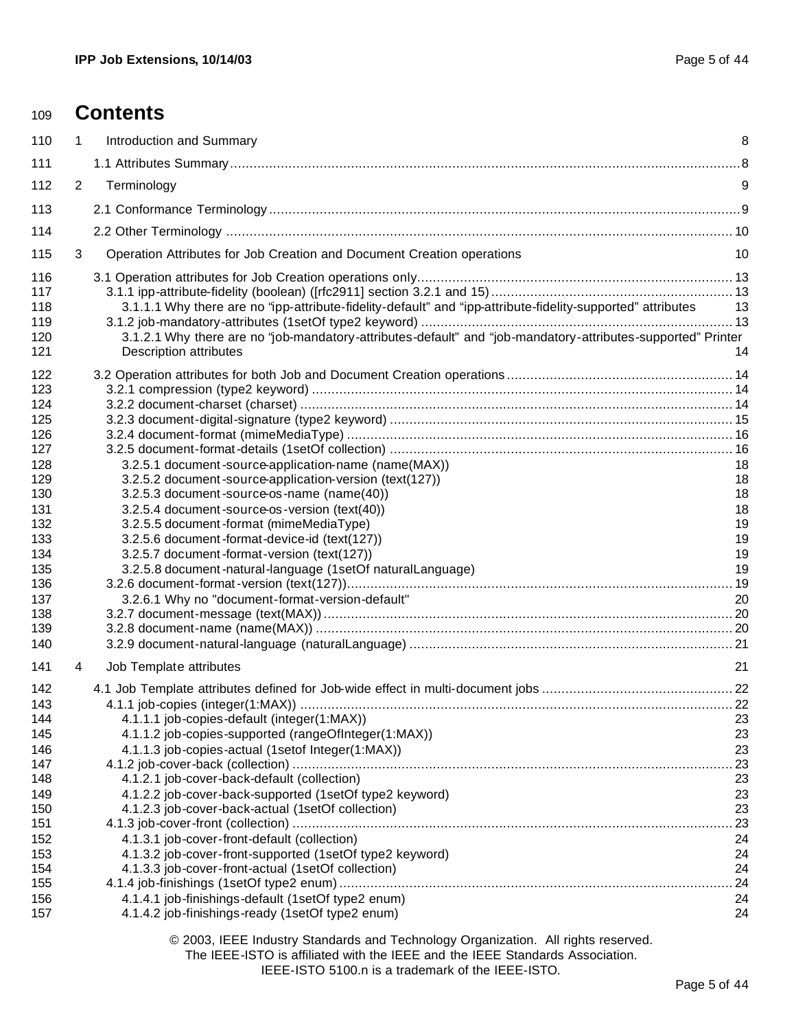# Contents

1 Introduction and Summary 8

1.1 Attributes Summary 8

2 Terminology 9

2.1 Conformance Terminology 9

2.2 Other Terminology 10

3 Operation Attributes for Job Creation and Document Creation operations 10

3.1 Operation attributes for Job Creation operations only 13

3.1.1 ipp-attribute-fidelity (boolean) ([rfc2911] section 3.2.1 and 15) 13

3.1.1.1 Why there are no "ipp-attribute-fidelity-default" and "ipp-attribute-fidelity-supported" attributes 13

3.1.2 job-mandatory-attributes (1setOf type2 keyword) 13

3.1.2.1 Why there are no "job-mandatory-attributes-default" and "job-mandatory-attributes-supported" Printer Description attributes 14

3.2 Operation attributes for both Job and Document Creation operations 14

3.2.1 compression (type2 keyword) 14

3.2.2 document-charset (charset) 14

3.2.3 document-digital-signature (type2 keyword) 15

3.2.4 document-format (mimeMediaType) 16

3.2.5 document-format-details (1setOf collection) 16

3.2.5.1 document-source-application-name (name(MAX)) 18

3.2.5.2 document-source-application-version (text(127)) 18

3.2.5.3 document-source-os-name (name(40)) 18

3.2.5.4 document-source-os-version (text(40)) 18

3.2.5.5 document-format (mimeMediaType) 19

3.2.5.6 document-format-device-id (text(127)) 19

3.2.5.7 document-format-version (text(127)) 19

3.2.5.8 document-natural-language (1setOf naturalLanguage) 19

3.2.6 document-format-version (text(127)) 19

3.2.6.1 Why no "document-format-version-default" 20

3.2.7 document-message (text(MAX)) 20

3.2.8 document-name (name(MAX)) 20

3.2.9 document-natural-language (naturalLanguage) 21

4 Job Template attributes 21

4.1 Job Template attributes defined for Job-wide effect in multi-document jobs 22

4.1.1 job-copies (integer(1:MAX)) 22

4.1.1.1 job-copies-default (integer(1:MAX)) 23

4.1.1.2 job-copies-supported (rangeOfInteger(1:MAX)) 23

4.1.1.3 job-copies-actual (1setof Integer(1:MAX)) 23

4.1.2 job-cover-back (collection) 23

4.1.2.1 job-cover-back-default (collection) 23

4.1.2.2 job-cover-back-supported (1setOf type2 keyword) 23

4.1.2.3 job-cover-back-actual (1setOf collection) 23

4.1.3 job-cover-front (collection) 23

4.1.3.1 job-cover-front-default (collection) 24

4.1.3.2 job-cover-front-supported (1setOf type2 keyword) 24

4.1.3.3 job-cover-front-actual (1setOf collection) 24

4.1.4 job-finishings (1setOf type2 enum) 24

4.1.4.1 job-finishings-default (1setOf type2 enum) 24

4.1.4.2 job-finishings-ready (1setOf type2 enum) 24

© 2003, IEEE Industry Standards and Technology Organization. All rights reserved.
The IEEE-ISTO is affiliated with the IEEE and the IEEE Standards Association.
IEEE-ISTO 5100.n is a trademark of the IEEE-ISTO.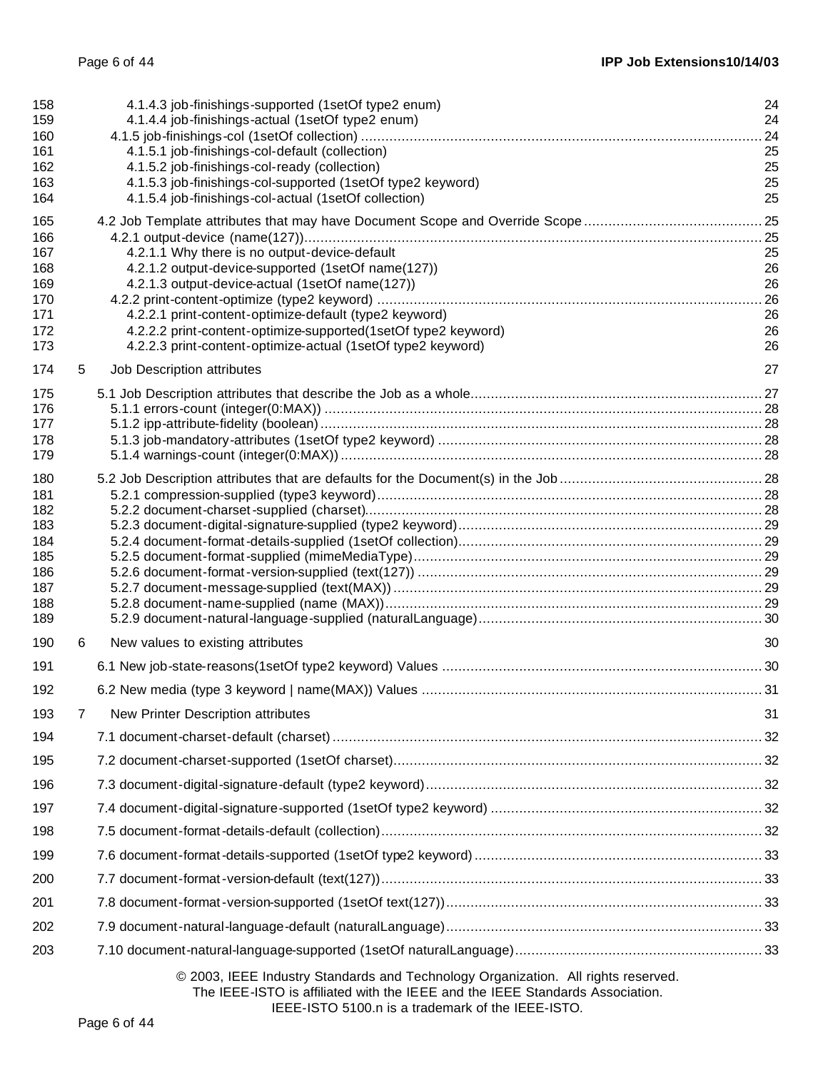4.1.4.3 job-finishings-supported (1setOf type2 enum) 24
4.1.4.4 job-finishings-actual (1setOf type2 enum) 24
4.1.5 job-finishings-col (1setOf collection) 24
4.1.5.1 job-finishings-col-default (collection) 25
4.1.5.2 job-finishings-col-ready (collection) 25
4.1.5.3 job-finishings-col-supported (1setOf type2 keyword) 25
4.1.5.4 job-finishings-col-actual (1setOf collection) 25

4.2 Job Template attributes that may have Document Scope and Override Scope 25
4.2.1 output-device (name(127)) 25
4.2.1.1 Why there is no output-device-default 25
4.2.1.2 output-device-supported (1setOf name(127)) 26
4.2.1.3 output-device-actual (1setOf name(127)) 26
4.2.2 print-content-optimize (type2 keyword) 26
4.2.2.1 print-content-optimize-default (type2 keyword) 26
4.2.2.2 print-content-optimize-supported(1setOf type2 keyword) 26
4.2.2.3 print-content-optimize-actual (1setOf type2 keyword) 26

5 Job Description attributes 27

5.1 Job Description attributes that describe the Job as a whole 27
5.1.1 errors-count (integer(0:MAX)) 28
5.1.2 ipp-attribute-fidelity (boolean) 28
5.1.3 job-mandatory-attributes (1setOf type2 keyword) 28
5.1.4 warnings-count (integer(0:MAX)) 28

5.2 Job Description attributes that are defaults for the Document(s) in the Job 28
5.2.1 compression-supplied (type3 keyword) 28
5.2.2 document-charset-supplied (charset) 28
5.2.3 document-digital-signature-supplied (type2 keyword) 29
5.2.4 document-format-details-supplied (1setOf collection) 29
5.2.5 document-format-supplied (mimeMediaType) 29
5.2.6 document-format-version-supplied (text(127)) 29
5.2.7 document-message-supplied (text(MAX)) 29
5.2.8 document-name-supplied (name (MAX)) 29
5.2.9 document-natural-language-supplied (naturalLanguage) 30

6 New values to existing attributes 30

6.1 New job-state-reasons(1setOf type2 keyword) Values 30

6.2 New media (type 3 keyword | name(MAX)) Values 31

7 New Printer Description attributes 31

7.1 document-charset-default (charset) 32

7.2 document-charset-supported (1setOf charset) 32

7.3 document-digital-signature-default (type2 keyword) 32

7.4 document-digital-signature-supported (1setOf type2 keyword) 32

7.5 document-format-details-default (collection) 32

7.6 document-format-details-supported (1setOf type2 keyword) 33

7.7 document-format-version-default (text(127)) 33

7.8 document-format-version-supported (1setOf text(127)) 33

7.9 document-natural-language-default (naturalLanguage) 33

7.10 document-natural-language-supported (1setOf naturalLanguage) 33

© 2003, IEEE Industry Standards and Technology Organization. All rights reserved.
The IEEE-ISTO is affiliated with the IEEE and the IEEE Standards Association.
IEEE-ISTO 5100.n is a trademark of the IEEE-ISTO.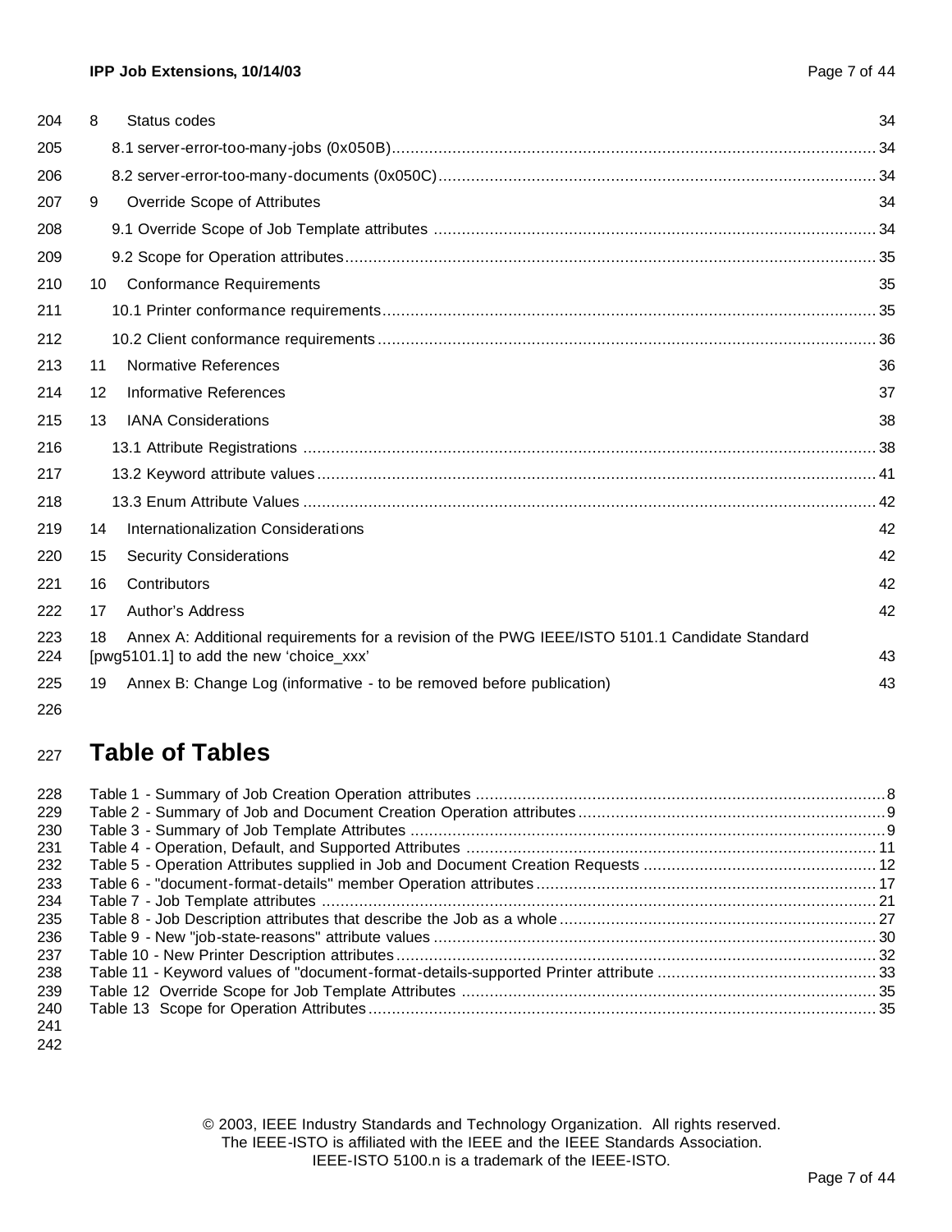8 Status codes 34

8.1 server-error-too-many-jobs (0x050B) 34

8.2 server-error-too-many-documents (0x050C) 34

9 Override Scope of Attributes 34

9.1 Override Scope of Job Template attributes 34

9.2 Scope for Operation attributes 35

10 Conformance Requirements 35

10.1 Printer conformance requirements 35

10.2 Client conformance requirements 36

11 Normative References 36

12 Informative References 37

13 IANA Considerations 38

13.1 Attribute Registrations 38

13.2 Keyword attribute values 41

13.3 Enum Attribute Values 42

14 Internationalization Considerations 42

15 Security Considerations 42

16 Contributors 42

17 Author's Address 42

18 Annex A: Additional requirements for a revision of the PWG IEEE/ISTO 5101.1 Candidate Standard [pwg5101.1] to add the new 'choice_xxx' 43

19 Annex B: Change Log (informative - to be removed before publication) 43

# Table of Tables

Table 1 - Summary of Job Creation Operation attributes 8
Table 2 - Summary of Job and Document Creation Operation attributes 9
Table 3 - Summary of Job Template Attributes 9
Table 4 - Operation, Default, and Supported Attributes 11
Table 5 - Operation Attributes supplied in Job and Document Creation Requests 12
Table 6 - "document-format-details" member Operation attributes 17
Table 7 - Job Template attributes 21
Table 8 - Job Description attributes that describe the Job as a whole 27
Table 9 - New "job-state-reasons" attribute values 30
Table 10 - New Printer Description attributes 32
Table 11 - Keyword values of "document-format-details-supported Printer attribute 33
Table 12 Override Scope for Job Template Attributes 35
Table 13 Scope for Operation Attributes 35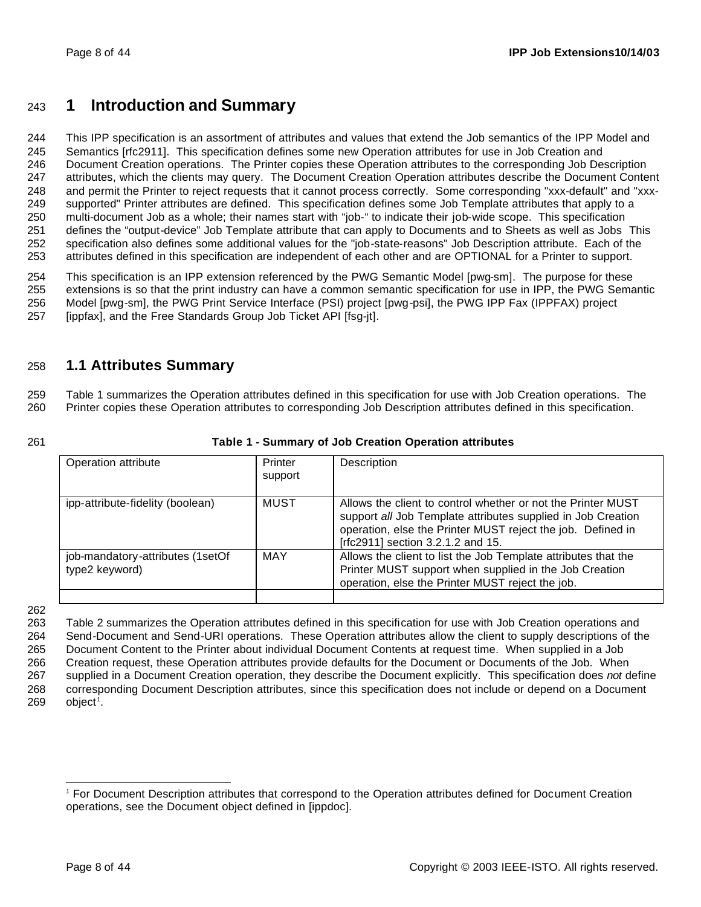# 1 Introduction and Summary

This IPP specification is an assortment of attributes and values that extend the Job semantics of the IPP Model and Semantics [rfc2911]. This specification defines some new Operation attributes for use in Job Creation and Document Creation operations. The Printer copies these Operation attributes to the corresponding Job Description attributes, which the clients may query. The Document Creation Operation attributes describe the Document Content and permit the Printer to reject requests that it cannot process correctly. Some corresponding "xxx-default" and "xxx-supported" Printer attributes are defined. This specification defines some Job Template attributes that apply to a multi-document Job as a whole; their names start with "job-" to indicate their job-wide scope. This specification defines the "output-device" Job Template attribute that can apply to Documents and to Sheets as well as Jobs This specification also defines some additional values for the "job-state-reasons" Job Description attribute. Each of the attributes defined in this specification are independent of each other and are OPTIONAL for a Printer to support.

This specification is an IPP extension referenced by the PWG Semantic Model [pwg-sm]. The purpose for these extensions is so that the print industry can have a common semantic specification for use in IPP, the PWG Semantic Model [pwg-sm], the PWG Print Service Interface (PSI) project [pwg-psi], the PWG IPP Fax (IPPFAX) project [ippfax], and the Free Standards Group Job Ticket API [fsg-jt].

## 1.1 Attributes Summary

Table 1 summarizes the Operation attributes defined in this specification for use with Job Creation operations. The Printer copies these Operation attributes to corresponding Job Description attributes defined in this specification.

**Table 1 - Summary of Job Creation Operation attributes**

| Operation attribute | Printer support | Description |
|---|---|---|
| ipp-attribute-fidelity (boolean) | MUST | Allows the client to control whether or not the Printer MUST support *all* Job Template attributes supplied in Job Creation operation, else the Printer MUST reject the job. Defined in [rfc2911] section 3.2.1.2 and 15. |
| job-mandatory-attributes (1setOf type2 keyword) | MAY | Allows the client to list the Job Template attributes that the Printer MUST support when supplied in the Job Creation operation, else the Printer MUST reject the job. |
| | | |

Table 2 summarizes the Operation attributes defined in this specification for use with Job Creation operations and Send-Document and Send-URI operations. These Operation attributes allow the client to supply descriptions of the Document Content to the Printer about individual Document Contents at request time. When supplied in a Job Creation request, these Operation attributes provide defaults for the Document or Documents of the Job. When supplied in a Document Creation operation, they describe the Document explicitly. This specification does *not* define corresponding Document Description attributes, since this specification does not include or depend on a Document object[1].

[1] For Document Description attributes that correspond to the Operation attributes defined for Document Creation operations, see the Document object defined in [ippdoc].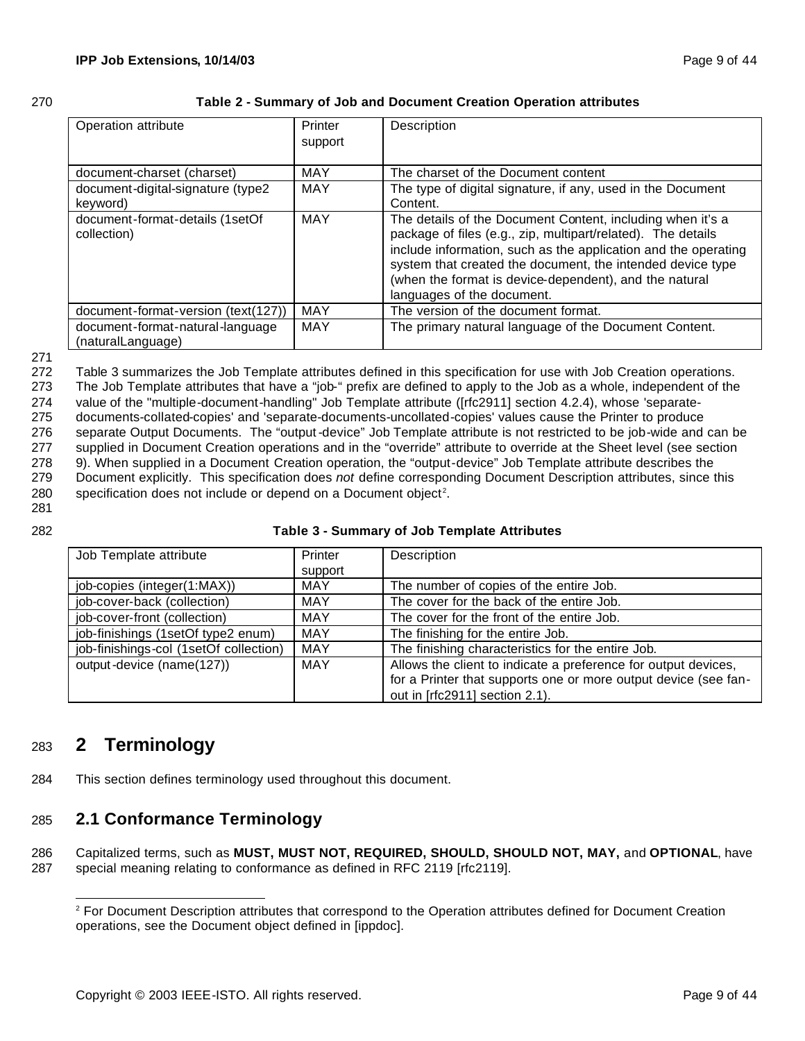**Table 2 - Summary of Job and Document Creation Operation attributes**

| Operation attribute | Printer support | Description |
|---|---|---|
| document-charset (charset) | MAY | The charset of the Document content |
| document-digital-signature (type2 keyword) | MAY | The type of digital signature, if any, used in the Document Content. |
| document-format-details (1setOf collection) | MAY | The details of the Document Content, including when it's a package of files (e.g., zip, multipart/related). The details include information, such as the application and the operating system that created the document, the intended device type (when the format is device-dependent), and the natural languages of the document. |
| document-format-version (text(127)) | MAY | The version of the document format. |
| document-format-natural-language (naturalLanguage) | MAY | The primary natural language of the Document Content. |

Table 3 summarizes the Job Template attributes defined in this specification for use with Job Creation operations. The Job Template attributes that have a "job-" prefix are defined to apply to the Job as a whole, independent of the value of the "multiple-document-handling" Job Template attribute ([rfc2911] section 4.2.4), whose 'separate-documents-collated-copies' and 'separate-documents-uncollated-copies' values cause the Printer to produce separate Output Documents. The "output-device" Job Template attribute is not restricted to be job-wide and can be supplied in Document Creation operations and in the "override" attribute to override at the Sheet level (see section 9). When supplied in a Document Creation operation, the "output-device" Job Template attribute describes the Document explicitly. This specification does *not* define corresponding Document Description attributes, since this specification does not include or depend on a Document object[2].

**Table 3 - Summary of Job Template Attributes**

| Job Template attribute | Printer support | Description |
|---|---|---|
| job-copies (integer(1:MAX)) | MAY | The number of copies of the entire Job. |
| job-cover-back (collection) | MAY | The cover for the back of the entire Job. |
| job-cover-front (collection) | MAY | The cover for the front of the entire Job. |
| job-finishings (1setOf type2 enum) | MAY | The finishing for the entire Job. |
| job-finishings-col (1setOf collection) | MAY | The finishing characteristics for the entire Job. |
| output-device (name(127)) | MAY | Allows the client to indicate a preference for output devices, for a Printer that supports one or more output device (see fan-out in [rfc2911] section 2.1). |

# 2 Terminology

This section defines terminology used throughout this document.

## 2.1 Conformance Terminology

Capitalized terms, such as **MUST, MUST NOT, REQUIRED, SHOULD, SHOULD NOT, MAY,** and **OPTIONAL**, have special meaning relating to conformance as defined in RFC 2119 [rfc2119].

[2] For Document Description attributes that correspond to the Operation attributes defined for Document Creation operations, see the Document object defined in [ippdoc].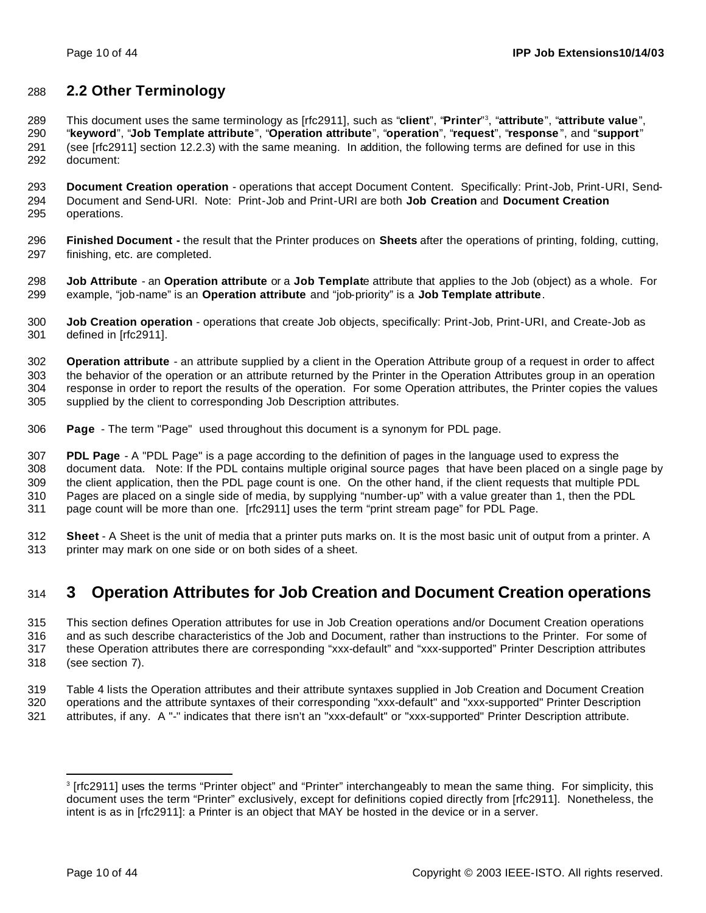## 2.2 Other Terminology

This document uses the same terminology as [rfc2911], such as "**client**", "**Printer**"[3], "**attribute**", "**attribute value**", "**keyword**", "**Job Template attribute**", "**Operation attribute**", "**operation**", "**request**", "**response**", and "**support**" (see [rfc2911] section 12.2.3) with the same meaning. In addition, the following terms are defined for use in this document:

**Document Creation operation** - operations that accept Document Content. Specifically: Print-Job, Print-URI, Send-Document and Send-URI. Note: Print-Job and Print-URI are both **Job Creation** and **Document Creation** operations.

**Finished Document -** the result that the Printer produces on **Sheets** after the operations of printing, folding, cutting, finishing, etc. are completed.

**Job Attribute** - an **Operation attribute** or a **Job Templat**e attribute that applies to the Job (object) as a whole. For example, "job-name" is an **Operation attribute** and "job-priority" is a **Job Template attribute**.

**Job Creation operation** - operations that create Job objects, specifically: Print-Job, Print-URI, and Create-Job as defined in [rfc2911].

**Operation attribute** - an attribute supplied by a client in the Operation Attribute group of a request in order to affect the behavior of the operation or an attribute returned by the Printer in the Operation Attributes group in an operation response in order to report the results of the operation. For some Operation attributes, the Printer copies the values supplied by the client to corresponding Job Description attributes.

**Page** - The term "Page" used throughout this document is a synonym for PDL page.

**PDL Page** - A "PDL Page" is a page according to the definition of pages in the language used to express the document data. Note: If the PDL contains multiple original source pages that have been placed on a single page by the client application, then the PDL page count is one. On the other hand, if the client requests that multiple PDL Pages are placed on a single side of media, by supplying "number-up" with a value greater than 1, then the PDL page count will be more than one. [rfc2911] uses the term "print stream page" for PDL Page.

**Sheet** - A Sheet is the unit of media that a printer puts marks on. It is the most basic unit of output from a printer. A printer may mark on one side or on both sides of a sheet.

# 3 Operation Attributes for Job Creation and Document Creation operations

This section defines Operation attributes for use in Job Creation operations and/or Document Creation operations and as such describe characteristics of the Job and Document, rather than instructions to the Printer. For some of these Operation attributes there are corresponding "xxx-default" and "xxx-supported" Printer Description attributes (see section 7).

Table 4 lists the Operation attributes and their attribute syntaxes supplied in Job Creation and Document Creation operations and the attribute syntaxes of their corresponding "xxx-default" and "xxx-supported" Printer Description attributes, if any. A "-" indicates that there isn't an "xxx-default" or "xxx-supported" Printer Description attribute.

---

[3] [rfc2911] uses the terms "Printer object" and "Printer" interchangeably to mean the same thing. For simplicity, this document uses the term "Printer" exclusively, except for definitions copied directly from [rfc2911]. Nonetheless, the intent is as in [rfc2911]: a Printer is an object that MAY be hosted in the device or in a server.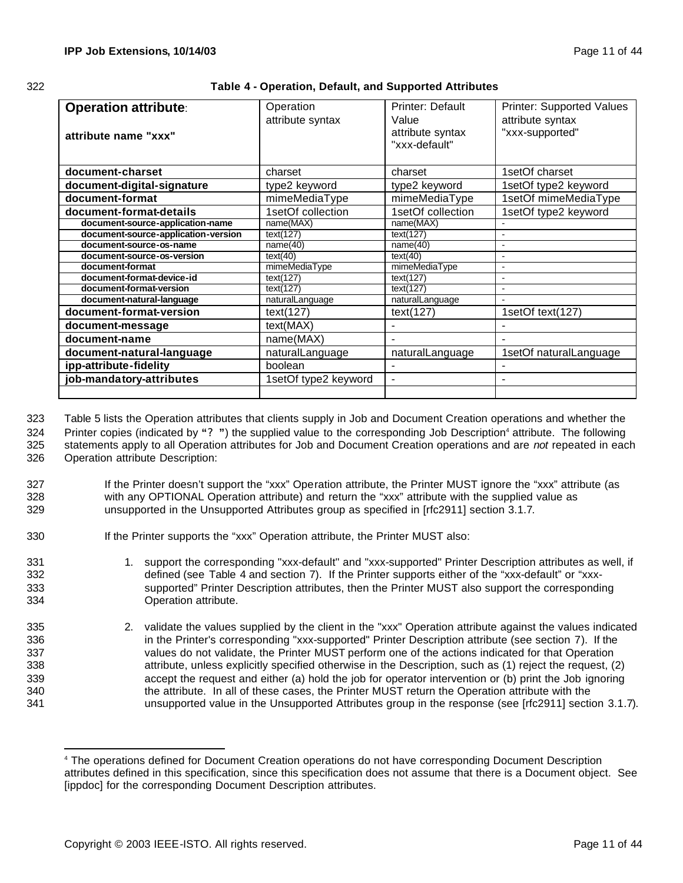**Table 4 - Operation, Default, and Supported Attributes**

| **Operation attribute**: **attribute name "xxx"** | Operation attribute syntax | Printer: Default Value attribute syntax "xxx-default" | Printer: Supported Values attribute syntax "xxx-supported" |
|---|---|---|---|
| **document-charset** | charset | charset | 1setOf charset |
| **document-digital-signature** | type2 keyword | type2 keyword | 1setOf type2 keyword |
| **document-format** | mimeMediaType | mimeMediaType | 1setOf mimeMediaType |
| **document-format-details** | 1setOf collection | 1setOf collection | 1setOf type2 keyword |
| **document-source-application-name** | name(MAX) | name(MAX) | - |
| **document-source-application-version** | text(127) | text(127) | - |
| **document-source-os-name** | name(40) | name(40) | - |
| **document-source-os-version** | text(40) | text(40) | - |
| **document-format** | mimeMediaType | mimeMediaType | - |
| **document-format-device-id** | text(127) | text(127) | - |
| **document-format-version** | text(127) | text(127) | - |
| **document-natural-language** | naturalLanguage | naturalLanguage | - |
| **document-format-version** | text(127) | text(127) | 1setOf text(127) |
| **document-message** | text(MAX) | - | - |
| **document-name** | name(MAX) | - | - |
| **document-natural-language** | naturalLanguage | naturalLanguage | 1setOf naturalLanguage |
| **ipp-attribute-fidelity** | boolean | - | - |
| **job-mandatory-attributes** | 1setOf type2 keyword | - | - |
| | | | |

Table 5 lists the Operation attributes that clients supply in Job and Document Creation operations and whether the Printer copies (indicated by "? ") the supplied value to the corresponding Job Description[4] attribute. The following statements apply to all Operation attributes for Job and Document Creation operations and are *not* repeated in each Operation attribute Description:

If the Printer doesn't support the "xxx" Operation attribute, the Printer MUST ignore the "xxx" attribute (as with any OPTIONAL Operation attribute) and return the "xxx" attribute with the supplied value as unsupported in the Unsupported Attributes group as specified in [rfc2911] section 3.1.7.

If the Printer supports the "xxx" Operation attribute, the Printer MUST also:

1. support the corresponding "xxx-default" and "xxx-supported" Printer Description attributes as well, if defined (see Table 4 and section 7). If the Printer supports either of the "xxx-default" or "xxx-supported" Printer Description attributes, then the Printer MUST also support the corresponding Operation attribute.

2. validate the values supplied by the client in the "xxx" Operation attribute against the values indicated in the Printer's corresponding "xxx-supported" Printer Description attribute (see section 7). If the values do not validate, the Printer MUST perform one of the actions indicated for that Operation attribute, unless explicitly specified otherwise in the Description, such as (1) reject the request, (2) accept the request and either (a) hold the job for operator intervention or (b) print the Job ignoring the attribute. In all of these cases, the Printer MUST return the Operation attribute with the unsupported value in the Unsupported Attributes group in the response (see [rfc2911] section 3.1.7).

[4] The operations defined for Document Creation operations do not have corresponding Document Description attributes defined in this specification, since this specification does not assume that there is a Document object. See [ippdoc] for the corresponding Document Description attributes.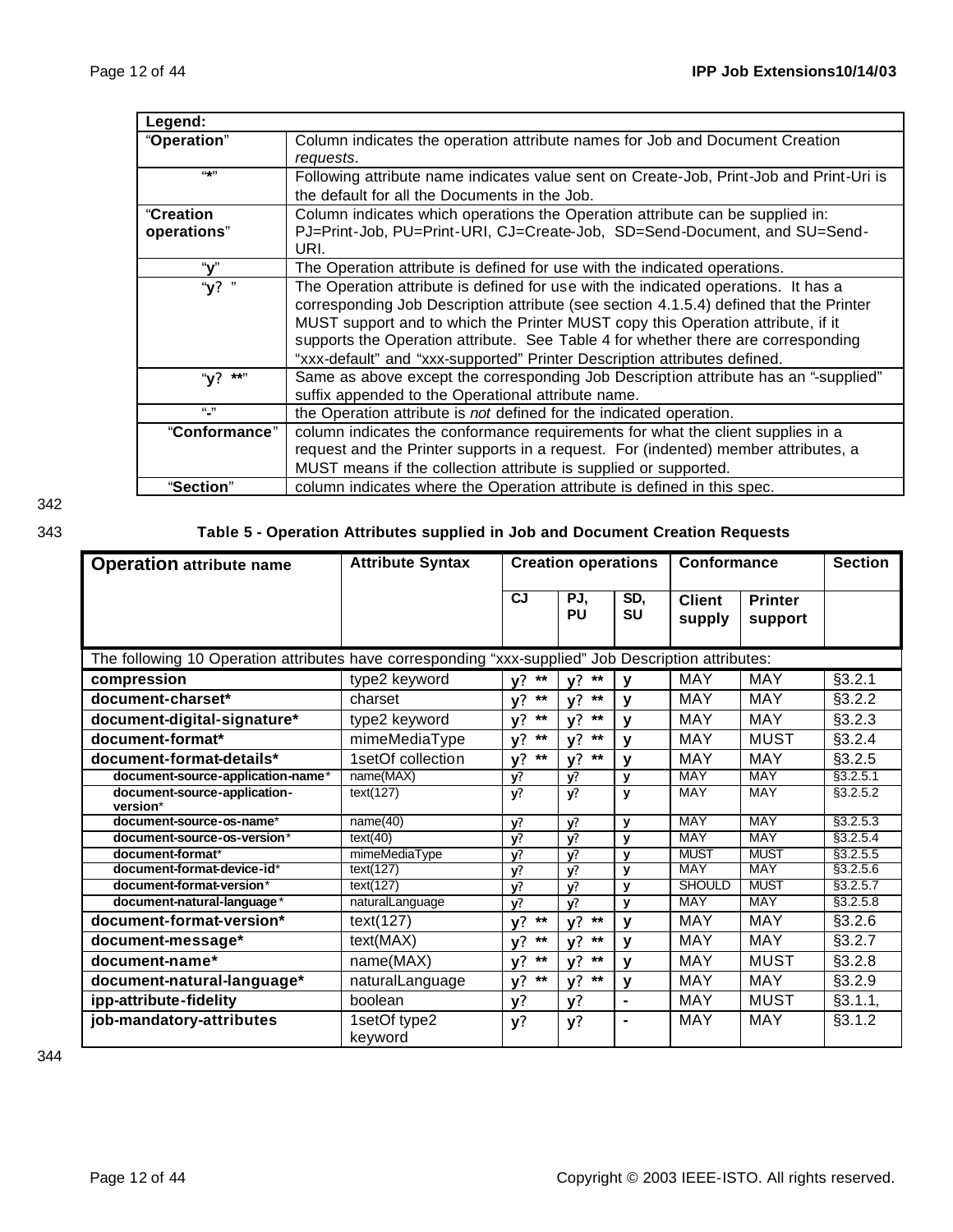| Legend: | |
|---|---|
| "**Operation**" | Column indicates the operation attribute names for Job and Document Creation *requests*. |
| "*" | Following attribute name indicates value sent on Create-Job, Print-Job and Print-Uri is the default for all the Documents in the Job. |
| "**Creation operations**" | Column indicates which operations the Operation attribute can be supplied in: PJ=Print-Job, PU=Print-URI, CJ=Create-Job, SD=Send-Document, and SU=Send-URI. |
| "**y**" | The Operation attribute is defined for use with the indicated operations. |
| "**y?** " | The Operation attribute is defined for use with the indicated operations. It has a corresponding Job Description attribute (see section 4.1.5.4) defined that the Printer MUST support and to which the Printer MUST copy this Operation attribute, if it supports the Operation attribute. See Table 4 for whether there are corresponding "xxx-default" and "xxx-supported" Printer Description attributes defined. |
| "**y? ****" | Same as above except the corresponding Job Description attribute has an "-supplied" suffix appended to the Operational attribute name. |
| "**-**" | the Operation attribute is *not* defined for the indicated operation. |
| "**Conformance**" | column indicates the conformance requirements for what the client supplies in a request and the Printer supports in a request. For (indented) member attributes, a MUST means if the collection attribute is supplied or supported. |
| "**Section**" | column indicates where the Operation attribute is defined in this spec. |

**Table 5 - Operation Attributes supplied in Job and Document Creation Requests**

| **Operation attribute name** | **Attribute Syntax** | **Creation operations** | | | **Conformance** | | **Section** |
|---|---|---|---|---|---|---|---|
| | | **CJ** | **PJ, PU** | **SD, SU** | **Client supply** | **Printer support** | |
| The following 10 Operation attributes have corresponding "xxx-supplied" Job Description attributes: | | | | | | | |
| **compression** | type2 keyword | **y? **** | **y? **** | **y** | MAY | MAY | §3.2.1 |
| **document-charset*** | charset | **y? **** | **y? **** | **y** | MAY | MAY | §3.2.2 |
| **document-digital-signature*** | type2 keyword | **y? **** | **y? **** | **y** | MAY | MAY | §3.2.3 |
| **document-format*** | mimeMediaType | **y? **** | **y? **** | **y** | MAY | MUST | §3.2.4 |
| **document-format-details*** | 1setOf collection | **y? **** | **y? **** | **y** | MAY | MAY | §3.2.5 |
| &nbsp;&nbsp;&nbsp;&nbsp;**document-source-application-name*** | name(MAX) | **y?** | **y?** | **y** | MAY | MAY | §3.2.5.1 |
| &nbsp;&nbsp;&nbsp;&nbsp;**document-source-application-version*** | text(127) | **y?** | **y?** | **y** | MAY | MAY | §3.2.5.2 |
| &nbsp;&nbsp;&nbsp;&nbsp;**document-source-os-name*** | name(40) | **y?** | **y?** | **y** | MAY | MAY | §3.2.5.3 |
| &nbsp;&nbsp;&nbsp;&nbsp;**document-source-os-version*** | text(40) | **y?** | **y?** | **y** | MAY | MAY | §3.2.5.4 |
| &nbsp;&nbsp;&nbsp;&nbsp;**document-format*** | mimeMediaType | **y?** | **y?** | **y** | MUST | MUST | §3.2.5.5 |
| &nbsp;&nbsp;&nbsp;&nbsp;**document-format-device-id*** | text(127) | **y?** | **y?** | **y** | MAY | MAY | §3.2.5.6 |
| &nbsp;&nbsp;&nbsp;&nbsp;**document-format-version*** | text(127) | **y?** | **y?** | **y** | SHOULD | MUST | §3.2.5.7 |
| &nbsp;&nbsp;&nbsp;&nbsp;**document-natural-language*** | naturalLanguage | **y?** | **y?** | **y** | MAY | MAY | §3.2.5.8 |
| **document-format-version*** | text(127) | **y? **** | **y? **** | **y** | MAY | MAY | §3.2.6 |
| **document-message*** | text(MAX) | **y? **** | **y? **** | **y** | MAY | MAY | §3.2.7 |
| **document-name*** | name(MAX) | **y? **** | **y? **** | **y** | MAY | MUST | §3.2.8 |
| **document-natural-language*** | naturalLanguage | **y? **** | **y? **** | **y** | MAY | MAY | §3.2.9 |
| **ipp-attribute-fidelity** | boolean | **y?** | **y?** | **-** | MAY | MUST | §3.1.1, |
| **job-mandatory-attributes** | 1setOf type2 keyword | **y?** | **y?** | **-** | MAY | MAY | §3.1.2 |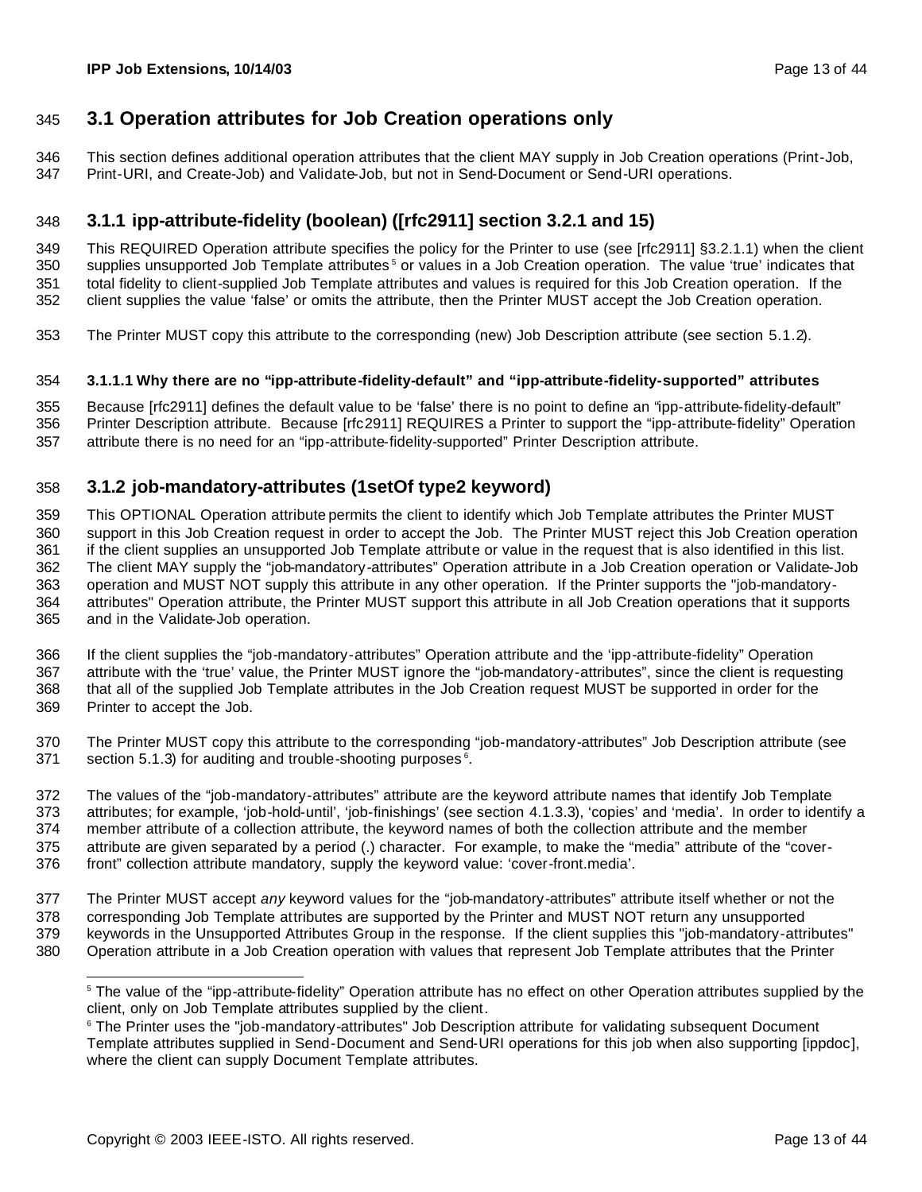## 3.1 Operation attributes for Job Creation operations only

This section defines additional operation attributes that the client MAY supply in Job Creation operations (Print-Job, Print-URI, and Create-Job) and Validate-Job, but not in Send-Document or Send-URI operations.

### 3.1.1 ipp-attribute-fidelity (boolean) ([rfc2911] section 3.2.1 and 15)

This REQUIRED Operation attribute specifies the policy for the Printer to use (see [rfc2911] §3.2.1.1) when the client supplies unsupported Job Template attributes[5] or values in a Job Creation operation. The value 'true' indicates that total fidelity to client-supplied Job Template attributes and values is required for this Job Creation operation. If the client supplies the value 'false' or omits the attribute, then the Printer MUST accept the Job Creation operation.

The Printer MUST copy this attribute to the corresponding (new) Job Description attribute (see section 5.1.2).

#### 3.1.1.1 Why there are no "ipp-attribute-fidelity-default" and "ipp-attribute-fidelity-supported" attributes

Because [rfc2911] defines the default value to be 'false' there is no point to define an "ipp-attribute-fidelity-default" Printer Description attribute. Because [rfc2911] REQUIRES a Printer to support the "ipp-attribute-fidelity" Operation attribute there is no need for an "ipp-attribute-fidelity-supported" Printer Description attribute.

### 3.1.2 job-mandatory-attributes (1setOf type2 keyword)

This OPTIONAL Operation attribute permits the client to identify which Job Template attributes the Printer MUST support in this Job Creation request in order to accept the Job. The Printer MUST reject this Job Creation operation if the client supplies an unsupported Job Template attribute or value in the request that is also identified in this list. The client MAY supply the "job-mandatory-attributes" Operation attribute in a Job Creation operation or Validate-Job operation and MUST NOT supply this attribute in any other operation. If the Printer supports the "job-mandatory-attributes" Operation attribute, the Printer MUST support this attribute in all Job Creation operations that it supports and in the Validate-Job operation.

If the client supplies the "job-mandatory-attributes" Operation attribute and the 'ipp-attribute-fidelity" Operation attribute with the 'true' value, the Printer MUST ignore the "job-mandatory-attributes", since the client is requesting that all of the supplied Job Template attributes in the Job Creation request MUST be supported in order for the Printer to accept the Job.

The Printer MUST copy this attribute to the corresponding "job-mandatory-attributes" Job Description attribute (see section 5.1.3) for auditing and trouble-shooting purposes[6].

The values of the "job-mandatory-attributes" attribute are the keyword attribute names that identify Job Template attributes; for example, 'job-hold-until', 'job-finishings' (see section 4.1.3.3), 'copies' and 'media'. In order to identify a member attribute of a collection attribute, the keyword names of both the collection attribute and the member attribute are given separated by a period (.) character. For example, to make the "media" attribute of the "cover-front" collection attribute mandatory, supply the keyword value: 'cover-front.media'.

The Printer MUST accept *any* keyword values for the "job-mandatory-attributes" attribute itself whether or not the corresponding Job Template attributes are supported by the Printer and MUST NOT return any unsupported keywords in the Unsupported Attributes Group in the response. If the client supplies this "job-mandatory-attributes" Operation attribute in a Job Creation operation with values that represent Job Template attributes that the Printer

---

[5] The value of the "ipp-attribute-fidelity" Operation attribute has no effect on other Operation attributes supplied by the client, only on Job Template attributes supplied by the client.

[6] The Printer uses the "job-mandatory-attributes" Job Description attribute for validating subsequent Document Template attributes supplied in Send-Document and Send-URI operations for this job when also supporting [ippdoc], where the client can supply Document Template attributes.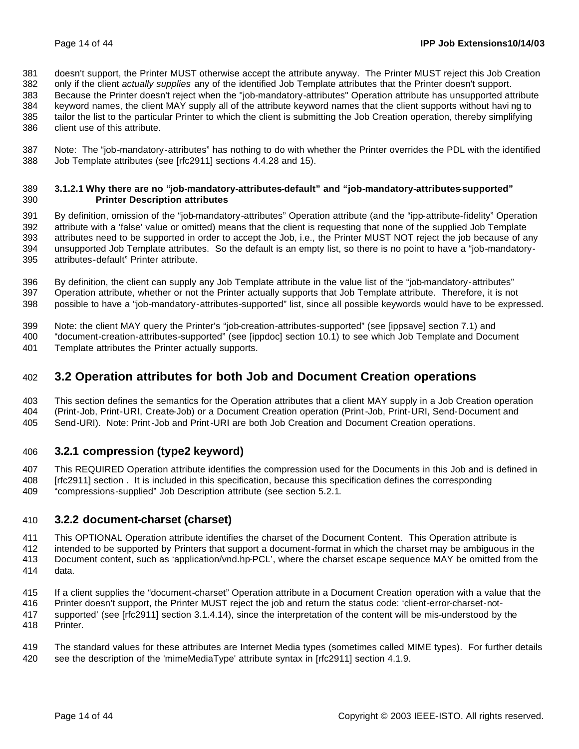doesn't support, the Printer MUST otherwise accept the attribute anyway. The Printer MUST reject this Job Creation only if the client *actually supplies* any of the identified Job Template attributes that the Printer doesn't support. Because the Printer doesn't reject when the "job-mandatory-attributes" Operation attribute has unsupported attribute keyword names, the client MAY supply all of the attribute keyword names that the client supports without having to tailor the list to the particular Printer to which the client is submitting the Job Creation operation, thereby simplifying client use of this attribute.

Note: The "job-mandatory-attributes" has nothing to do with whether the Printer overrides the PDL with the identified Job Template attributes (see [rfc2911] sections 4.4.28 and 15).

#### 3.1.2.1 Why there are no "job-mandatory-attributes-default" and "job-mandatory-attributes-supported" Printer Description attributes

By definition, omission of the "job-mandatory-attributes" Operation attribute (and the "ipp-attribute-fidelity" Operation attribute with a 'false' value or omitted) means that the client is requesting that none of the supplied Job Template attributes need to be supported in order to accept the Job, i.e., the Printer MUST NOT reject the job because of any unsupported Job Template attributes. So the default is an empty list, so there is no point to have a "job-mandatory-attributes-default" Printer attribute.

By definition, the client can supply any Job Template attribute in the value list of the "job-mandatory-attributes" Operation attribute, whether or not the Printer actually supports that Job Template attribute. Therefore, it is not possible to have a "job-mandatory-attributes-supported" list, since all possible keywords would have to be expressed.

Note: the client MAY query the Printer's "job-creation-attributes-supported" (see [ippsave] section 7.1) and "document-creation-attributes-supported" (see [ippdoc] section 10.1) to see which Job Template and Document Template attributes the Printer actually supports.

## 3.2 Operation attributes for both Job and Document Creation operations

This section defines the semantics for the Operation attributes that a client MAY supply in a Job Creation operation (Print-Job, Print-URI, Create-Job) or a Document Creation operation (Print-Job, Print-URI, Send-Document and Send-URI). Note: Print-Job and Print-URI are both Job Creation and Document Creation operations.

### 3.2.1 compression (type2 keyword)

This REQUIRED Operation attribute identifies the compression used for the Documents in this Job and is defined in [rfc2911] section . It is included in this specification, because this specification defines the corresponding "compressions-supplied" Job Description attribute (see section 5.2.1.

### 3.2.2 document-charset (charset)

This OPTIONAL Operation attribute identifies the charset of the Document Content. This Operation attribute is intended to be supported by Printers that support a document-format in which the charset may be ambiguous in the Document content, such as 'application/vnd.hp-PCL', where the charset escape sequence MAY be omitted from the data.

If a client supplies the "document-charset" Operation attribute in a Document Creation operation with a value that the Printer doesn't support, the Printer MUST reject the job and return the status code: 'client-error-charset-not-supported' (see [rfc2911] section 3.1.4.14), since the interpretation of the content will be mis-understood by the Printer.

The standard values for these attributes are Internet Media types (sometimes called MIME types). For further details see the description of the 'mimeMediaType' attribute syntax in [rfc2911] section 4.1.9.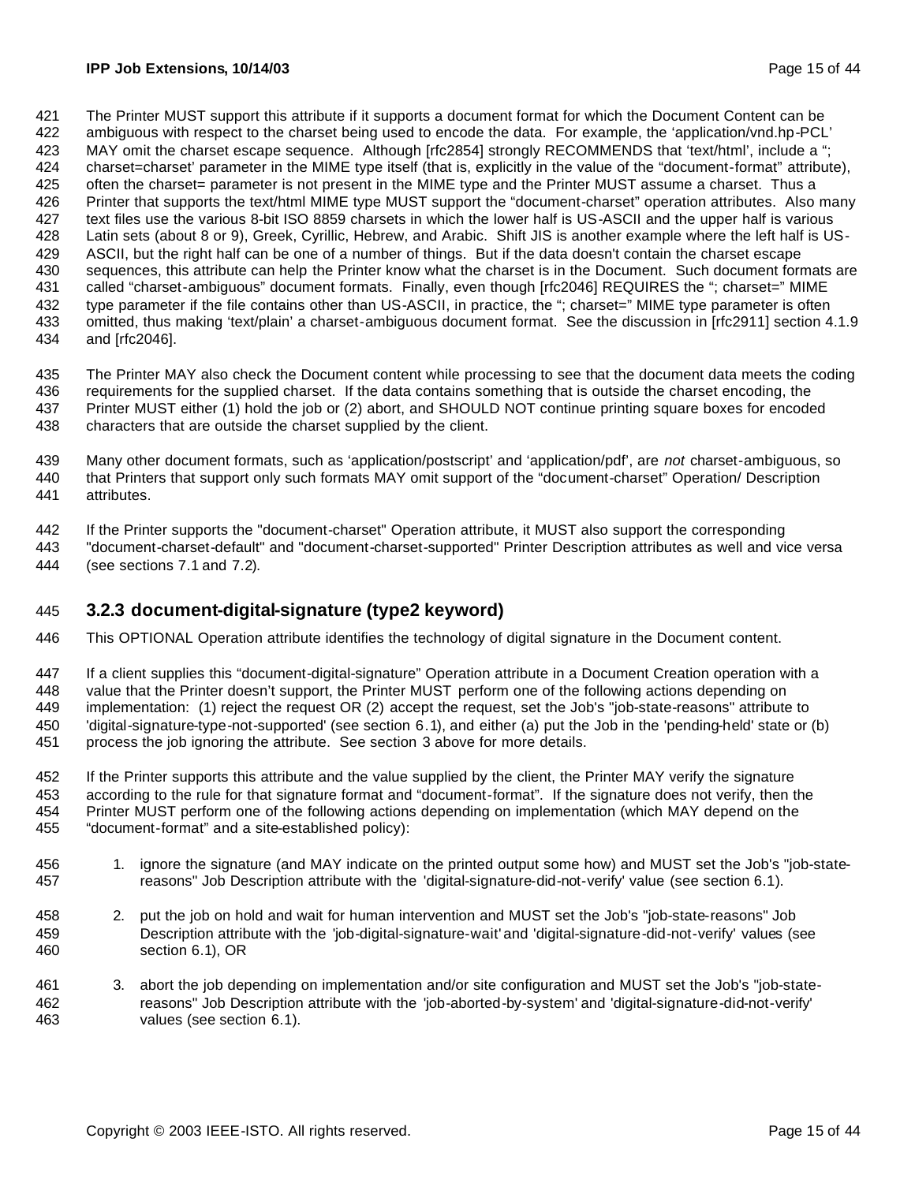The Printer MUST support this attribute if it supports a document format for which the Document Content can be ambiguous with respect to the charset being used to encode the data. For example, the 'application/vnd.hp-PCL' MAY omit the charset escape sequence. Although [rfc2854] strongly RECOMMENDS that 'text/html', include a "; charset=charset' parameter in the MIME type itself (that is, explicitly in the value of the "document-format" attribute), often the charset= parameter is not present in the MIME type and the Printer MUST assume a charset. Thus a Printer that supports the text/html MIME type MUST support the "document-charset" operation attributes. Also many text files use the various 8-bit ISO 8859 charsets in which the lower half is US-ASCII and the upper half is various Latin sets (about 8 or 9), Greek, Cyrillic, Hebrew, and Arabic. Shift JIS is another example where the left half is US-ASCII, but the right half can be one of a number of things. But if the data doesn't contain the charset escape sequences, this attribute can help the Printer know what the charset is in the Document. Such document formats are called "charset-ambiguous" document formats. Finally, even though [rfc2046] REQUIRES the "; charset=" MIME type parameter if the file contains other than US-ASCII, in practice, the "; charset=" MIME type parameter is often omitted, thus making 'text/plain' a charset-ambiguous document format. See the discussion in [rfc2911] section 4.1.9 and [rfc2046].

The Printer MAY also check the Document content while processing to see that the document data meets the coding requirements for the supplied charset. If the data contains something that is outside the charset encoding, the Printer MUST either (1) hold the job or (2) abort, and SHOULD NOT continue printing square boxes for encoded characters that are outside the charset supplied by the client.

Many other document formats, such as 'application/postscript' and 'application/pdf', are *not* charset-ambiguous, so that Printers that support only such formats MAY omit support of the "document-charset" Operation/ Description attributes.

If the Printer supports the "document-charset" Operation attribute, it MUST also support the corresponding "document-charset-default" and "document-charset-supported" Printer Description attributes as well and vice versa (see sections 7.1 and 7.2).

### 3.2.3 document-digital-signature (type2 keyword)

This OPTIONAL Operation attribute identifies the technology of digital signature in the Document content.

If a client supplies this "document-digital-signature" Operation attribute in a Document Creation operation with a value that the Printer doesn't support, the Printer MUST perform one of the following actions depending on implementation: (1) reject the request OR (2) accept the request, set the Job's "job-state-reasons" attribute to 'digital-signature-type-not-supported' (see section 6.1), and either (a) put the Job in the 'pending-held' state or (b) process the job ignoring the attribute. See section 3 above for more details.

If the Printer supports this attribute and the value supplied by the client, the Printer MAY verify the signature according to the rule for that signature format and "document-format". If the signature does not verify, then the Printer MUST perform one of the following actions depending on implementation (which MAY depend on the "document-format" and a site-established policy):

1. ignore the signature (and MAY indicate on the printed output some how) and MUST set the Job's "job-state-reasons" Job Description attribute with the 'digital-signature-did-not-verify' value (see section 6.1).
2. put the job on hold and wait for human intervention and MUST set the Job's "job-state-reasons" Job Description attribute with the 'job-digital-signature-wait' and 'digital-signature-did-not-verify' values (see section 6.1), OR
3. abort the job depending on implementation and/or site configuration and MUST set the Job's "job-state-reasons" Job Description attribute with the 'job-aborted-by-system' and 'digital-signature-did-not-verify' values (see section 6.1).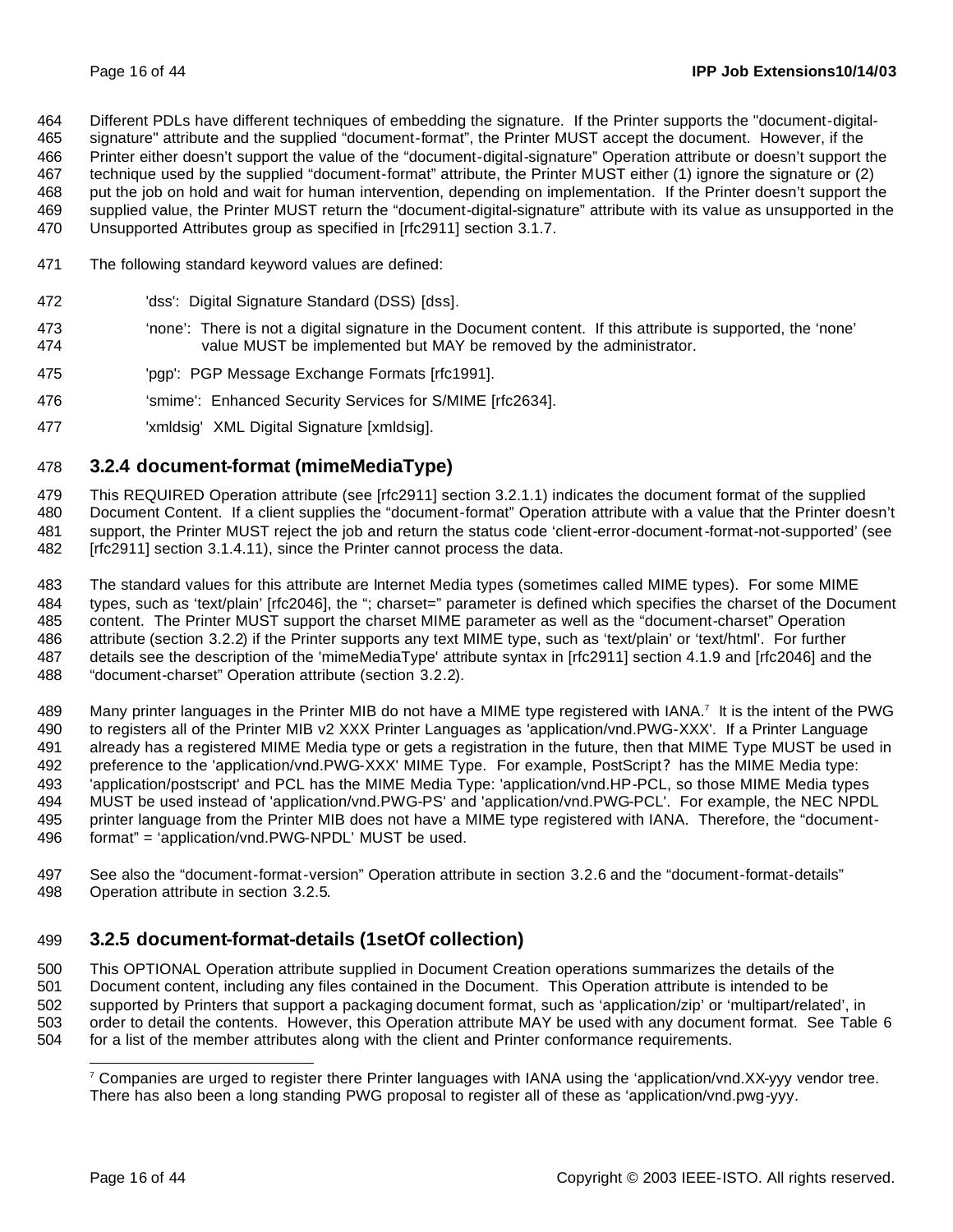Different PDLs have different techniques of embedding the signature. If the Printer supports the "document-digital-signature" attribute and the supplied "document-format", the Printer MUST accept the document. However, if the Printer either doesn't support the value of the "document-digital-signature" Operation attribute or doesn't support the technique used by the supplied "document-format" attribute, the Printer MUST either (1) ignore the signature or (2) put the job on hold and wait for human intervention, depending on implementation. If the Printer doesn't support the supplied value, the Printer MUST return the "document-digital-signature" attribute with its value as unsupported in the Unsupported Attributes group as specified in [rfc2911] section 3.1.7.

The following standard keyword values are defined:

> 'dss': Digital Signature Standard (DSS) [dss].
>
> 'none': There is not a digital signature in the Document content. If this attribute is supported, the 'none' value MUST be implemented but MAY be removed by the administrator.
>
> 'pgp': PGP Message Exchange Formats [rfc1991].
>
> 'smime': Enhanced Security Services for S/MIME [rfc2634].
>
> 'xmldsig' XML Digital Signature [xmldsig].

### 3.2.4 document-format (mimeMediaType)

This REQUIRED Operation attribute (see [rfc2911] section 3.2.1.1) indicates the document format of the supplied Document Content. If a client supplies the "document-format" Operation attribute with a value that the Printer doesn't support, the Printer MUST reject the job and return the status code 'client-error-document-format-not-supported' (see [rfc2911] section 3.1.4.11), since the Printer cannot process the data.

The standard values for this attribute are Internet Media types (sometimes called MIME types). For some MIME types, such as 'text/plain' [rfc2046], the "; charset=" parameter is defined which specifies the charset of the Document content. The Printer MUST support the charset MIME parameter as well as the "document-charset" Operation attribute (section 3.2.2) if the Printer supports any text MIME type, such as 'text/plain' or 'text/html'. For further details see the description of the 'mimeMediaType' attribute syntax in [rfc2911] section 4.1.9 and [rfc2046] and the "document-charset" Operation attribute (section 3.2.2).

Many printer languages in the Printer MIB do not have a MIME type registered with IANA.[7] It is the intent of the PWG to registers all of the Printer MIB v2 XXX Printer Languages as 'application/vnd.PWG-XXX'. If a Printer Language already has a registered MIME Media type or gets a registration in the future, then that MIME Type MUST be used in preference to the 'application/vnd.PWG-XXX' MIME Type. For example, PostScript? has the MIME Media type: 'application/postscript' and PCL has the MIME Media Type: 'application/vnd.HP-PCL, so those MIME Media types MUST be used instead of 'application/vnd.PWG-PS' and 'application/vnd.PWG-PCL'. For example, the NEC NPDL printer language from the Printer MIB does not have a MIME type registered with IANA. Therefore, the "document-format" = 'application/vnd.PWG-NPDL' MUST be used.

See also the "document-format-version" Operation attribute in section 3.2.6 and the "document-format-details" Operation attribute in section 3.2.5.

### 3.2.5 document-format-details (1setOf collection)

This OPTIONAL Operation attribute supplied in Document Creation operations summarizes the details of the Document content, including any files contained in the Document. This Operation attribute is intended to be supported by Printers that support a packaging document format, such as 'application/zip' or 'multipart/related', in order to detail the contents. However, this Operation attribute MAY be used with any document format. See Table 6 for a list of the member attributes along with the client and Printer conformance requirements.

---

[7] Companies are urged to register there Printer languages with IANA using the 'application/vnd.XX-yyy vendor tree. There has also been a long standing PWG proposal to register all of these as 'application/vnd.pwg-yyy.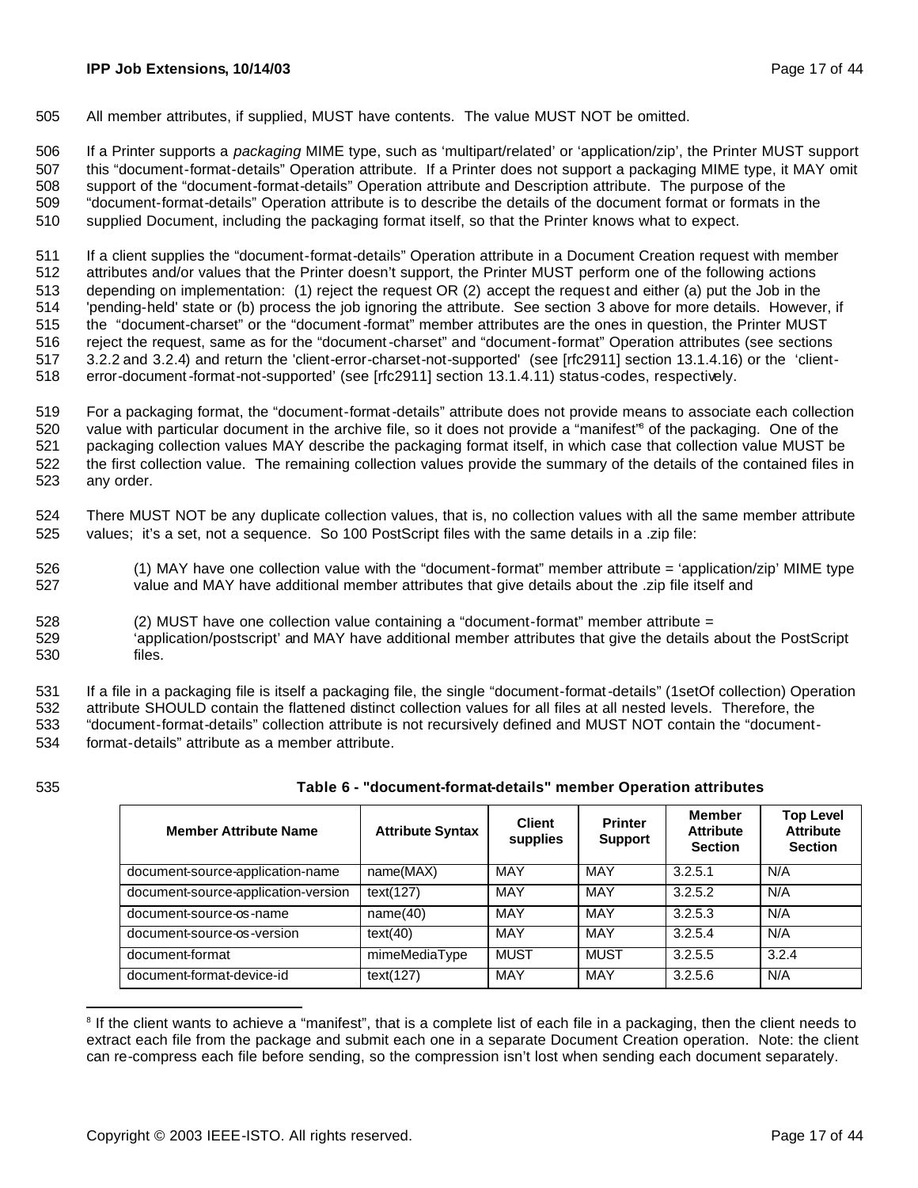All member attributes, if supplied, MUST have contents. The value MUST NOT be omitted.

If a Printer supports a *packaging* MIME type, such as 'multipart/related' or 'application/zip', the Printer MUST support this "document-format-details" Operation attribute. If a Printer does not support a packaging MIME type, it MAY omit support of the "document-format-details" Operation attribute and Description attribute. The purpose of the "document-format-details" Operation attribute is to describe the details of the document format or formats in the supplied Document, including the packaging format itself, so that the Printer knows what to expect.

If a client supplies the "document-format-details" Operation attribute in a Document Creation request with member attributes and/or values that the Printer doesn't support, the Printer MUST perform one of the following actions depending on implementation: (1) reject the request OR (2) accept the request and either (a) put the Job in the 'pending-held' state or (b) process the job ignoring the attribute. See section 3 above for more details. However, if the "document-charset" or the "document-format" member attributes are the ones in question, the Printer MUST reject the request, same as for the "document-charset" and "document-format" Operation attributes (see sections 3.2.2 and 3.2.4) and return the 'client-error-charset-not-supported' (see [rfc2911] section 13.1.4.16) or the 'client-error-document-format-not-supported' (see [rfc2911] section 13.1.4.11) status-codes, respectively.

For a packaging format, the "document-format-details" attribute does not provide means to associate each collection value with particular document in the archive file, so it does not provide a "manifest"[8] of the packaging. One of the packaging collection values MAY describe the packaging format itself, in which case that collection value MUST be the first collection value. The remaining collection values provide the summary of the details of the contained files in any order.

There MUST NOT be any duplicate collection values, that is, no collection values with all the same member attribute values; it's a set, not a sequence. So 100 PostScript files with the same details in a .zip file:

(1) MAY have one collection value with the "document-format" member attribute = 'application/zip' MIME type value and MAY have additional member attributes that give details about the .zip file itself and

(2) MUST have one collection value containing a "document-format" member attribute = 'application/postscript' and MAY have additional member attributes that give the details about the PostScript files.

If a file in a packaging file is itself a packaging file, the single "document-format-details" (1setOf collection) Operation attribute SHOULD contain the flattened distinct collection values for all files at all nested levels. Therefore, the "document-format-details" collection attribute is not recursively defined and MUST NOT contain the "document-format-details" attribute as a member attribute.

**Table 6 - "document-format-details" member Operation attributes**

| Member Attribute Name | Attribute Syntax | Client supplies | Printer Support | Member Attribute Section | Top Level Attribute Section |
|---|---|---|---|---|---|
| document-source-application-name | name(MAX) | MAY | MAY | 3.2.5.1 | N/A |
| document-source-application-version | text(127) | MAY | MAY | 3.2.5.2 | N/A |
| document-source-os-name | name(40) | MAY | MAY | 3.2.5.3 | N/A |
| document-source-os-version | text(40) | MAY | MAY | 3.2.5.4 | N/A |
| document-format | mimeMediaType | MUST | MUST | 3.2.5.5 | 3.2.4 |
| document-format-device-id | text(127) | MAY | MAY | 3.2.5.6 | N/A |

[8] If the client wants to achieve a "manifest", that is a complete list of each file in a packaging, then the client needs to extract each file from the package and submit each one in a separate Document Creation operation. Note: the client can re-compress each file before sending, so the compression isn't lost when sending each document separately.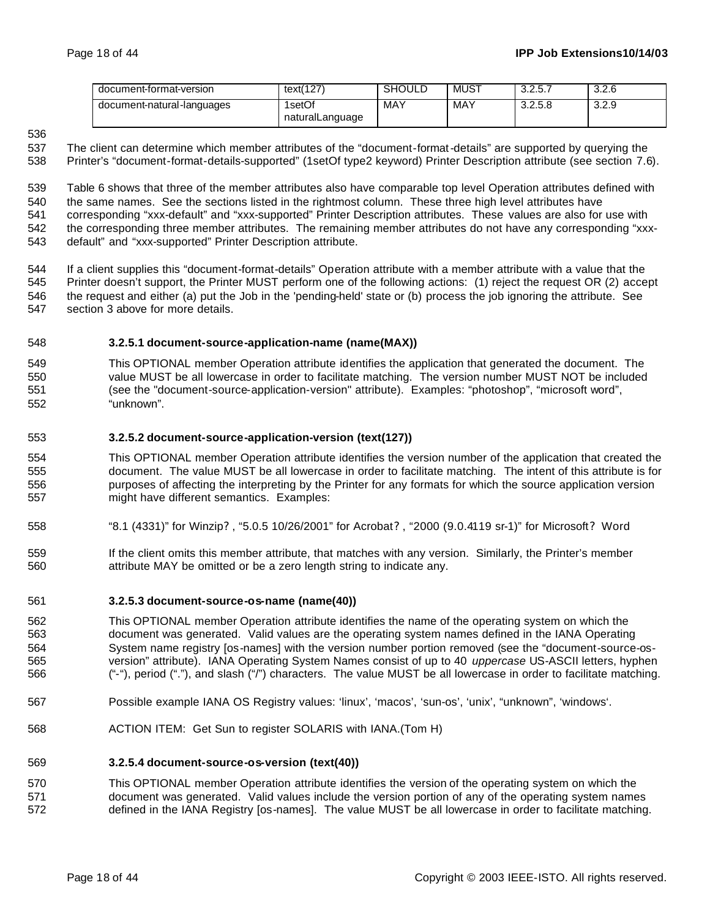| document-format-version | text(127) | SHOULD | MUST | 3.2.5.7 | 3.2.6 |
|---|---|---|---|---|---|
| document-natural-languages | 1setOf naturalLanguage | MAY | MAY | 3.2.5.8 | 3.2.9 |

The client can determine which member attributes of the "document-format-details" are supported by querying the Printer's "document-format-details-supported" (1setOf type2 keyword) Printer Description attribute (see section 7.6).

Table 6 shows that three of the member attributes also have comparable top level Operation attributes defined with the same names. See the sections listed in the rightmost column. These three high level attributes have corresponding "xxx-default" and "xxx-supported" Printer Description attributes. These values are also for use with the corresponding three member attributes. The remaining member attributes do not have any corresponding "xxx-default" and "xxx-supported" Printer Description attribute.

If a client supplies this "document-format-details" Operation attribute with a member attribute with a value that the Printer doesn't support, the Printer MUST perform one of the following actions: (1) reject the request OR (2) accept the request and either (a) put the Job in the 'pending-held' state or (b) process the job ignoring the attribute. See section 3 above for more details.

#### 3.2.5.1 document-source-application-name (name(MAX))

This OPTIONAL member Operation attribute identifies the application that generated the document. The value MUST be all lowercase in order to facilitate matching. The version number MUST NOT be included (see the "document-source-application-version" attribute). Examples: "photoshop", "microsoft word", "unknown".

#### 3.2.5.2 document-source-application-version (text(127))

This OPTIONAL member Operation attribute identifies the version number of the application that created the document. The value MUST be all lowercase in order to facilitate matching. The intent of this attribute is for purposes of affecting the interpreting by the Printer for any formats for which the source application version might have different semantics. Examples:

"8.1 (4331)" for Winzip? , "5.0.5 10/26/2001" for Acrobat? , "2000 (9.0.4119 sr-1)" for Microsoft? Word

If the client omits this member attribute, that matches with any version. Similarly, the Printer's member attribute MAY be omitted or be a zero length string to indicate any.

#### 3.2.5.3 document-source-os-name (name(40))

This OPTIONAL member Operation attribute identifies the name of the operating system on which the document was generated. Valid values are the operating system names defined in the IANA Operating System name registry [os-names] with the version number portion removed (see the "document-source-os-version" attribute). IANA Operating System Names consist of up to 40 *uppercase* US-ASCII letters, hyphen ("-"), period ("."), and slash ("/") characters. The value MUST be all lowercase in order to facilitate matching.

Possible example IANA OS Registry values: 'linux', 'macos', 'sun-os', 'unix', "unknown", 'windows'.

ACTION ITEM: Get Sun to register SOLARIS with IANA.(Tom H)

#### 3.2.5.4 document-source-os-version (text(40))

This OPTIONAL member Operation attribute identifies the version of the operating system on which the document was generated. Valid values include the version portion of any of the operating system names defined in the IANA Registry [os-names]. The value MUST be all lowercase in order to facilitate matching.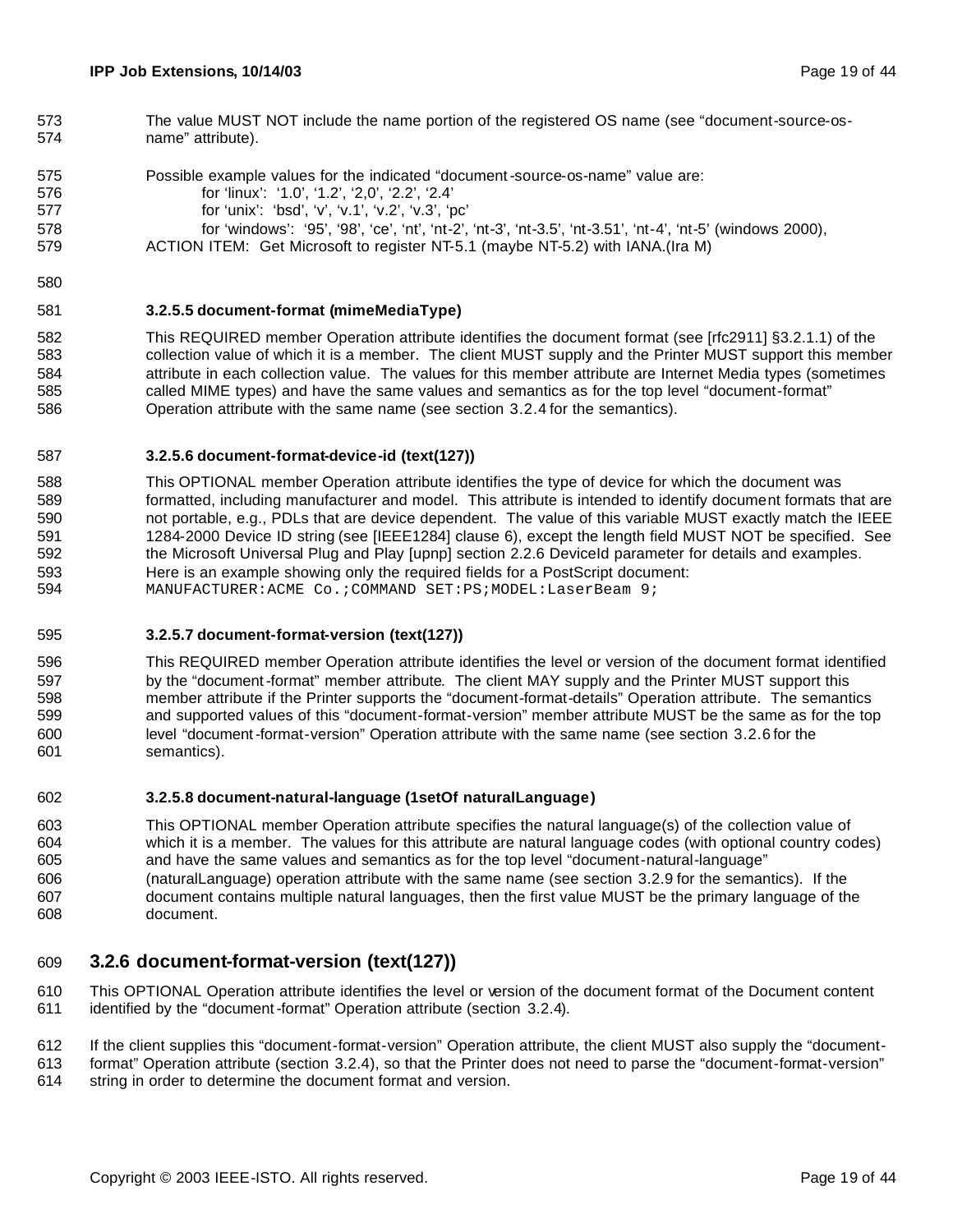The value MUST NOT include the name portion of the registered OS name (see "document-source-os-name" attribute).

Possible example values for the indicated "document-source-os-name" value are:

for 'linux': '1.0', '1.2', '2,0', '2.2', '2.4'

for 'unix': 'bsd', 'v', 'v.1', 'v.2', 'v.3', 'pc'

for 'windows': '95', '98', 'ce', 'nt', 'nt-2', 'nt-3', 'nt-3.5', 'nt-3.51', 'nt-4', 'nt-5' (windows 2000),

ACTION ITEM: Get Microsoft to register NT-5.1 (maybe NT-5.2) with IANA.(Ira M)

#### 3.2.5.5 document-format (mimeMediaType)

This REQUIRED member Operation attribute identifies the document format (see [rfc2911] §3.2.1.1) of the collection value of which it is a member. The client MUST supply and the Printer MUST support this member attribute in each collection value. The values for this member attribute are Internet Media types (sometimes called MIME types) and have the same values and semantics as for the top level "document-format" Operation attribute with the same name (see section 3.2.4 for the semantics).

#### 3.2.5.6 document-format-device-id (text(127))

This OPTIONAL member Operation attribute identifies the type of device for which the document was formatted, including manufacturer and model. This attribute is intended to identify document formats that are not portable, e.g., PDLs that are device dependent. The value of this variable MUST exactly match the IEEE 1284-2000 Device ID string (see [IEEE1284] clause 6), except the length field MUST NOT be specified. See the Microsoft Universal Plug and Play [upnp] section 2.2.6 DeviceId parameter for details and examples. Here is an example showing only the required fields for a PostScript document:

```
MANUFACTURER:ACME Co.;COMMAND SET:PS;MODEL:LaserBeam 9;
```

#### 3.2.5.7 document-format-version (text(127))

This REQUIRED member Operation attribute identifies the level or version of the document format identified by the "document-format" member attribute. The client MAY supply and the Printer MUST support this member attribute if the Printer supports the "document-format-details" Operation attribute. The semantics and supported values of this "document-format-version" member attribute MUST be the same as for the top level "document-format-version" Operation attribute with the same name (see section 3.2.6 for the semantics).

#### 3.2.5.8 document-natural-language (1setOf naturalLanguage)

This OPTIONAL member Operation attribute specifies the natural language(s) of the collection value of which it is a member. The values for this attribute are natural language codes (with optional country codes) and have the same values and semantics as for the top level "document-natural-language" (naturalLanguage) operation attribute with the same name (see section 3.2.9 for the semantics). If the document contains multiple natural languages, then the first value MUST be the primary language of the document.

### 3.2.6 document-format-version (text(127))

This OPTIONAL Operation attribute identifies the level or version of the document format of the Document content identified by the "document-format" Operation attribute (section 3.2.4).

If the client supplies this "document-format-version" Operation attribute, the client MUST also supply the "document-format" Operation attribute (section 3.2.4), so that the Printer does not need to parse the "document-format-version" string in order to determine the document format and version.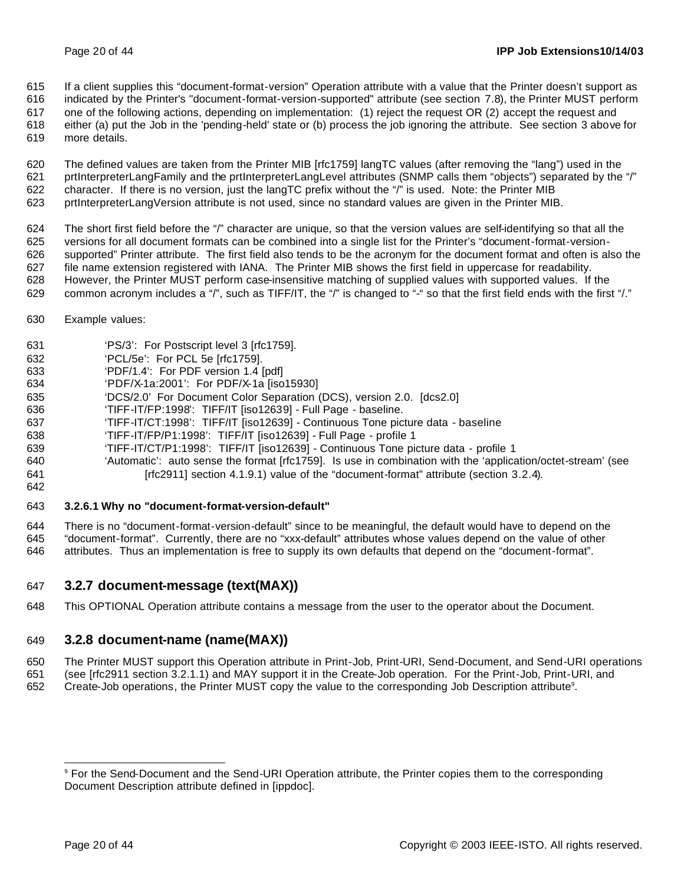If a client supplies this "document-format-version" Operation attribute with a value that the Printer doesn't support as indicated by the Printer's "document-format-version-supported" attribute (see section 7.8), the Printer MUST perform one of the following actions, depending on implementation: (1) reject the request OR (2) accept the request and either (a) put the Job in the 'pending-held' state or (b) process the job ignoring the attribute. See section 3 above for more details.

The defined values are taken from the Printer MIB [rfc1759] langTC values (after removing the "lang") used in the prtInterpreterLangFamily and the prtInterpreterLangLevel attributes (SNMP calls them "objects") separated by the "/" character. If there is no version, just the langTC prefix without the "/" is used. Note: the Printer MIB prtInterpreterLangVersion attribute is not used, since no standard values are given in the Printer MIB.

The short first field before the "/" character are unique, so that the version values are self-identifying so that all the versions for all document formats can be combined into a single list for the Printer's "document-format-version-supported" Printer attribute. The first field also tends to be the acronym for the document format and often is also the file name extension registered with IANA. The Printer MIB shows the first field in uppercase for readability. However, the Printer MUST perform case-insensitive matching of supplied values with supported values. If the common acronym includes a "/", such as TIFF/IT, the "/" is changed to "-" so that the first field ends with the first "/."

Example values:

- 'PS/3': For Postscript level 3 [rfc1759].
- 'PCL/5e': For PCL 5e [rfc1759].
- 'PDF/1.4': For PDF version 1.4 [pdf]
- 'PDF/X-1a:2001': For PDF/X-1a [iso15930]
- 'DCS/2.0' For Document Color Separation (DCS), version 2.0. [dcs2.0]
- 'TIFF-IT/FP:1998': TIFF/IT [iso12639] - Full Page - baseline.
- 'TIFF-IT/CT:1998': TIFF/IT [iso12639] - Continuous Tone picture data - baseline
- 'TIFF-IT/FP/P1:1998': TIFF/IT [iso12639] - Full Page - profile 1
- 'TIFF-IT/CT/P1:1998': TIFF/IT [iso12639] - Continuous Tone picture data - profile 1
- 'Automatic': auto sense the format [rfc1759]. Is use in combination with the 'application/octet-stream' (see [rfc2911] section 4.1.9.1) value of the "document-format" attribute (section 3.2.4).

#### 3.2.6.1 Why no "document-format-version-default"

There is no "document-format-version-default" since to be meaningful, the default would have to depend on the "document-format". Currently, there are no "xxx-default" attributes whose values depend on the value of other attributes. Thus an implementation is free to supply its own defaults that depend on the "document-format".

### 3.2.7 document-message (text(MAX))

This OPTIONAL Operation attribute contains a message from the user to the operator about the Document.

### 3.2.8 document-name (name(MAX))

The Printer MUST support this Operation attribute in Print-Job, Print-URI, Send-Document, and Send-URI operations (see [rfc2911 section 3.2.1.1) and MAY support it in the Create-Job operation. For the Print-Job, Print-URI, and Create-Job operations, the Printer MUST copy the value to the corresponding Job Description attribute[9].

[9] For the Send-Document and the Send-URI Operation attribute, the Printer copies them to the corresponding Document Description attribute defined in [ippdoc].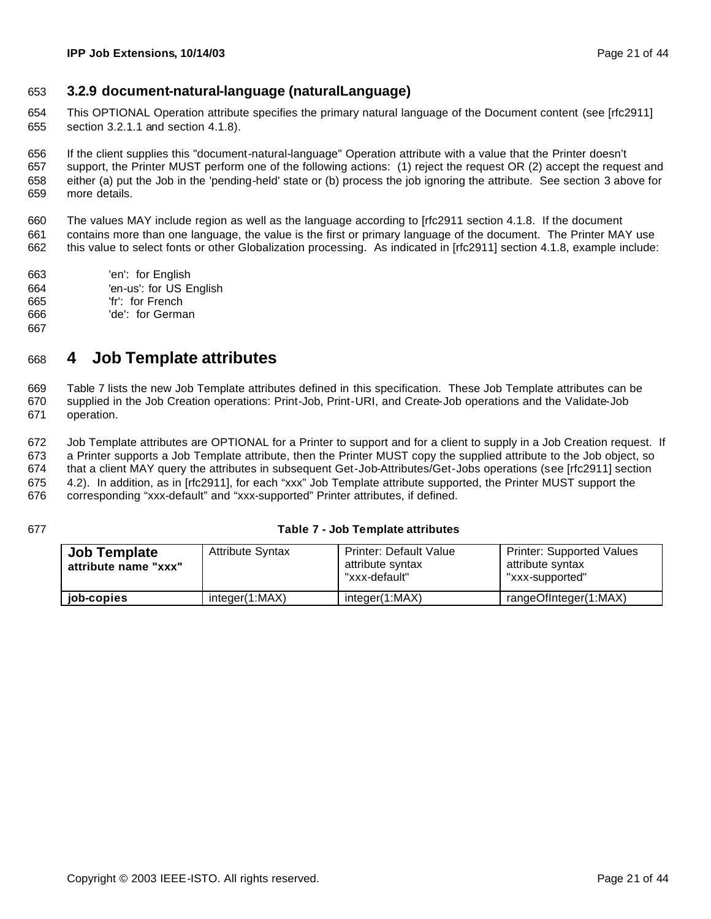### 3.2.9 document-natural-language (naturalLanguage)

This OPTIONAL Operation attribute specifies the primary natural language of the Document content (see [rfc2911] section 3.2.1.1 and section 4.1.8).

If the client supplies this "document-natural-language" Operation attribute with a value that the Printer doesn't support, the Printer MUST perform one of the following actions: (1) reject the request OR (2) accept the request and either (a) put the Job in the 'pending-held' state or (b) process the job ignoring the attribute. See section 3 above for more details.

The values MAY include region as well as the language according to [rfc2911 section 4.1.8. If the document contains more than one language, the value is the first or primary language of the document. The Printer MAY use this value to select fonts or other Globalization processing. As indicated in [rfc2911] section 4.1.8, example include:

'en': for English
'en-us': for US English
'fr': for French
'de': for German

# 4 Job Template attributes

Table 7 lists the new Job Template attributes defined in this specification. These Job Template attributes can be supplied in the Job Creation operations: Print-Job, Print-URI, and Create-Job operations and the Validate-Job operation.

Job Template attributes are OPTIONAL for a Printer to support and for a client to supply in a Job Creation request. If a Printer supports a Job Template attribute, then the Printer MUST copy the supplied attribute to the Job object, so that a client MAY query the attributes in subsequent Get-Job-Attributes/Get-Jobs operations (see [rfc2911] section 4.2). In addition, as in [rfc2911], for each "xxx" Job Template attribute supported, the Printer MUST support the corresponding "xxx-default" and "xxx-supported" Printer attributes, if defined.

**Table 7 - Job Template attributes**

| **Job Template attribute name "xxx"** | Attribute Syntax | Printer: Default Value attribute syntax "xxx-default" | Printer: Supported Values attribute syntax "xxx-supported" |
|---|---|---|---|
| **job-copies** | integer(1:MAX) | integer(1:MAX) | rangeOfInteger(1:MAX) |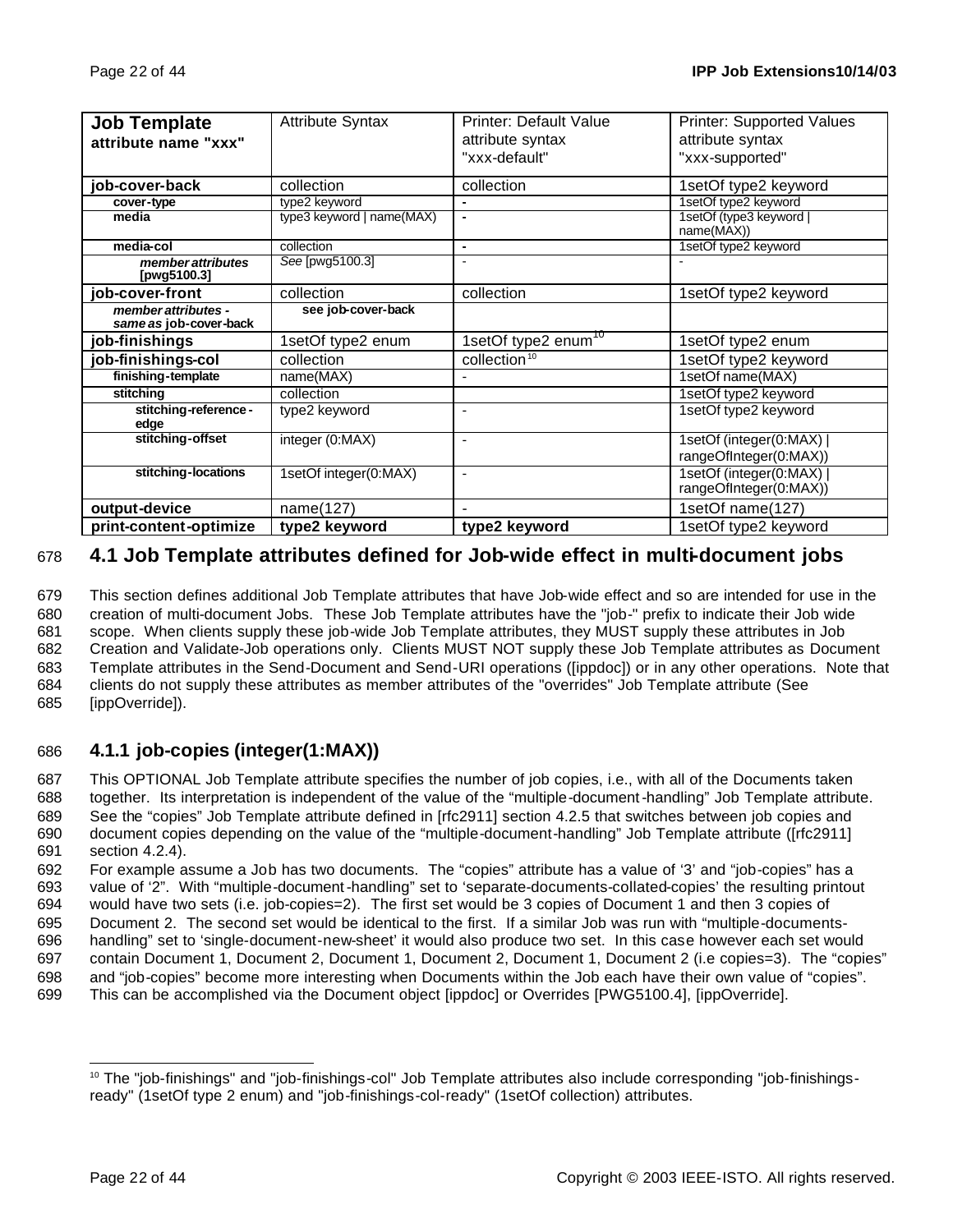| **Job Template attribute name "xxx"** | Attribute Syntax | Printer: Default Value attribute syntax "xxx-default" | Printer: Supported Values attribute syntax "xxx-supported" |
|---|---|---|---|
| **job-cover-back** | collection | collection | 1setOf type2 keyword |
| **cover-type** | type2 keyword | - | 1setOf type2 keyword |
| **media** | type3 keyword \| name(MAX) | - | 1setOf (type3 keyword \| name(MAX)) |
| **media-col** | collection | - | 1setOf type2 keyword |
| ***member attributes* [pwg5100.3]** | *See* [pwg5100.3] | - | - |
| **job-cover-front** | collection | collection | 1setOf type2 keyword |
| ***member attributes - same as* job-cover-back** | **see job-cover-back** | | |
| **job-finishings** | 1setOf type2 enum | 1setOf type2 enum[10] | 1setOf type2 enum |
| **job-finishings-col** | collection | collection[10] | 1setOf type2 keyword |
| **finishing-template** | name(MAX) | - | 1setOf name(MAX) |
| **stitching** | collection | | 1setOf type2 keyword |
| **stitching-reference-edge** | type2 keyword | - | 1setOf type2 keyword |
| **stitching-offset** | integer (0:MAX) | - | 1setOf (integer(0:MAX) \| rangeOfInteger(0:MAX)) |
| **stitching-locations** | 1setOf integer(0:MAX) | - | 1setOf (integer(0:MAX) \| rangeOfInteger(0:MAX)) |
| **output-device** | name(127) | - | 1setOf name(127) |
| **print-content-optimize** | **type2 keyword** | **type2 keyword** | 1setOf type2 keyword |

678 ## 4.1 Job Template attributes defined for Job-wide effect in multi-document jobs

679 This section defines additional Job Template attributes that have Job-wide effect and so are intended for use in the
680 creation of multi-document Jobs. These Job Template attributes have the "job-" prefix to indicate their Job wide
681 scope. When clients supply these job-wide Job Template attributes, they MUST supply these attributes in Job
682 Creation and Validate-Job operations only. Clients MUST NOT supply these Job Template attributes as Document
683 Template attributes in the Send-Document and Send-URI operations ([ippdoc]) or in any other operations. Note that
684 clients do not supply these attributes as member attributes of the "overrides" Job Template attribute (See
685 [ippOverride]).

686 ### 4.1.1 job-copies (integer(1:MAX))

687 This OPTIONAL Job Template attribute specifies the number of job copies, i.e., with all of the Documents taken
688 together. Its interpretation is independent of the value of the "multiple-document-handling" Job Template attribute.
689 See the "copies" Job Template attribute defined in [rfc2911] section 4.2.5 that switches between job copies and
690 document copies depending on the value of the "multiple-document-handling" Job Template attribute ([rfc2911]
691 section 4.2.4).
692 For example assume a Job has two documents. The "copies" attribute has a value of '3' and "job-copies" has a
693 value of '2". With "multiple-document-handling" set to 'separate-documents-collated-copies' the resulting printout
694 would have two sets (i.e. job-copies=2). The first set would be 3 copies of Document 1 and then 3 copies of
695 Document 2. The second set would be identical to the first. If a similar Job was run with "multiple-documents-
696 handling" set to 'single-document-new-sheet' it would also produce two set. In this case however each set would
697 contain Document 1, Document 2, Document 1, Document 2, Document 1, Document 2 (i.e copies=3). The "copies"
698 and "job-copies" become more interesting when Documents within the Job each have their own value of "copies".
699 This can be accomplished via the Document object [ippdoc] or Overrides [PWG5100.4], [ippOverride].

[10] The "job-finishings" and "job-finishings-col" Job Template attributes also include corresponding "job-finishings-ready" (1setOf type 2 enum) and "job-finishings-col-ready" (1setOf collection) attributes.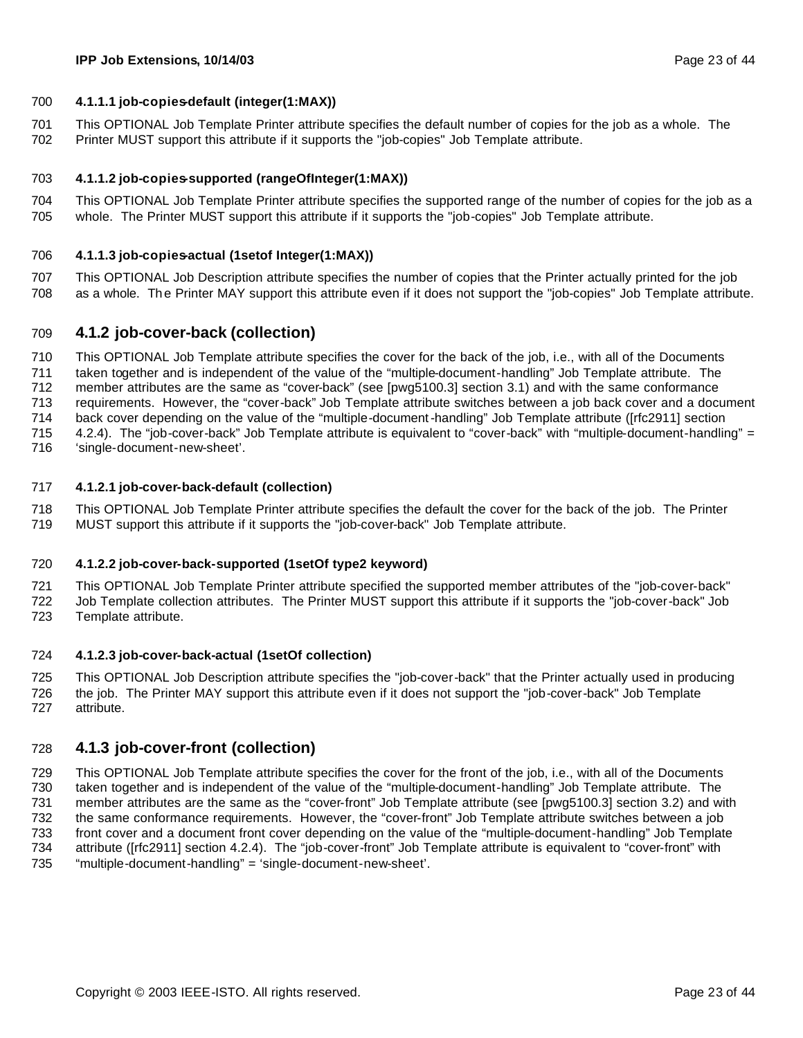#### 4.1.1.1 job-copies-default (integer(1:MAX))

This OPTIONAL Job Template Printer attribute specifies the default number of copies for the job as a whole. The Printer MUST support this attribute if it supports the "job-copies" Job Template attribute.

#### 4.1.1.2 job-copies-supported (rangeOfInteger(1:MAX))

This OPTIONAL Job Template Printer attribute specifies the supported range of the number of copies for the job as a whole. The Printer MUST support this attribute if it supports the "job-copies" Job Template attribute.

#### 4.1.1.3 job-copies-actual (1setof Integer(1:MAX))

This OPTIONAL Job Description attribute specifies the number of copies that the Printer actually printed for the job as a whole. The Printer MAY support this attribute even if it does not support the "job-copies" Job Template attribute.

### 4.1.2 job-cover-back (collection)

This OPTIONAL Job Template attribute specifies the cover for the back of the job, i.e., with all of the Documents taken together and is independent of the value of the "multiple-document-handling" Job Template attribute. The member attributes are the same as "cover-back" (see [pwg5100.3] section 3.1) and with the same conformance requirements. However, the "cover-back" Job Template attribute switches between a job back cover and a document back cover depending on the value of the "multiple-document-handling" Job Template attribute ([rfc2911] section 4.2.4). The "job-cover-back" Job Template attribute is equivalent to "cover-back" with "multiple-document-handling" = 'single-document-new-sheet'.

#### 4.1.2.1 job-cover-back-default (collection)

This OPTIONAL Job Template Printer attribute specifies the default the cover for the back of the job. The Printer MUST support this attribute if it supports the "job-cover-back" Job Template attribute.

#### 4.1.2.2 job-cover-back-supported (1setOf type2 keyword)

This OPTIONAL Job Template Printer attribute specified the supported member attributes of the "job-cover-back" Job Template collection attributes. The Printer MUST support this attribute if it supports the "job-cover-back" Job Template attribute.

#### 4.1.2.3 job-cover-back-actual (1setOf collection)

This OPTIONAL Job Description attribute specifies the "job-cover-back" that the Printer actually used in producing the job. The Printer MAY support this attribute even if it does not support the "job-cover-back" Job Template attribute.

### 4.1.3 job-cover-front (collection)

This OPTIONAL Job Template attribute specifies the cover for the front of the job, i.e., with all of the Documents taken together and is independent of the value of the "multiple-document-handling" Job Template attribute. The member attributes are the same as the "cover-front" Job Template attribute (see [pwg5100.3] section 3.2) and with the same conformance requirements. However, the "cover-front" Job Template attribute switches between a job front cover and a document front cover depending on the value of the "multiple-document-handling" Job Template attribute ([rfc2911] section 4.2.4). The "job-cover-front" Job Template attribute is equivalent to "cover-front" with "multiple-document-handling" = 'single-document-new-sheet'.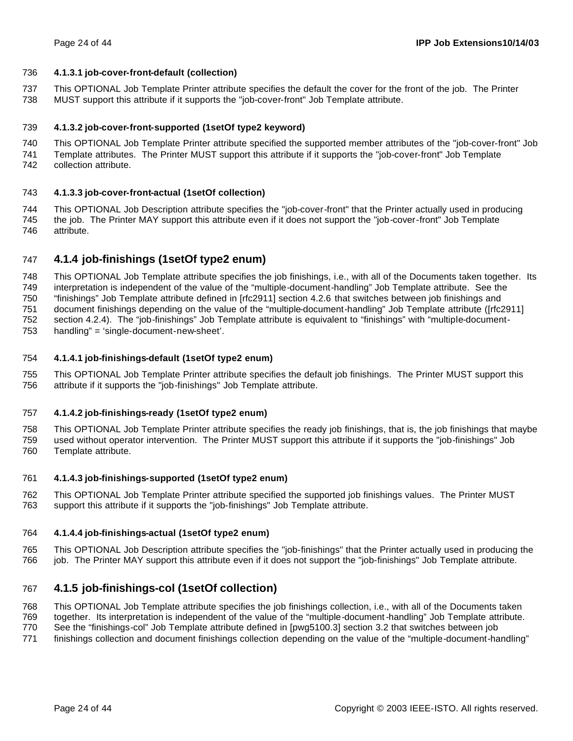#### 4.1.3.1 job-cover-front-default (collection)

This OPTIONAL Job Template Printer attribute specifies the default the cover for the front of the job. The Printer MUST support this attribute if it supports the "job-cover-front" Job Template attribute.

#### 4.1.3.2 job-cover-front-supported (1setOf type2 keyword)

This OPTIONAL Job Template Printer attribute specified the supported member attributes of the "job-cover-front" Job Template attributes. The Printer MUST support this attribute if it supports the "job-cover-front" Job Template collection attribute.

#### 4.1.3.3 job-cover-front-actual (1setOf collection)

This OPTIONAL Job Description attribute specifies the "job-cover-front" that the Printer actually used in producing the job. The Printer MAY support this attribute even if it does not support the "job-cover-front" Job Template attribute.

### 4.1.4 job-finishings (1setOf type2 enum)

This OPTIONAL Job Template attribute specifies the job finishings, i.e., with all of the Documents taken together. Its interpretation is independent of the value of the "multiple-document-handling" Job Template attribute. See the "finishings" Job Template attribute defined in [rfc2911] section 4.2.6 that switches between job finishings and document finishings depending on the value of the "multiple-document-handling" Job Template attribute ([rfc2911] section 4.2.4). The "job-finishings" Job Template attribute is equivalent to "finishings" with "multiple-document-handling" = 'single-document-new-sheet'.

#### 4.1.4.1 job-finishings-default (1setOf type2 enum)

This OPTIONAL Job Template Printer attribute specifies the default job finishings. The Printer MUST support this attribute if it supports the "job-finishings" Job Template attribute.

#### 4.1.4.2 job-finishings-ready (1setOf type2 enum)

This OPTIONAL Job Template Printer attribute specifies the ready job finishings, that is, the job finishings that maybe used without operator intervention. The Printer MUST support this attribute if it supports the "job-finishings" Job Template attribute.

#### 4.1.4.3 job-finishings-supported (1setOf type2 enum)

This OPTIONAL Job Template Printer attribute specified the supported job finishings values. The Printer MUST support this attribute if it supports the "job-finishings" Job Template attribute.

#### 4.1.4.4 job-finishings-actual (1setOf type2 enum)

This OPTIONAL Job Description attribute specifies the "job-finishings" that the Printer actually used in producing the job. The Printer MAY support this attribute even if it does not support the "job-finishings" Job Template attribute.

### 4.1.5 job-finishings-col (1setOf collection)

This OPTIONAL Job Template attribute specifies the job finishings collection, i.e., with all of the Documents taken together. Its interpretation is independent of the value of the "multiple-document-handling" Job Template attribute. See the "finishings-col" Job Template attribute defined in [pwg5100.3] section 3.2 that switches between job finishings collection and document finishings collection depending on the value of the "multiple-document-handling"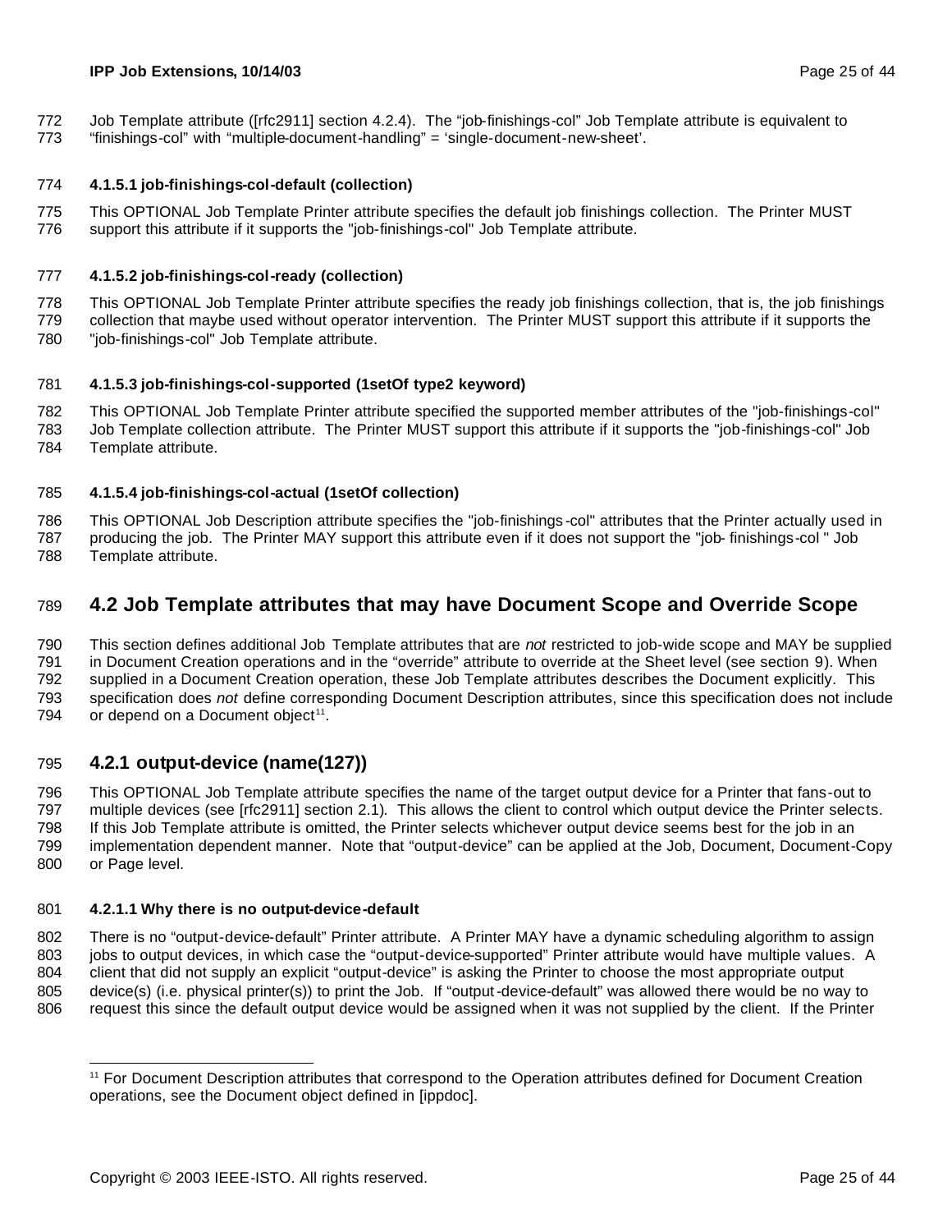Job Template attribute ([rfc2911] section 4.2.4). The "job-finishings-col" Job Template attribute is equivalent to "finishings-col" with "multiple-document-handling" = 'single-document-new-sheet'.

#### 4.1.5.1 job-finishings-col-default (collection)

This OPTIONAL Job Template Printer attribute specifies the default job finishings collection. The Printer MUST support this attribute if it supports the "job-finishings-col" Job Template attribute.

#### 4.1.5.2 job-finishings-col-ready (collection)

This OPTIONAL Job Template Printer attribute specifies the ready job finishings collection, that is, the job finishings collection that maybe used without operator intervention. The Printer MUST support this attribute if it supports the "job-finishings-col" Job Template attribute.

#### 4.1.5.3 job-finishings-col-supported (1setOf type2 keyword)

This OPTIONAL Job Template Printer attribute specified the supported member attributes of the "job-finishings-col" Job Template collection attribute. The Printer MUST support this attribute if it supports the "job-finishings-col" Job Template attribute.

#### 4.1.5.4 job-finishings-col-actual (1setOf collection)

This OPTIONAL Job Description attribute specifies the "job-finishings-col" attributes that the Printer actually used in producing the job. The Printer MAY support this attribute even if it does not support the "job- finishings-col " Job Template attribute.

## 4.2 Job Template attributes that may have Document Scope and Override Scope

This section defines additional Job Template attributes that are *not* restricted to job-wide scope and MAY be supplied in Document Creation operations and in the "override" attribute to override at the Sheet level (see section 9). When supplied in a Document Creation operation, these Job Template attributes describes the Document explicitly. This specification does *not* define corresponding Document Description attributes, since this specification does not include or depend on a Document object[11].

### 4.2.1 output-device (name(127))

This OPTIONAL Job Template attribute specifies the name of the target output device for a Printer that fans-out to multiple devices (see [rfc2911] section 2.1). This allows the client to control which output device the Printer selects. If this Job Template attribute is omitted, the Printer selects whichever output device seems best for the job in an implementation dependent manner. Note that "output-device" can be applied at the Job, Document, Document-Copy or Page level.

#### 4.2.1.1 Why there is no output-device-default

There is no "output-device-default" Printer attribute. A Printer MAY have a dynamic scheduling algorithm to assign jobs to output devices, in which case the "output-device-supported" Printer attribute would have multiple values. A client that did not supply an explicit "output-device" is asking the Printer to choose the most appropriate output device(s) (i.e. physical printer(s)) to print the Job. If "output-device-default" was allowed there would be no way to request this since the default output device would be assigned when it was not supplied by the client. If the Printer

[11] For Document Description attributes that correspond to the Operation attributes defined for Document Creation operations, see the Document object defined in [ippdoc].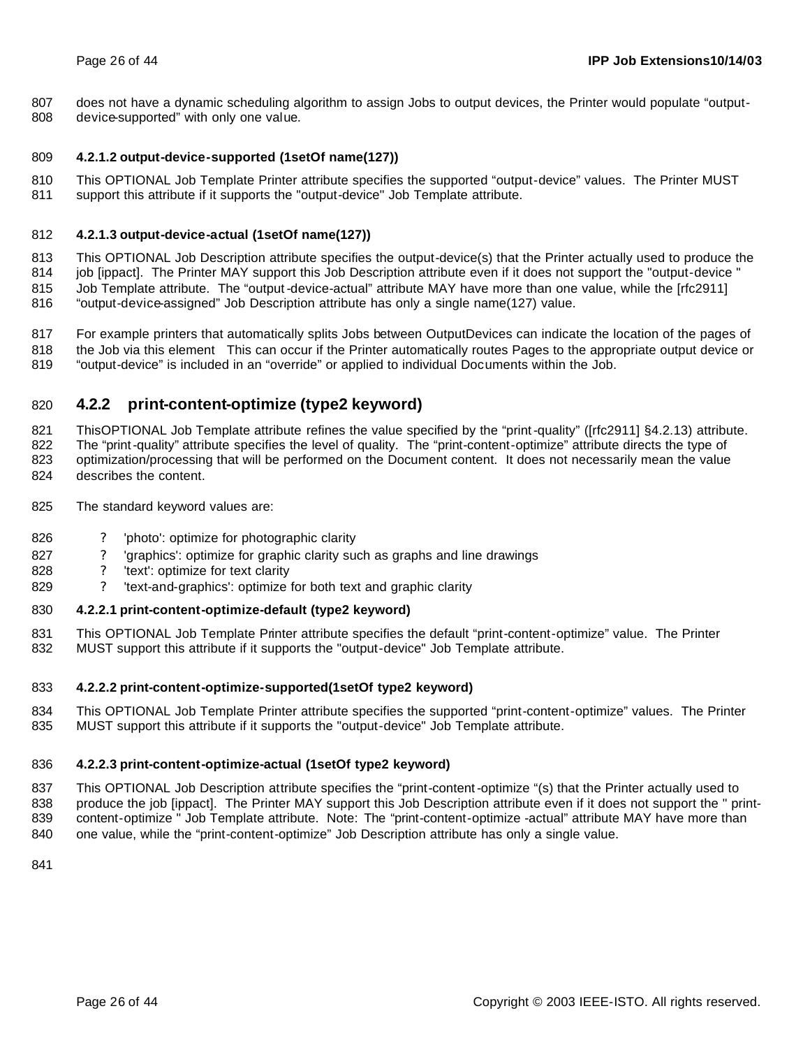does not have a dynamic scheduling algorithm to assign Jobs to output devices, the Printer would populate “output-device-supported” with only one value.

#### 4.2.1.2 output-device-supported (1setOf name(127))

This OPTIONAL Job Template Printer attribute specifies the supported “output-device” values. The Printer MUST support this attribute if it supports the "output-device" Job Template attribute.

#### 4.2.1.3 output-device-actual (1setOf name(127))

This OPTIONAL Job Description attribute specifies the output-device(s) that the Printer actually used to produce the job [ippact]. The Printer MAY support this Job Description attribute even if it does not support the "output-device " Job Template attribute. The “output-device-actual” attribute MAY have more than one value, while the [rfc2911] “output-device-assigned” Job Description attribute has only a single name(127) value.

For example printers that automatically splits Jobs between OutputDevices can indicate the location of the pages of the Job via this element This can occur if the Printer automatically routes Pages to the appropriate output device or “output-device” is included in an “override” or applied to individual Documents within the Job.

### 4.2.2 print-content-optimize (type2 keyword)

ThisOPTIONAL Job Template attribute refines the value specified by the “print-quality” ([rfc2911] §4.2.13) attribute. The “print-quality” attribute specifies the level of quality. The “print-content-optimize” attribute directs the type of optimization/processing that will be performed on the Document content. It does not necessarily mean the value describes the content.

The standard keyword values are:

- 'photo': optimize for photographic clarity
- 'graphics': optimize for graphic clarity such as graphs and line drawings
- 'text': optimize for text clarity
- 'text-and-graphics': optimize for both text and graphic clarity

#### 4.2.2.1 print-content-optimize-default (type2 keyword)

This OPTIONAL Job Template Printer attribute specifies the default “print-content-optimize” value. The Printer MUST support this attribute if it supports the "output-device" Job Template attribute.

#### 4.2.2.2 print-content-optimize-supported(1setOf type2 keyword)

This OPTIONAL Job Template Printer attribute specifies the supported “print-content-optimize” values. The Printer MUST support this attribute if it supports the "output-device" Job Template attribute.

#### 4.2.2.3 print-content-optimize-actual (1setOf type2 keyword)

This OPTIONAL Job Description attribute specifies the “print-content-optimize “(s) that the Printer actually used to produce the job [ippact]. The Printer MAY support this Job Description attribute even if it does not support the " print-content-optimize " Job Template attribute. Note: The “print-content-optimize -actual” attribute MAY have more than one value, while the “print-content-optimize” Job Description attribute has only a single value.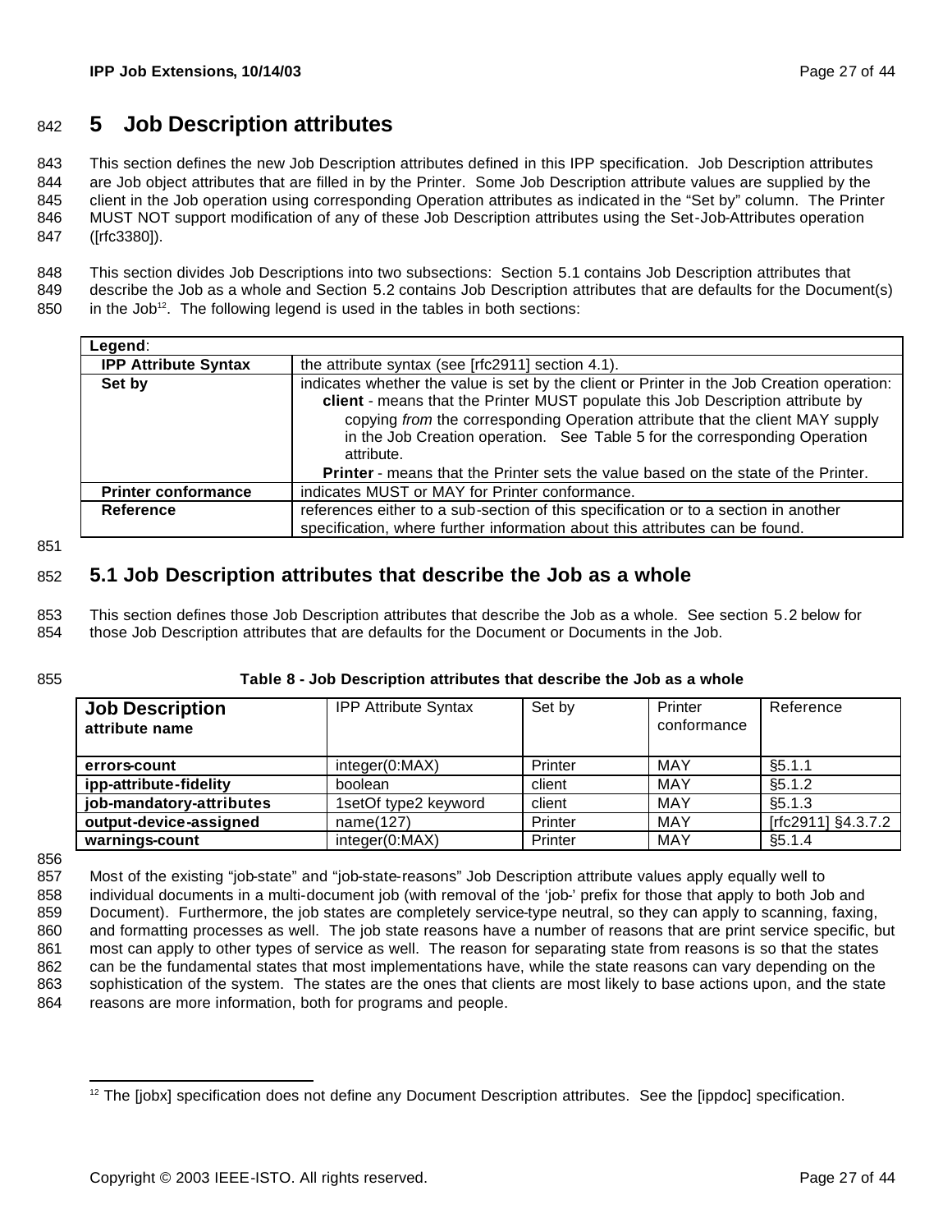# 5 Job Description attributes

This section defines the new Job Description attributes defined in this IPP specification. Job Description attributes are Job object attributes that are filled in by the Printer. Some Job Description attribute values are supplied by the client in the Job operation using corresponding Operation attributes as indicated in the "Set by" column. The Printer MUST NOT support modification of any of these Job Description attributes using the Set-Job-Attributes operation ([rfc3380]).

This section divides Job Descriptions into two subsections: Section 5.1 contains Job Description attributes that describe the Job as a whole and Section 5.2 contains Job Description attributes that are defaults for the Document(s) in the Job[12]. The following legend is used in the tables in both sections:

| **Legend**: | |
|---|---|
| **IPP Attribute Syntax** | the attribute syntax (see [rfc2911] section 4.1). |
| **Set by** | indicates whether the value is set by the client or Printer in the Job Creation operation: **client** - means that the Printer MUST populate this Job Description attribute by copying *from* the corresponding Operation attribute that the client MAY supply in the Job Creation operation. See Table 5 for the corresponding Operation attribute. **Printer** - means that the Printer sets the value based on the state of the Printer. |
| **Printer conformance** | indicates MUST or MAY for Printer conformance. |
| **Reference** | references either to a sub-section of this specification or to a section in another specification, where further information about this attributes can be found. |

## 5.1 Job Description attributes that describe the Job as a whole

This section defines those Job Description attributes that describe the Job as a whole. See section 5.2 below for those Job Description attributes that are defaults for the Document or Documents in the Job.

**Table 8 - Job Description attributes that describe the Job as a whole**

| **Job Description attribute name** | IPP Attribute Syntax | Set by | Printer conformance | Reference |
|---|---|---|---|---|
| **errors-count** | integer(0:MAX) | Printer | MAY | §5.1.1 |
| **ipp-attribute-fidelity** | boolean | client | MAY | §5.1.2 |
| **job-mandatory-attributes** | 1setOf type2 keyword | client | MAY | §5.1.3 |
| **output-device-assigned** | name(127) | Printer | MAY | [rfc2911] §4.3.7.2 |
| **warnings-count** | integer(0:MAX) | Printer | MAY | §5.1.4 |

Most of the existing "job-state" and "job-state-reasons" Job Description attribute values apply equally well to individual documents in a multi-document job (with removal of the 'job-' prefix for those that apply to both Job and Document). Furthermore, the job states are completely service-type neutral, so they can apply to scanning, faxing, and formatting processes as well. The job state reasons have a number of reasons that are print service specific, but most can apply to other types of service as well. The reason for separating state from reasons is so that the states can be the fundamental states that most implementations have, while the state reasons can vary depending on the sophistication of the system. The states are the ones that clients are most likely to base actions upon, and the state reasons are more information, both for programs and people.

[12] The [jobx] specification does not define any Document Description attributes. See the [ippdoc] specification.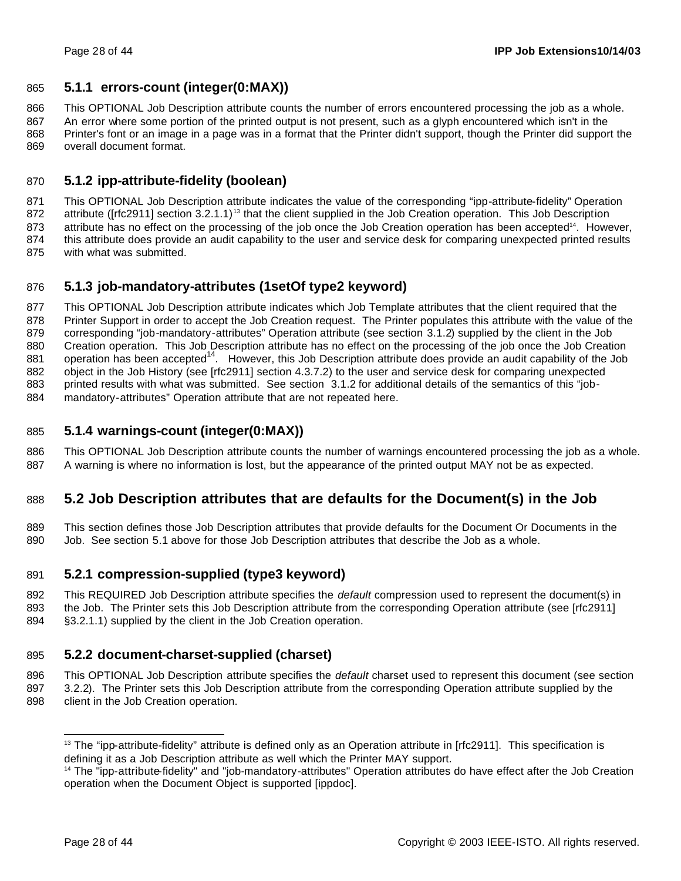### 5.1.1 errors-count (integer(0:MAX))

This OPTIONAL Job Description attribute counts the number of errors encountered processing the job as a whole. An error where some portion of the printed output is not present, such as a glyph encountered which isn't in the Printer's font or an image in a page was in a format that the Printer didn't support, though the Printer did support the overall document format.

### 5.1.2 ipp-attribute-fidelity (boolean)

This OPTIONAL Job Description attribute indicates the value of the corresponding "ipp-attribute-fidelity" Operation attribute ([rfc2911] section 3.2.1.1)[13] that the client supplied in the Job Creation operation. This Job Description attribute has no effect on the processing of the job once the Job Creation operation has been accepted[14]. However, this attribute does provide an audit capability to the user and service desk for comparing unexpected printed results with what was submitted.

### 5.1.3 job-mandatory-attributes (1setOf type2 keyword)

This OPTIONAL Job Description attribute indicates which Job Template attributes that the client required that the Printer Support in order to accept the Job Creation request. The Printer populates this attribute with the value of the corresponding "job-mandatory-attributes" Operation attribute (see section 3.1.2) supplied by the client in the Job Creation operation. This Job Description attribute has no effect on the processing of the job once the Job Creation operation has been accepted[14]. However, this Job Description attribute does provide an audit capability of the Job object in the Job History (see [rfc2911] section 4.3.7.2) to the user and service desk for comparing unexpected printed results with what was submitted. See section 3.1.2 for additional details of the semantics of this "job-mandatory-attributes" Operation attribute that are not repeated here.

### 5.1.4 warnings-count (integer(0:MAX))

This OPTIONAL Job Description attribute counts the number of warnings encountered processing the job as a whole. A warning is where no information is lost, but the appearance of the printed output MAY not be as expected.

## 5.2 Job Description attributes that are defaults for the Document(s) in the Job

This section defines those Job Description attributes that provide defaults for the Document Or Documents in the Job. See section 5.1 above for those Job Description attributes that describe the Job as a whole.

### 5.2.1 compression-supplied (type3 keyword)

This REQUIRED Job Description attribute specifies the *default* compression used to represent the document(s) in the Job. The Printer sets this Job Description attribute from the corresponding Operation attribute (see [rfc2911] §3.2.1.1) supplied by the client in the Job Creation operation.

### 5.2.2 document-charset-supplied (charset)

This OPTIONAL Job Description attribute specifies the *default* charset used to represent this document (see section 3.2.2). The Printer sets this Job Description attribute from the corresponding Operation attribute supplied by the client in the Job Creation operation.

---

[13] The "ipp-attribute-fidelity" attribute is defined only as an Operation attribute in [rfc2911]. This specification is defining it as a Job Description attribute as well which the Printer MAY support.

[14] The "ipp-attribute-fidelity" and "job-mandatory-attributes" Operation attributes do have effect after the Job Creation operation when the Document Object is supported [ippdoc].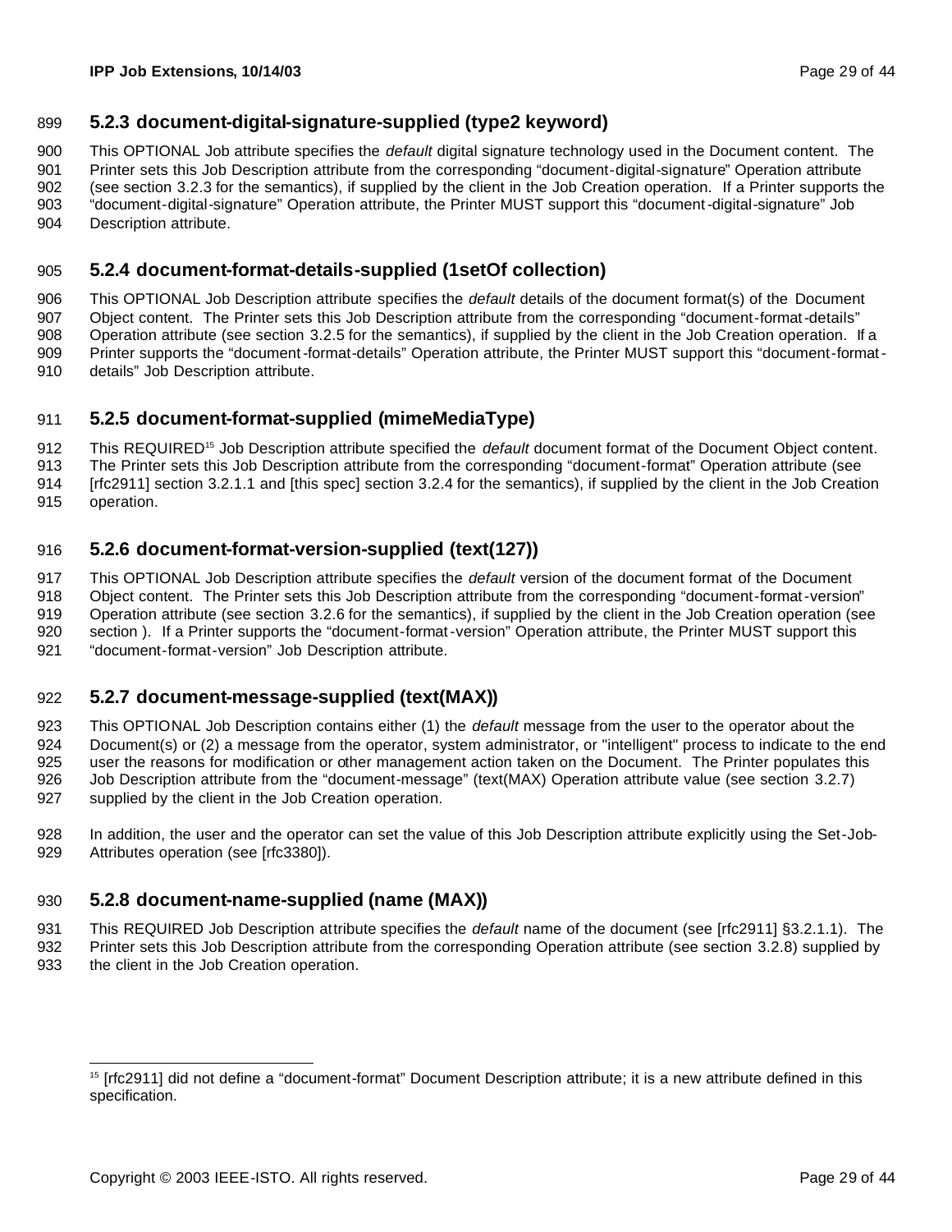### 5.2.3 document-digital-signature-supplied (type2 keyword)

This OPTIONAL Job attribute specifies the *default* digital signature technology used in the Document content. The Printer sets this Job Description attribute from the corresponding "document-digital-signature" Operation attribute (see section 3.2.3 for the semantics), if supplied by the client in the Job Creation operation. If a Printer supports the "document-digital-signature" Operation attribute, the Printer MUST support this "document-digital-signature" Job Description attribute.

### 5.2.4 document-format-details-supplied (1setOf collection)

This OPTIONAL Job Description attribute specifies the *default* details of the document format(s) of the Document Object content. The Printer sets this Job Description attribute from the corresponding "document-format-details" Operation attribute (see section 3.2.5 for the semantics), if supplied by the client in the Job Creation operation. If a Printer supports the "document-format-details" Operation attribute, the Printer MUST support this "document-format-details" Job Description attribute.

### 5.2.5 document-format-supplied (mimeMediaType)

This REQUIRED[15] Job Description attribute specified the *default* document format of the Document Object content. The Printer sets this Job Description attribute from the corresponding "document-format" Operation attribute (see [rfc2911] section 3.2.1.1 and [this spec] section 3.2.4 for the semantics), if supplied by the client in the Job Creation operation.

### 5.2.6 document-format-version-supplied (text(127))

This OPTIONAL Job Description attribute specifies the *default* version of the document format of the Document Object content. The Printer sets this Job Description attribute from the corresponding "document-format-version" Operation attribute (see section 3.2.6 for the semantics), if supplied by the client in the Job Creation operation (see section ). If a Printer supports the "document-format-version" Operation attribute, the Printer MUST support this "document-format-version" Job Description attribute.

### 5.2.7 document-message-supplied (text(MAX))

This OPTIONAL Job Description contains either (1) the *default* message from the user to the operator about the Document(s) or (2) a message from the operator, system administrator, or "intelligent" process to indicate to the end user the reasons for modification or other management action taken on the Document. The Printer populates this Job Description attribute from the "document-message" (text(MAX) Operation attribute value (see section 3.2.7) supplied by the client in the Job Creation operation.

In addition, the user and the operator can set the value of this Job Description attribute explicitly using the Set-Job-Attributes operation (see [rfc3380]).

### 5.2.8 document-name-supplied (name (MAX))

This REQUIRED Job Description attribute specifies the *default* name of the document (see [rfc2911] §3.2.1.1). The Printer sets this Job Description attribute from the corresponding Operation attribute (see section 3.2.8) supplied by the client in the Job Creation operation.

---

[15] [rfc2911] did not define a "document-format" Document Description attribute; it is a new attribute defined in this specification.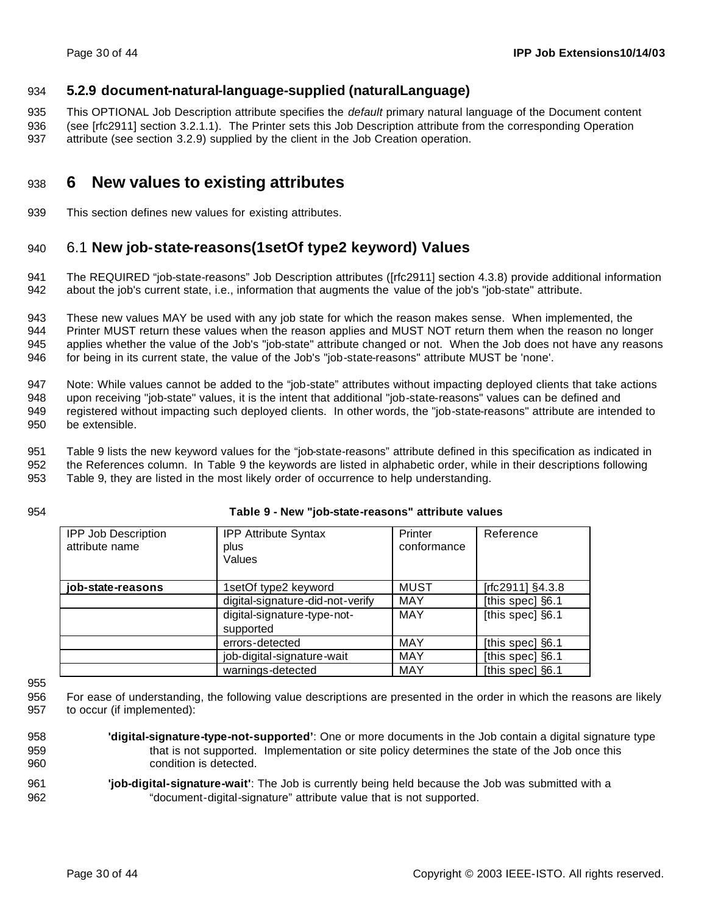### 5.2.9 document-natural-language-supplied (naturalLanguage)

This OPTIONAL Job Description attribute specifies the *default* primary natural language of the Document content (see [rfc2911] section 3.2.1.1). The Printer sets this Job Description attribute from the corresponding Operation attribute (see section 3.2.9) supplied by the client in the Job Creation operation.

# 6 New values to existing attributes

This section defines new values for existing attributes.

## 6.1 New job-state-reasons(1setOf type2 keyword) Values

The REQUIRED "job-state-reasons" Job Description attributes ([rfc2911] section 4.3.8) provide additional information about the job's current state, i.e., information that augments the value of the job's "job-state" attribute.

These new values MAY be used with any job state for which the reason makes sense. When implemented, the Printer MUST return these values when the reason applies and MUST NOT return them when the reason no longer applies whether the value of the Job's "job-state" attribute changed or not. When the Job does not have any reasons for being in its current state, the value of the Job's "job-state-reasons" attribute MUST be 'none'.

Note: While values cannot be added to the "job-state" attributes without impacting deployed clients that take actions upon receiving "job-state" values, it is the intent that additional "job-state-reasons" values can be defined and registered without impacting such deployed clients. In other words, the "job-state-reasons" attribute are intended to be extensible.

Table 9 lists the new keyword values for the "job-state-reasons" attribute defined in this specification as indicated in the References column. In Table 9 the keywords are listed in alphabetic order, while in their descriptions following Table 9, they are listed in the most likely order of occurrence to help understanding.

**Table 9 - New "job-state-reasons" attribute values**

| IPP Job Description attribute name | IPP Attribute Syntax plus Values | Printer conformance | Reference |
|---|---|---|---|
| **job-state-reasons** | 1setOf type2 keyword | MUST | [rfc2911] §4.3.8 |
| | digital-signature-did-not-verify | MAY | [this spec] §6.1 |
| | digital-signature-type-not-supported | MAY | [this spec] §6.1 |
| | errors-detected | MAY | [this spec] §6.1 |
| | job-digital-signature-wait | MAY | [this spec] §6.1 |
| | warnings-detected | MAY | [this spec] §6.1 |

For ease of understanding, the following value descriptions are presented in the order in which the reasons are likely to occur (if implemented):

**'digital-signature-type-not-supported'**: One or more documents in the Job contain a digital signature type that is not supported. Implementation or site policy determines the state of the Job once this condition is detected.

**'job-digital-signature-wait'**: The Job is currently being held because the Job was submitted with a "document-digital-signature" attribute value that is not supported.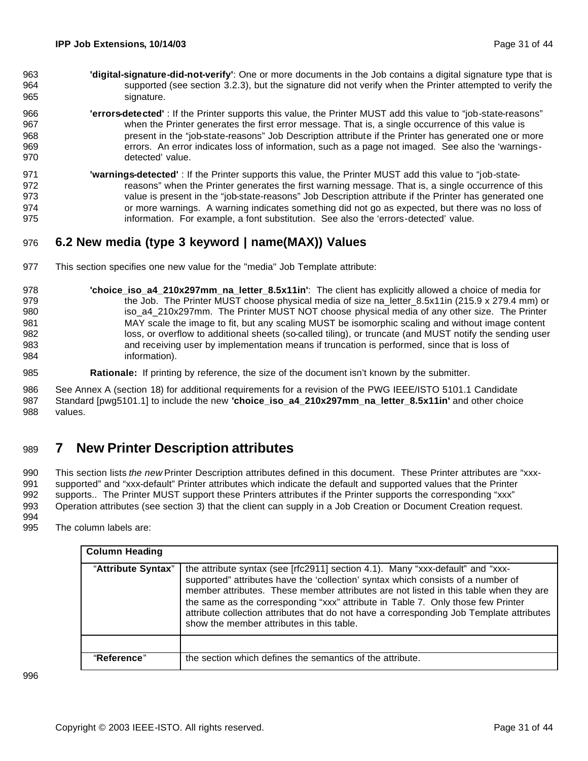**'digital-signature-did-not-verify'**: One or more documents in the Job contains a digital signature type that is supported (see section 3.2.3), but the signature did not verify when the Printer attempted to verify the signature.

**'errors-detected'** : If the Printer supports this value, the Printer MUST add this value to "job-state-reasons" when the Printer generates the first error message. That is, a single occurrence of this value is present in the "job-state-reasons" Job Description attribute if the Printer has generated one or more errors. An error indicates loss of information, such as a page not imaged. See also the 'warnings-detected' value.

**'warnings-detected'** : If the Printer supports this value, the Printer MUST add this value to "job-state-reasons" when the Printer generates the first warning message. That is, a single occurrence of this value is present in the "job-state-reasons" Job Description attribute if the Printer has generated one or more warnings. A warning indicates something did not go as expected, but there was no loss of information. For example, a font substitution. See also the 'errors-detected' value.

## 6.2 New media (type 3 keyword | name(MAX)) Values

This section specifies one new value for the "media" Job Template attribute:

**'choice_iso_a4_210x297mm_na_letter_8.5x11in'**: The client has explicitly allowed a choice of media for the Job. The Printer MUST choose physical media of size na_letter_8.5x11in (215.9 x 279.4 mm) or iso_a4_210x297mm. The Printer MUST NOT choose physical media of any other size. The Printer MAY scale the image to fit, but any scaling MUST be isomorphic scaling and without image content loss, or overflow to additional sheets (so-called tiling), or truncate (and MUST notify the sending user and receiving user by implementation means if truncation is performed, since that is loss of information).

**Rationale:** If printing by reference, the size of the document isn't known by the submitter.

See Annex A (section 18) for additional requirements for a revision of the PWG IEEE/ISTO 5101.1 Candidate Standard [pwg5101.1] to include the new **'choice_iso_a4_210x297mm_na_letter_8.5x11in'** and other choice values.

# 7 New Printer Description attributes

This section lists *the new* Printer Description attributes defined in this document. These Printer attributes are "xxx-supported" and "xxx-default" Printer attributes which indicate the default and supported values that the Printer supports.. The Printer MUST support these Printers attributes if the Printer supports the corresponding "xxx" Operation attributes (see section 3) that the client can supply in a Job Creation or Document Creation request.

The column labels are:

| Column Heading | |
|---|---|
| "**Attribute Syntax**" | the attribute syntax (see [rfc2911] section 4.1). Many "xxx-default" and "xxx-supported" attributes have the 'collection' syntax which consists of a number of member attributes. These member attributes are not listed in this table when they are the same as the corresponding "xxx" attribute in Table 7. Only those few Printer attribute collection attributes that do not have a corresponding Job Template attributes show the member attributes in this table. |
| | |
| "**Reference**" | the section which defines the semantics of the attribute. |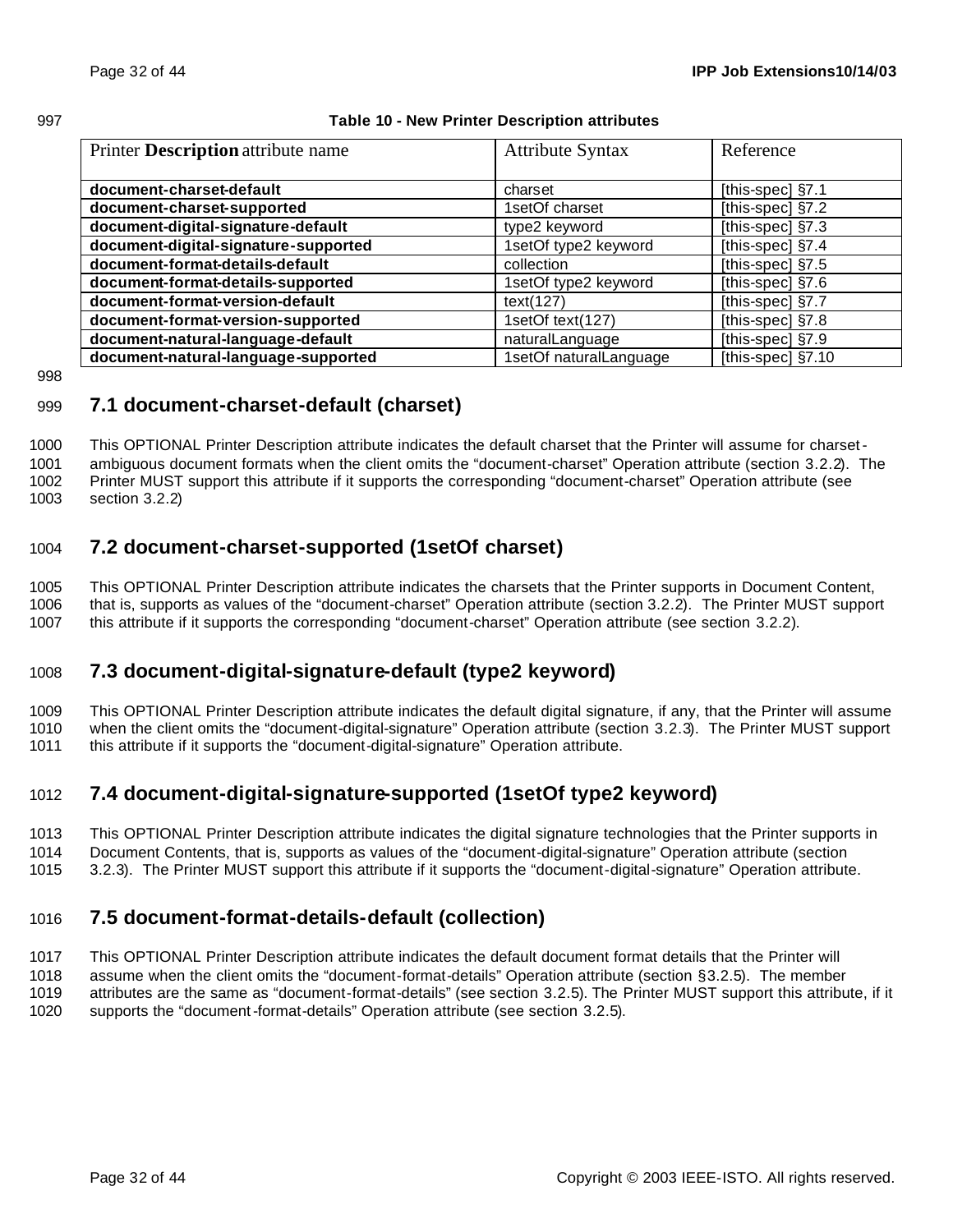**Table 10 - New Printer Description attributes**

| Printer **Description** attribute name | Attribute Syntax | Reference |
|---|---|---|
| **document-charset-default** | charset | [this-spec] §7.1 |
| **document-charset-supported** | 1setOf charset | [this-spec] §7.2 |
| **document-digital-signature-default** | type2 keyword | [this-spec] §7.3 |
| **document-digital-signature-supported** | 1setOf type2 keyword | [this-spec] §7.4 |
| **document-format-details-default** | collection | [this-spec] §7.5 |
| **document-format-details-supported** | 1setOf type2 keyword | [this-spec] §7.6 |
| **document-format-version-default** | text(127) | [this-spec] §7.7 |
| **document-format-version-supported** | 1setOf text(127) | [this-spec] §7.8 |
| **document-natural-language-default** | naturalLanguage | [this-spec] §7.9 |
| **document-natural-language-supported** | 1setOf naturalLanguage | [this-spec] §7.10 |

## 7.1 document-charset-default (charset)

This OPTIONAL Printer Description attribute indicates the default charset that the Printer will assume for charset-ambiguous document formats when the client omits the "document-charset" Operation attribute (section 3.2.2). The Printer MUST support this attribute if it supports the corresponding "document-charset" Operation attribute (see section 3.2.2)

## 7.2 document-charset-supported (1setOf charset)

This OPTIONAL Printer Description attribute indicates the charsets that the Printer supports in Document Content, that is, supports as values of the "document-charset" Operation attribute (section 3.2.2). The Printer MUST support this attribute if it supports the corresponding "document-charset" Operation attribute (see section 3.2.2).

## 7.3 document-digital-signature-default (type2 keyword)

This OPTIONAL Printer Description attribute indicates the default digital signature, if any, that the Printer will assume when the client omits the "document-digital-signature" Operation attribute (section 3.2.3). The Printer MUST support this attribute if it supports the "document-digital-signature" Operation attribute.

## 7.4 document-digital-signature-supported (1setOf type2 keyword)

This OPTIONAL Printer Description attribute indicates the digital signature technologies that the Printer supports in Document Contents, that is, supports as values of the "document-digital-signature" Operation attribute (section 3.2.3). The Printer MUST support this attribute if it supports the "document-digital-signature" Operation attribute.

## 7.5 document-format-details-default (collection)

This OPTIONAL Printer Description attribute indicates the default document format details that the Printer will assume when the client omits the "document-format-details" Operation attribute (section §3.2.5). The member attributes are the same as "document-format-details" (see section 3.2.5). The Printer MUST support this attribute, if it supports the "document-format-details" Operation attribute (see section 3.2.5).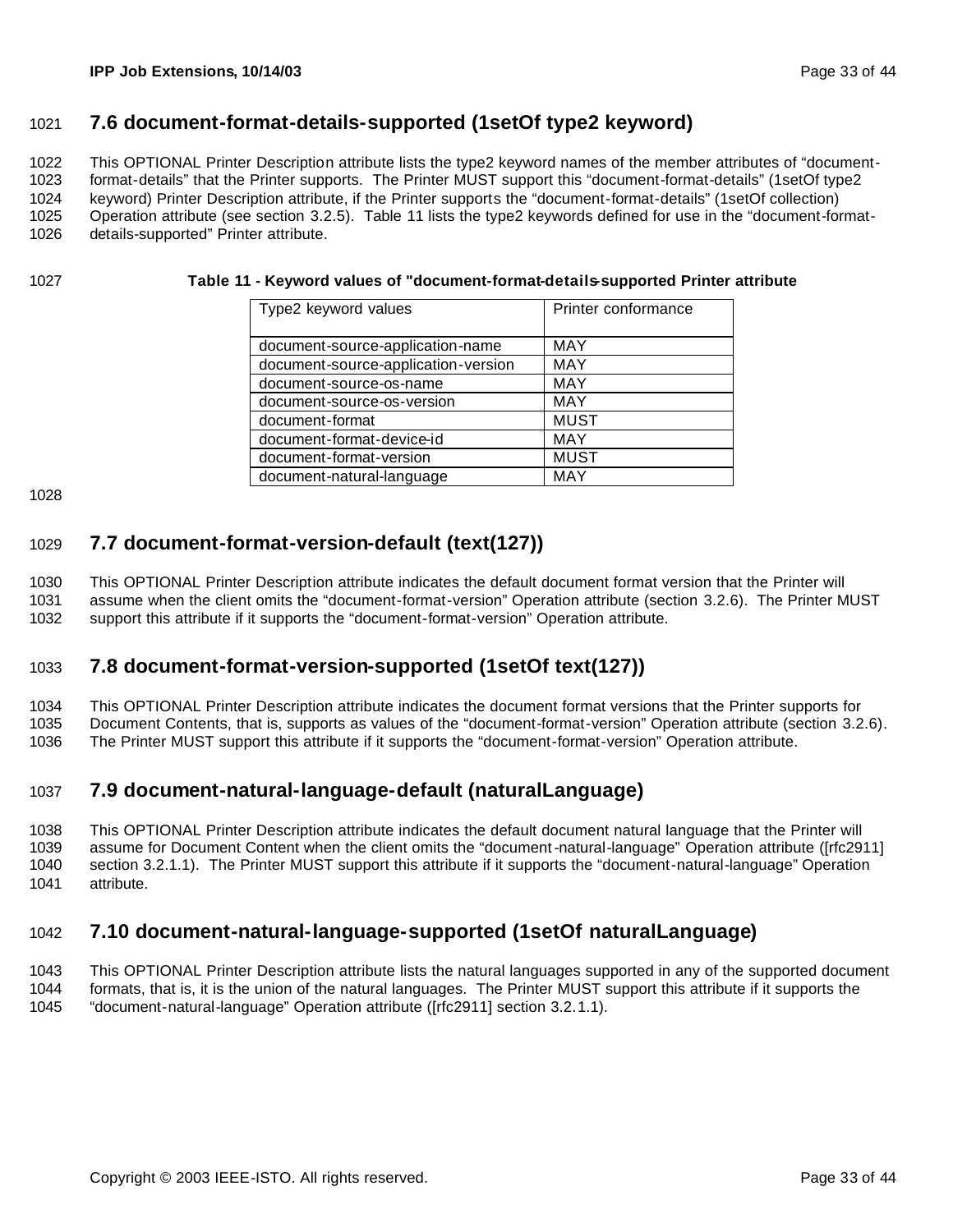## 7.6 document-format-details-supported (1setOf type2 keyword)

This OPTIONAL Printer Description attribute lists the type2 keyword names of the member attributes of "document-format-details" that the Printer supports. The Printer MUST support this "document-format-details" (1setOf type2 keyword) Printer Description attribute, if the Printer supports the "document-format-details" (1setOf collection) Operation attribute (see section 3.2.5). Table 11 lists the type2 keywords defined for use in the "document-format-details-supported" Printer attribute.

**Table 11 - Keyword values of "document-format-details-supported Printer attribute**

| Type2 keyword values | Printer conformance |
|---|---|
| document-source-application-name | MAY |
| document-source-application-version | MAY |
| document-source-os-name | MAY |
| document-source-os-version | MAY |
| document-format | MUST |
| document-format-device-id | MAY |
| document-format-version | MUST |
| document-natural-language | MAY |

## 7.7 document-format-version-default (text(127))

This OPTIONAL Printer Description attribute indicates the default document format version that the Printer will assume when the client omits the "document-format-version" Operation attribute (section 3.2.6). The Printer MUST support this attribute if it supports the "document-format-version" Operation attribute.

## 7.8 document-format-version-supported (1setOf text(127))

This OPTIONAL Printer Description attribute indicates the document format versions that the Printer supports for Document Contents, that is, supports as values of the "document-format-version" Operation attribute (section 3.2.6). The Printer MUST support this attribute if it supports the "document-format-version" Operation attribute.

## 7.9 document-natural-language-default (naturalLanguage)

This OPTIONAL Printer Description attribute indicates the default document natural language that the Printer will assume for Document Content when the client omits the "document-natural-language" Operation attribute ([rfc2911] section 3.2.1.1). The Printer MUST support this attribute if it supports the "document-natural-language" Operation attribute.

## 7.10 document-natural-language-supported (1setOf naturalLanguage)

This OPTIONAL Printer Description attribute lists the natural languages supported in any of the supported document formats, that is, it is the union of the natural languages. The Printer MUST support this attribute if it supports the "document-natural-language" Operation attribute ([rfc2911] section 3.2.1.1).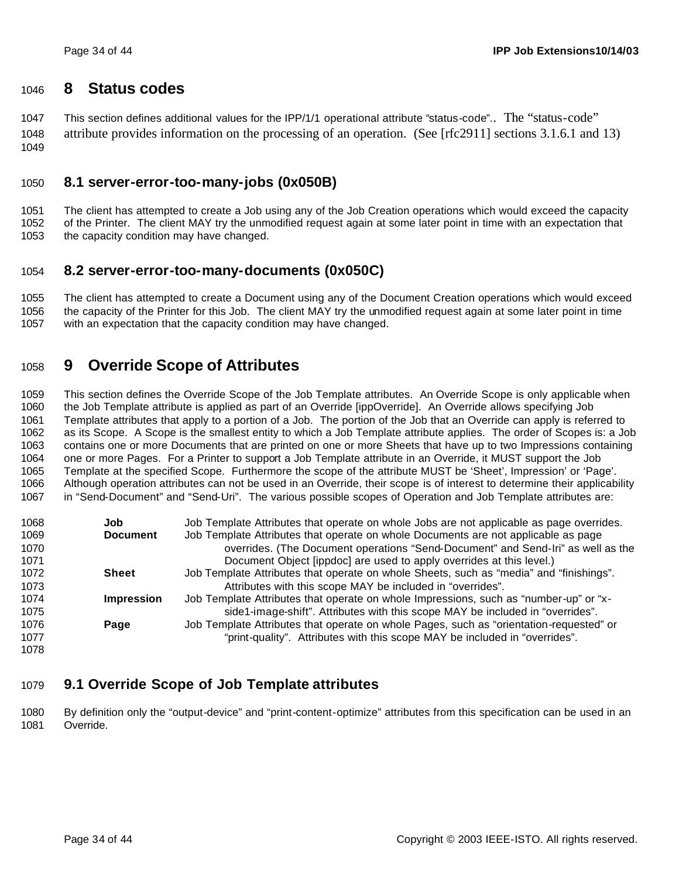# 8 Status codes

This section defines additional values for the IPP/1/1 operational attribute "status-code".. The "status-code" attribute provides information on the processing of an operation. (See [rfc2911] sections 3.1.6.1 and 13)

## 8.1 server-error-too-many-jobs (0x050B)

The client has attempted to create a Job using any of the Job Creation operations which would exceed the capacity of the Printer. The client MAY try the unmodified request again at some later point in time with an expectation that the capacity condition may have changed.

## 8.2 server-error-too-many-documents (0x050C)

The client has attempted to create a Document using any of the Document Creation operations which would exceed the capacity of the Printer for this Job. The client MAY try the unmodified request again at some later point in time with an expectation that the capacity condition may have changed.

# 9 Override Scope of Attributes

This section defines the Override Scope of the Job Template attributes. An Override Scope is only applicable when the Job Template attribute is applied as part of an Override [ippOverride]. An Override allows specifying Job Template attributes that apply to a portion of a Job. The portion of the Job that an Override can apply is referred to as its Scope. A Scope is the smallest entity to which a Job Template attribute applies. The order of Scopes is: a Job contains one or more Documents that are printed on one or more Sheets that have up to two Impressions containing one or more Pages. For a Printer to support a Job Template attribute in an Override, it MUST support the Job Template at the specified Scope. Furthermore the scope of the attribute MUST be 'Sheet', Impression' or 'Page'. Although operation attributes can not be used in an Override, their scope is of interest to determine their applicability in "Send-Document" and "Send-Uri". The various possible scopes of Operation and Job Template attributes are:

**Job** Job Template Attributes that operate on whole Jobs are not applicable as page overrides.

**Document** Job Template Attributes that operate on whole Documents are not applicable as page overrides. (The Document operations "Send-Document" and Send-Iri" as well as the Document Object [ippdoc] are used to apply overrides at this level.)

**Sheet** Job Template Attributes that operate on whole Sheets, such as "media" and "finishings". Attributes with this scope MAY be included in "overrides".

**Impression** Job Template Attributes that operate on whole Impressions, such as "number-up" or "x-side1-image-shift". Attributes with this scope MAY be included in "overrides".

**Page** Job Template Attributes that operate on whole Pages, such as "orientation-requested" or "print-quality". Attributes with this scope MAY be included in "overrides".

## 9.1 Override Scope of Job Template attributes

By definition only the "output-device" and "print-content-optimize" attributes from this specification can be used in an Override.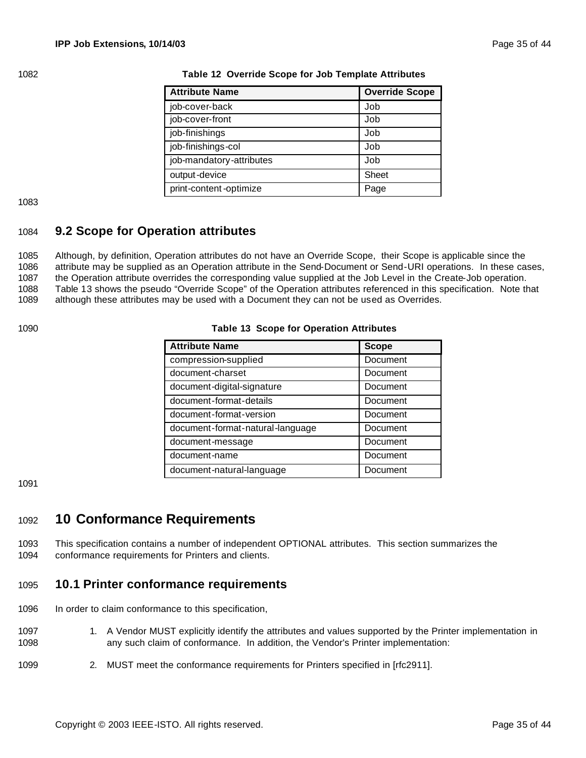**Table 12 Override Scope for Job Template Attributes**

| Attribute Name | Override Scope |
| --- | --- |
| job-cover-back | Job |
| job-cover-front | Job |
| job-finishings | Job |
| job-finishings-col | Job |
| job-mandatory-attributes | Job |
| output-device | Sheet |
| print-content-optimize | Page |

## 9.2 Scope for Operation attributes

Although, by definition, Operation attributes do not have an Override Scope, their Scope is applicable since the attribute may be supplied as an Operation attribute in the Send-Document or Send-URI operations. In these cases, the Operation attribute overrides the corresponding value supplied at the Job Level in the Create-Job operation. Table 13 shows the pseudo "Override Scope" of the Operation attributes referenced in this specification. Note that although these attributes may be used with a Document they can not be used as Overrides.

**Table 13 Scope for Operation Attributes**

| Attribute Name | Scope |
| --- | --- |
| compression-supplied | Document |
| document-charset | Document |
| document-digital-signature | Document |
| document-format-details | Document |
| document-format-version | Document |
| document-format-natural-language | Document |
| document-message | Document |
| document-name | Document |
| document-natural-language | Document |

# 10 Conformance Requirements

This specification contains a number of independent OPTIONAL attributes. This section summarizes the conformance requirements for Printers and clients.

## 10.1 Printer conformance requirements

In order to claim conformance to this specification,

1. A Vendor MUST explicitly identify the attributes and values supported by the Printer implementation in any such claim of conformance. In addition, the Vendor's Printer implementation:
2. MUST meet the conformance requirements for Printers specified in [rfc2911].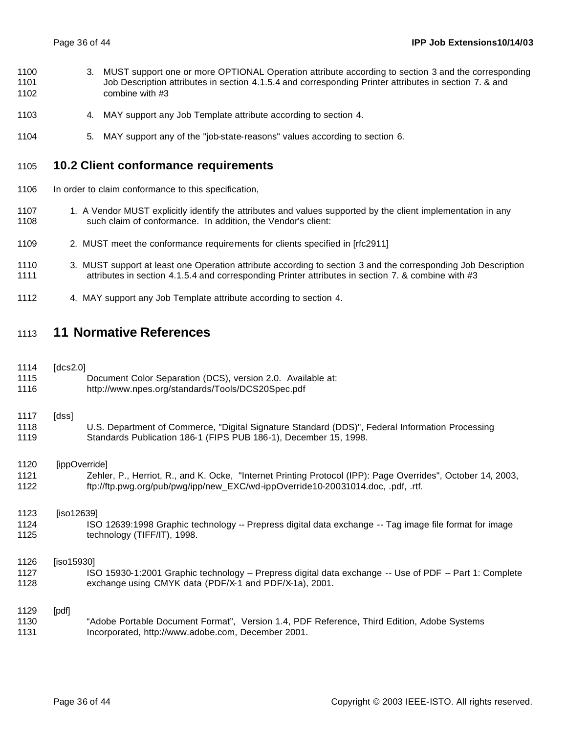3. MUST support one or more OPTIONAL Operation attribute according to section 3 and the corresponding Job Description attributes in section 4.1.5.4 and corresponding Printer attributes in section 7. & and combine with #3
4. MAY support any Job Template attribute according to section 4.
5. MAY support any of the "job-state-reasons" values according to section 6.

## 10.2 Client conformance requirements

In order to claim conformance to this specification,

1. A Vendor MUST explicitly identify the attributes and values supported by the client implementation in any such claim of conformance. In addition, the Vendor's client:
2. MUST meet the conformance requirements for clients specified in [rfc2911]
3. MUST support at least one Operation attribute according to section 3 and the corresponding Job Description attributes in section 4.1.5.4 and corresponding Printer attributes in section 7. & combine with #3
4. MAY support any Job Template attribute according to section 4.

# 11 Normative References

[dcs2.0]
Document Color Separation (DCS), version 2.0. Available at: http://www.npes.org/standards/Tools/DCS20Spec.pdf

[dss]
U.S. Department of Commerce, "Digital Signature Standard (DDS)", Federal Information Processing Standards Publication 186-1 (FIPS PUB 186-1), December 15, 1998.

[ippOverride]
Zehler, P., Herriot, R., and K. Ocke, "Internet Printing Protocol (IPP): Page Overrides", October 14, 2003, ftp://ftp.pwg.org/pub/pwg/ipp/new_EXC/wd-ippOverride10-20031014.doc, .pdf, .rtf.

[iso12639]
ISO 12639:1998 Graphic technology -- Prepress digital data exchange -- Tag image file format for image technology (TIFF/IT), 1998.

[iso15930]
ISO 15930-1:2001 Graphic technology -- Prepress digital data exchange -- Use of PDF -- Part 1: Complete exchange using CMYK data (PDF/X-1 and PDF/X-1a), 2001.

[pdf]
"Adobe Portable Document Format", Version 1.4, PDF Reference, Third Edition, Adobe Systems Incorporated, http://www.adobe.com, December 2001.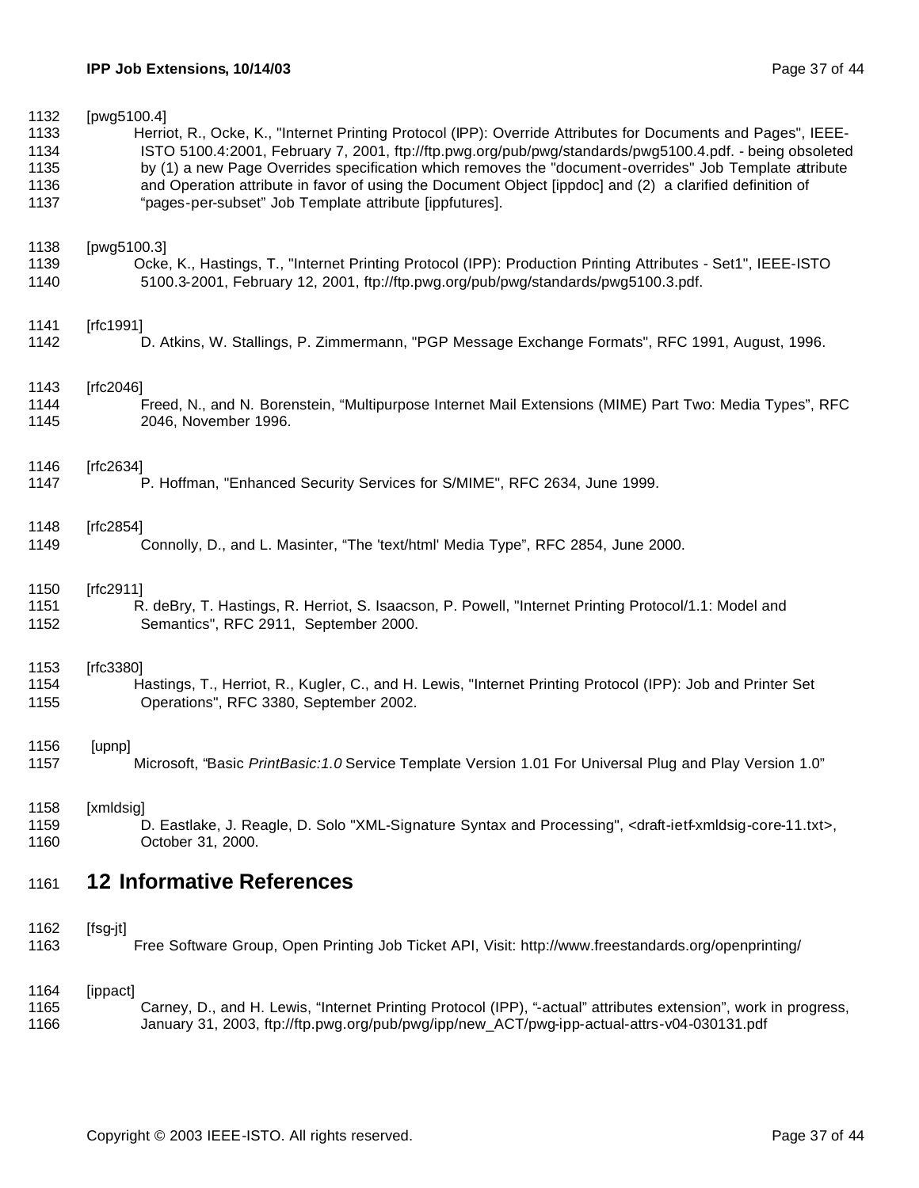[pwg5100.4]

Herriot, R., Ocke, K., "Internet Printing Protocol (IPP): Override Attributes for Documents and Pages", IEEE-ISTO 5100.4:2001, February 7, 2001, ftp://ftp.pwg.org/pub/pwg/standards/pwg5100.4.pdf. - being obsoleted by (1) a new Page Overrides specification which removes the "document-overrides" Job Template attribute and Operation attribute in favor of using the Document Object [ippdoc] and (2) a clarified definition of "pages-per-subset" Job Template attribute [ippfutures].

[pwg5100.3]

Ocke, K., Hastings, T., "Internet Printing Protocol (IPP): Production Printing Attributes - Set1", IEEE-ISTO 5100.3-2001, February 12, 2001, ftp://ftp.pwg.org/pub/pwg/standards/pwg5100.3.pdf.

[rfc1991]

D. Atkins, W. Stallings, P. Zimmermann, "PGP Message Exchange Formats", RFC 1991, August, 1996.

[rfc2046]

Freed, N., and N. Borenstein, "Multipurpose Internet Mail Extensions (MIME) Part Two: Media Types", RFC 2046, November 1996.

[rfc2634]

P. Hoffman, "Enhanced Security Services for S/MIME", RFC 2634, June 1999.

[rfc2854]

Connolly, D., and L. Masinter, "The 'text/html' Media Type", RFC 2854, June 2000.

[rfc2911]

R. deBry, T. Hastings, R. Herriot, S. Isaacson, P. Powell, "Internet Printing Protocol/1.1: Model and Semantics", RFC 2911, September 2000.

[rfc3380]

Hastings, T., Herriot, R., Kugler, C., and H. Lewis, "Internet Printing Protocol (IPP): Job and Printer Set Operations", RFC 3380, September 2002.

[upnp]

Microsoft, "Basic *PrintBasic:1.0* Service Template Version 1.01 For Universal Plug and Play Version 1.0"

[xmldsig]

D. Eastlake, J. Reagle, D. Solo "XML-Signature Syntax and Processing", <draft-ietf-xmldsig-core-11.txt>, October 31, 2000.

# 12 Informative References

[fsg-jt]

Free Software Group, Open Printing Job Ticket API, Visit: http://www.freestandards.org/openprinting/

[ippact]

Carney, D., and H. Lewis, "Internet Printing Protocol (IPP), "-actual" attributes extension", work in progress, January 31, 2003, ftp://ftp.pwg.org/pub/pwg/ipp/new_ACT/pwg-ipp-actual-attrs-v04-030131.pdf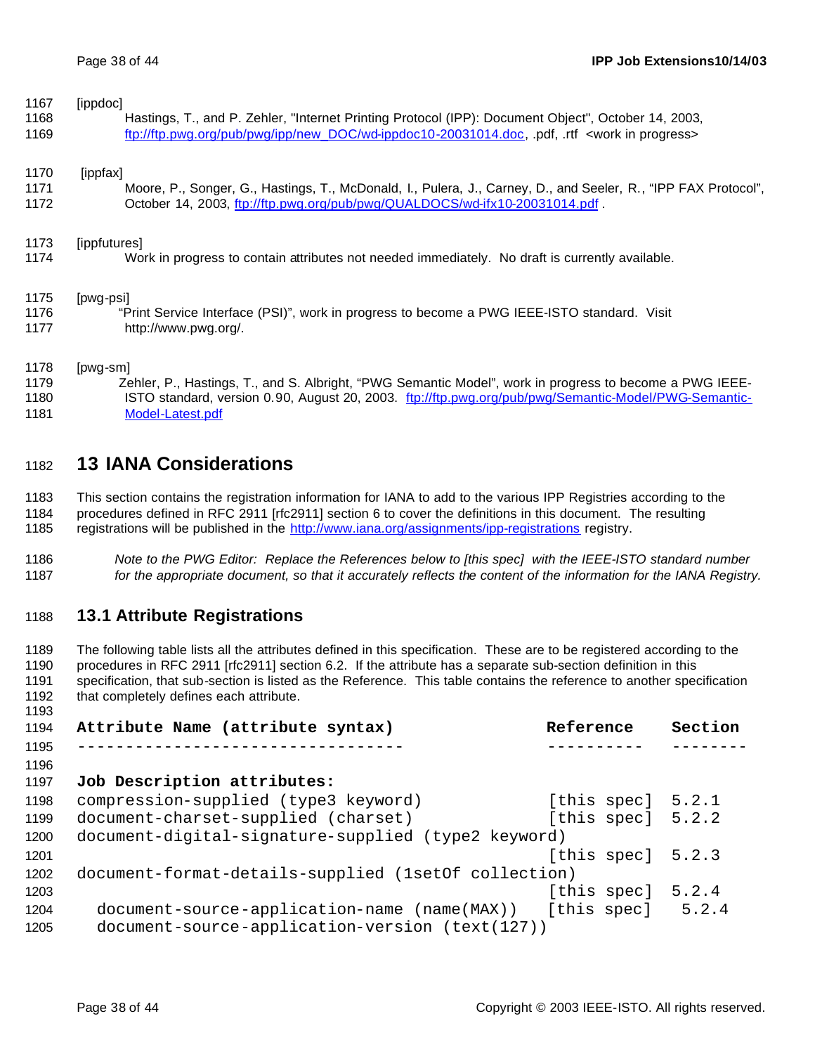[ippdoc]

Hastings, T., and P. Zehler, "Internet Printing Protocol (IPP): Document Object", October 14, 2003, ftp://ftp.pwg.org/pub/pwg/ipp/new_DOC/wd-ippdoc10-20031014.doc, .pdf, .rtf <work in progress>

[ippfax]

Moore, P., Songer, G., Hastings, T., McDonald, I., Pulera, J., Carney, D., and Seeler, R., "IPP FAX Protocol", October 14, 2003, ftp://ftp.pwg.org/pub/pwg/QUALDOCS/wd-ifx10-20031014.pdf .

[ippfutures]

Work in progress to contain attributes not needed immediately. No draft is currently available.

[pwg-psi]

"Print Service Interface (PSI)", work in progress to become a PWG IEEE-ISTO standard. Visit http://www.pwg.org/.

[pwg-sm]

Zehler, P., Hastings, T., and S. Albright, "PWG Semantic Model", work in progress to become a PWG IEEE-ISTO standard, version 0.90, August 20, 2003. ftp://ftp.pwg.org/pub/pwg/Semantic-Model/PWG-Semantic-Model-Latest.pdf

# 13 IANA Considerations

This section contains the registration information for IANA to add to the various IPP Registries according to the procedures defined in RFC 2911 [rfc2911] section 6 to cover the definitions in this document. The resulting registrations will be published in the http://www.iana.org/assignments/ipp-registrations registry.

*Note to the PWG Editor: Replace the References below to [this spec] with the IEEE-ISTO standard number for the appropriate document, so that it accurately reflects the content of the information for the IANA Registry.*

## 13.1 Attribute Registrations

The following table lists all the attributes defined in this specification. These are to be registered according to the procedures in RFC 2911 [rfc2911] section 6.2. If the attribute has a separate sub-section definition in this specification, that sub-section is listed as the Reference. This table contains the reference to another specification that completely defines each attribute.

```
Attribute Name (attribute syntax)                Reference    Section
---------------------------------                ----------   --------

Job Description attributes:
compression-supplied (type3 keyword)             [this spec]  5.2.1
document-charset-supplied (charset)              [this spec]  5.2.2
document-digital-signature-supplied (type2 keyword)
                                                 [this spec]  5.2.3
document-format-details-supplied (1setOf collection)
                                                 [this spec]  5.2.4
  document-source-application-name (name(MAX))   [this spec]   5.2.4
  document-source-application-version (text(127))
```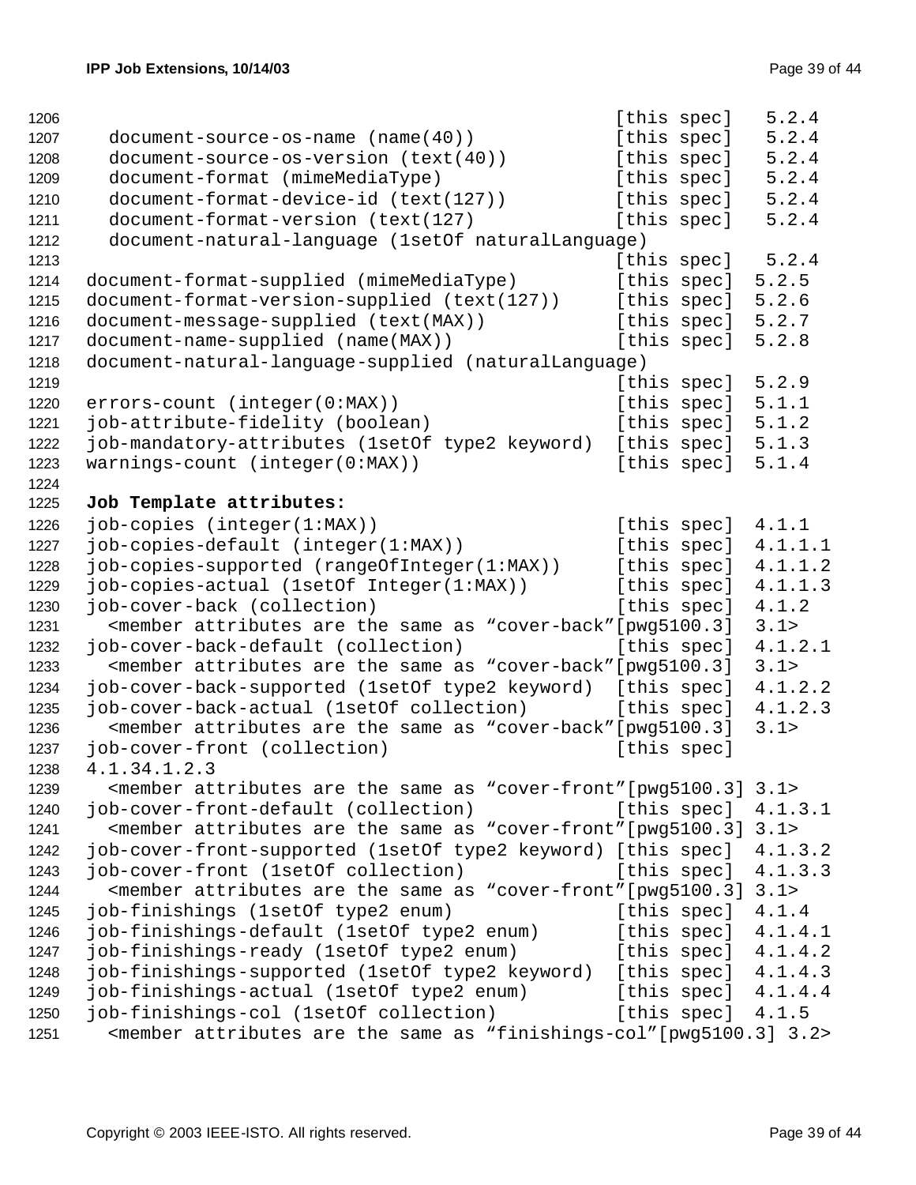```
                                                [this spec]   5.2.4
  document-source-os-name (name(40))            [this spec]   5.2.4
  document-source-os-version (text(40))         [this spec]   5.2.4
  document-format (mimeMediaType)               [this spec]   5.2.4
  document-format-device-id (text(127))         [this spec]   5.2.4
  document-format-version (text(127)            [this spec]   5.2.4
  document-natural-language (1setOf naturalLanguage)
                                                [this spec]   5.2.4
document-format-supplied (mimeMediaType)        [this spec]  5.2.5
document-format-version-supplied (text(127))    [this spec]  5.2.6
document-message-supplied (text(MAX))           [this spec]  5.2.7
document-name-supplied (name(MAX))              [this spec]  5.2.8
document-natural-language-supplied (naturalLanguage)
                                                [this spec]  5.2.9
errors-count (integer(0:MAX))                   [this spec]  5.1.1
job-attribute-fidelity (boolean)                [this spec]  5.1.2
job-mandatory-attributes (1setOf type2 keyword) [this spec]  5.1.3
warnings-count (integer(0:MAX))                 [this spec]  5.1.4
```

**Job Template attributes:**

```
job-copies (integer(1:MAX))                     [this spec]  4.1.1
job-copies-default (integer(1:MAX))             [this spec]  4.1.1.1
job-copies-supported (rangeOfInteger(1:MAX))    [this spec]  4.1.1.2
job-copies-actual (1setOf Integer(1:MAX))       [this spec]  4.1.1.3
job-cover-back (collection)                     [this spec]  4.1.2
  <member attributes are the same as "cover-back"[pwg5100.3]  3.1>
job-cover-back-default (collection)             [this spec]  4.1.2.1
  <member attributes are the same as "cover-back"[pwg5100.3]  3.1>
job-cover-back-supported (1setOf type2 keyword) [this spec]  4.1.2.2
job-cover-back-actual (1setOf collection)       [this spec]  4.1.2.3
  <member attributes are the same as "cover-back"[pwg5100.3]  3.1>
job-cover-front (collection)                    [this spec]
4.1.34.1.2.3
  <member attributes are the same as "cover-front"[pwg5100.3] 3.1>
job-cover-front-default (collection)            [this spec]  4.1.3.1
  <member attributes are the same as "cover-front"[pwg5100.3] 3.1>
job-cover-front-supported (1setOf type2 keyword) [this spec]  4.1.3.2
job-cover-front (1setOf collection)             [this spec]  4.1.3.3
  <member attributes are the same as "cover-front"[pwg5100.3] 3.1>
job-finishings (1setOf type2 enum)              [this spec]  4.1.4
job-finishings-default (1setOf type2 enum)      [this spec]  4.1.4.1
job-finishings-ready (1setOf type2 enum)        [this spec]  4.1.4.2
job-finishings-supported (1setOf type2 keyword) [this spec]  4.1.4.3
job-finishings-actual (1setOf type2 enum)       [this spec]  4.1.4.4
job-finishings-col (1setOf collection)          [this spec]  4.1.5
  <member attributes are the same as "finishings-col"[pwg5100.3] 3.2>
```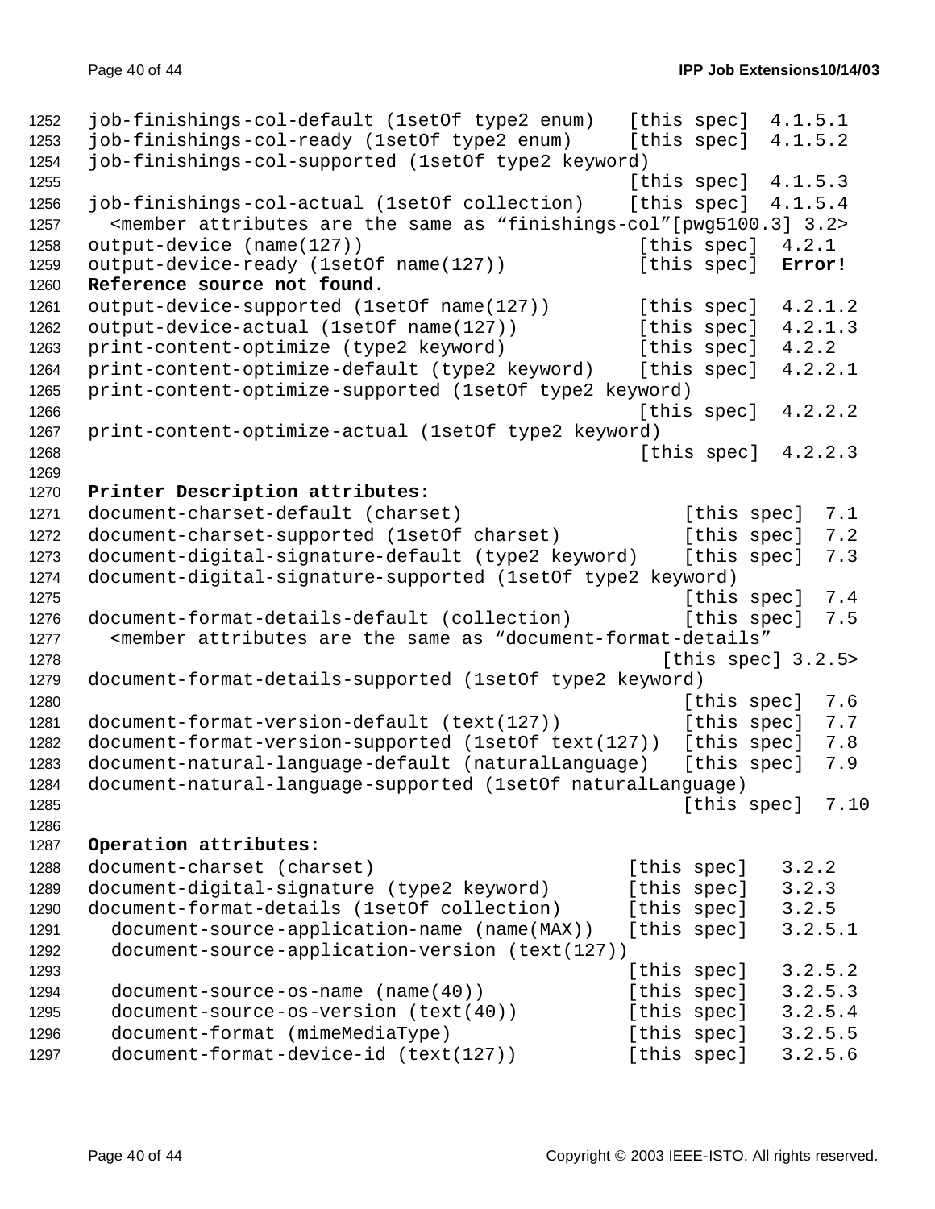```
job-finishings-col-default (1setOf type2 enum)   [this spec]  4.1.5.1
job-finishings-col-ready (1setOf type2 enum)     [this spec]  4.1.5.2
job-finishings-col-supported (1setOf type2 keyword)
                                                 [this spec]  4.1.5.3
job-finishings-col-actual (1setOf collection)    [this spec]  4.1.5.4
  <member attributes are the same as "finishings-col"[pwg5100.3] 3.2>
output-device (name(127))                        [this spec]  4.2.1
output-device-ready (1setOf name(127))           [this spec]  Error!
Reference source not found.
output-device-supported (1setOf name(127))       [this spec]  4.2.1.2
output-device-actual (1setOf name(127))          [this spec]  4.2.1.3
print-content-optimize (type2 keyword)           [this spec]  4.2.2
print-content-optimize-default (type2 keyword)   [this spec]  4.2.2.1
print-content-optimize-supported (1setOf type2 keyword)
                                                 [this spec]  4.2.2.2
print-content-optimize-actual (1setOf type2 keyword)
                                                 [this spec]  4.2.2.3
```

**Printer Description attributes:**

```
document-charset-default (charset)                    [this spec]  7.1
document-charset-supported (1setOf charset)           [this spec]  7.2
document-digital-signature-default (type2 keyword)    [this spec]  7.3
document-digital-signature-supported (1setOf type2 keyword)
                                                      [this spec]  7.4
document-format-details-default (collection)          [this spec]  7.5
  <member attributes are the same as "document-format-details"
                                                    [this spec] 3.2.5>
document-format-details-supported (1setOf type2 keyword)
                                                      [this spec]  7.6
document-format-version-default (text(127))           [this spec]  7.7
document-format-version-supported (1setOf text(127))  [this spec]  7.8
document-natural-language-default (naturalLanguage)   [this spec]  7.9
document-natural-language-supported (1setOf naturalLanguage)
                                                      [this spec]  7.10
```

**Operation attributes:**

```
document-charset (charset)                         [this spec]   3.2.2
document-digital-signature (type2 keyword)         [this spec]   3.2.3
document-format-details (1setOf collection)        [this spec]   3.2.5
  document-source-application-name (name(MAX))     [this spec]   3.2.5.1
  document-source-application-version (text(127))
                                                   [this spec]   3.2.5.2
  document-source-os-name (name(40))               [this spec]   3.2.5.3
  document-source-os-version (text(40))            [this spec]   3.2.5.4
  document-format (mimeMediaType)                  [this spec]   3.2.5.5
  document-format-device-id (text(127))            [this spec]   3.2.5.6
```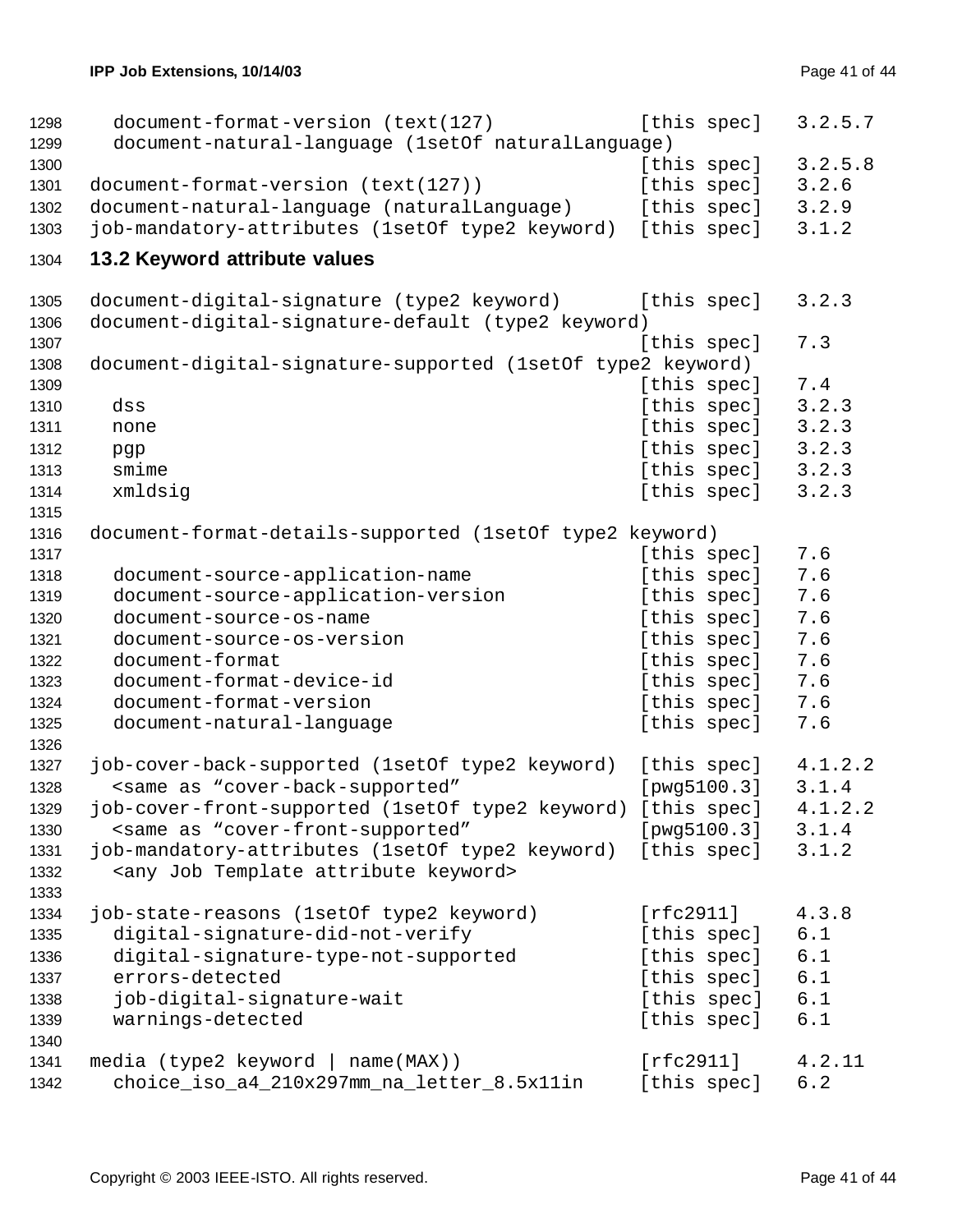```
  document-format-version (text(127)            [this spec]   3.2.5.7
  document-natural-language (1setOf naturalLanguage)
                                                [this spec]   3.2.5.8
document-format-version (text(127))             [this spec]   3.2.6
document-natural-language (naturalLanguage)     [this spec]   3.2.9
job-mandatory-attributes (1setOf type2 keyword) [this spec]   3.1.2
```

## 13.2 Keyword attribute values

```
document-digital-signature (type2 keyword)      [this spec]   3.2.3
document-digital-signature-default (type2 keyword)
                                                [this spec]   7.3
document-digital-signature-supported (1setOf type2 keyword)
                                                [this spec]   7.4
  dss                                           [this spec]   3.2.3
  none                                          [this spec]   3.2.3
  pgp                                           [this spec]   3.2.3
  smime                                         [this spec]   3.2.3
  xmldsig                                       [this spec]   3.2.3

document-format-details-supported (1setOf type2 keyword)
                                                [this spec]   7.6
  document-source-application-name              [this spec]   7.6
  document-source-application-version           [this spec]   7.6
  document-source-os-name                       [this spec]   7.6
  document-source-os-version                    [this spec]   7.6
  document-format                               [this spec]   7.6
  document-format-device-id                     [this spec]   7.6
  document-format-version                       [this spec]   7.6
  document-natural-language                     [this spec]   7.6

job-cover-back-supported (1setOf type2 keyword) [this spec]   4.1.2.2
  <same as "cover-back-supported"               [pwg5100.3]   3.1.4
job-cover-front-supported (1setOf type2 keyword) [this spec]  4.1.2.2
  <same as "cover-front-supported"              [pwg5100.3]   3.1.4
job-mandatory-attributes (1setOf type2 keyword) [this spec]   3.1.2
  <any Job Template attribute keyword>

job-state-reasons (1setOf type2 keyword)        [rfc2911]     4.3.8
  digital-signature-did-not-verify              [this spec]   6.1
  digital-signature-type-not-supported          [this spec]   6.1
  errors-detected                               [this spec]   6.1
  job-digital-signature-wait                    [this spec]   6.1
  warnings-detected                             [this spec]   6.1

media (type2 keyword | name(MAX))               [rfc2911]     4.2.11
  choice_iso_a4_210x297mm_na_letter_8.5x11in    [this spec]   6.2
```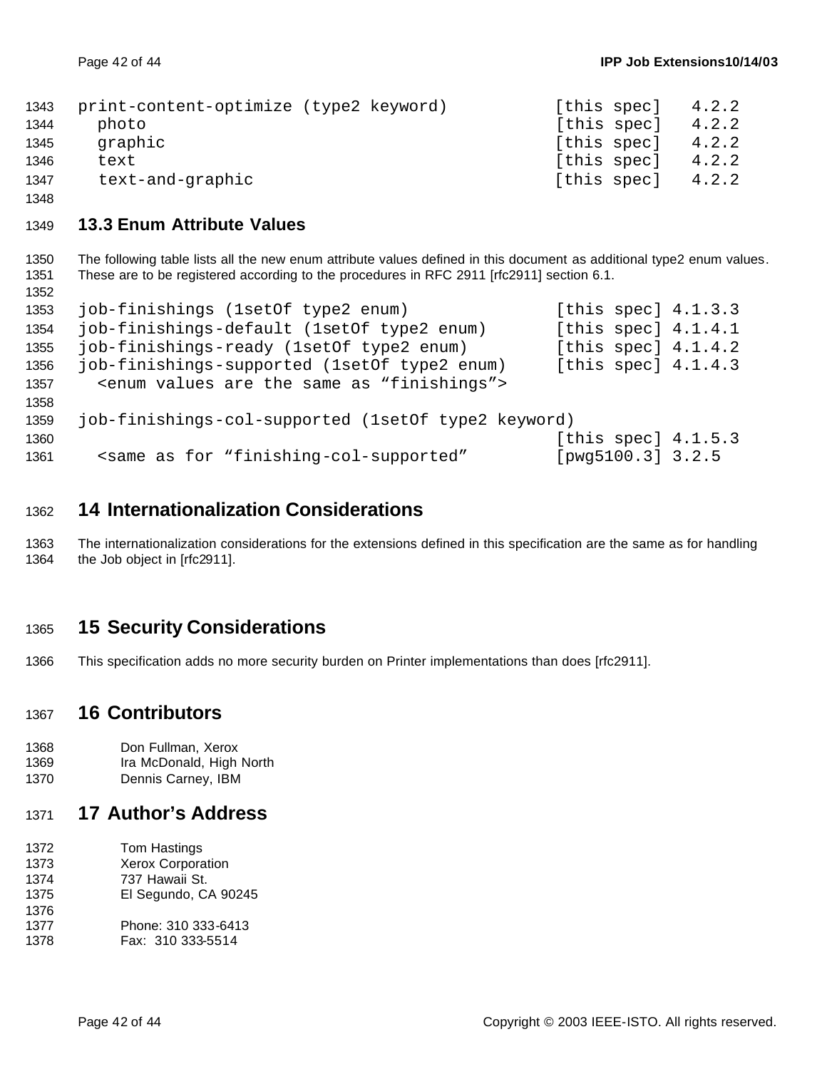```
print-content-optimize (type2 keyword)          [this spec]   4.2.2
  photo                                         [this spec]   4.2.2
  graphic                                       [this spec]   4.2.2
  text                                          [this spec]   4.2.2
  text-and-graphic                              [this spec]   4.2.2
```

## 13.3 Enum Attribute Values

The following table lists all the new enum attribute values defined in this document as additional type2 enum values. These are to be registered according to the procedures in RFC 2911 [rfc2911] section 6.1.

```
job-finishings (1setOf type2 enum)              [this spec] 4.1.3.3
job-finishings-default (1setOf type2 enum)      [this spec] 4.1.4.1
job-finishings-ready (1setOf type2 enum)        [this spec] 4.1.4.2
job-finishings-supported (1setOf type2 enum)    [this spec] 4.1.4.3
  <enum values are the same as "finishings">

job-finishings-col-supported (1setOf type2 keyword)
                                                [this spec] 4.1.5.3
  <same as for "finishing-col-supported"        [pwg5100.3] 3.2.5
```

# 14 Internationalization Considerations

The internationalization considerations for the extensions defined in this specification are the same as for handling the Job object in [rfc2911].

# 15 Security Considerations

This specification adds no more security burden on Printer implementations than does [rfc2911].

# 16 Contributors

Don Fullman, Xerox
Ira McDonald, High North
Dennis Carney, IBM

# 17 Author's Address

Tom Hastings
Xerox Corporation
737 Hawaii St.
El Segundo, CA 90245

Phone: 310 333-6413
Fax: 310 333-5514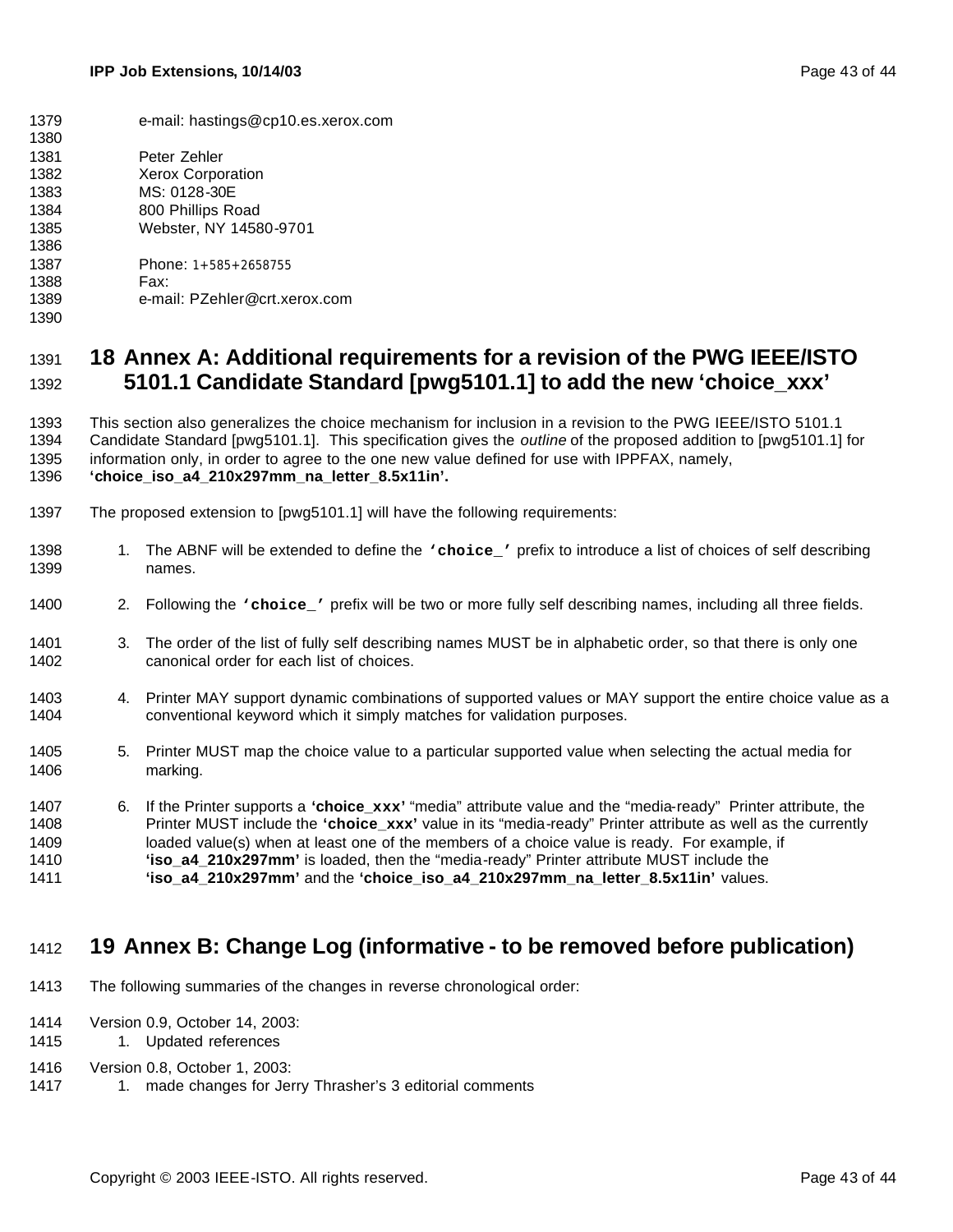e-mail: hastings@cp10.es.xerox.com

Peter Zehler
Xerox Corporation
MS: 0128-30E
800 Phillips Road
Webster, NY 14580-9701

Phone: 1+585+2658755
Fax:
e-mail: PZehler@crt.xerox.com

# 18 Annex A: Additional requirements for a revision of the PWG IEEE/ISTO 5101.1 Candidate Standard [pwg5101.1] to add the new 'choice_xxx'

This section also generalizes the choice mechanism for inclusion in a revision to the PWG IEEE/ISTO 5101.1 Candidate Standard [pwg5101.1]. This specification gives the *outline* of the proposed addition to [pwg5101.1] for information only, in order to agree to the one new value defined for use with IPPFAX, namely, **'choice_iso_a4_210x297mm_na_letter_8.5x11in'.**

The proposed extension to [pwg5101.1] will have the following requirements:

1. The ABNF will be extended to define the **'choice_'** prefix to introduce a list of choices of self describing names.
2. Following the **'choice_'** prefix will be two or more fully self describing names, including all three fields.
3. The order of the list of fully self describing names MUST be in alphabetic order, so that there is only one canonical order for each list of choices.
4. Printer MAY support dynamic combinations of supported values or MAY support the entire choice value as a conventional keyword which it simply matches for validation purposes.
5. Printer MUST map the choice value to a particular supported value when selecting the actual media for marking.
6. If the Printer supports a **'choice_xxx'** "media" attribute value and the "media-ready" Printer attribute, the Printer MUST include the **'choice_xxx'** value in its "media-ready" Printer attribute as well as the currently loaded value(s) when at least one of the members of a choice value is ready. For example, if **'iso_a4_210x297mm'** is loaded, then the "media-ready" Printer attribute MUST include the **'iso_a4_210x297mm'** and the **'choice_iso_a4_210x297mm_na_letter_8.5x11in'** values.

# 19 Annex B: Change Log (informative - to be removed before publication)

The following summaries of the changes in reverse chronological order:

Version 0.9, October 14, 2003:

1. Updated references

Version 0.8, October 1, 2003:

1. made changes for Jerry Thrasher's 3 editorial comments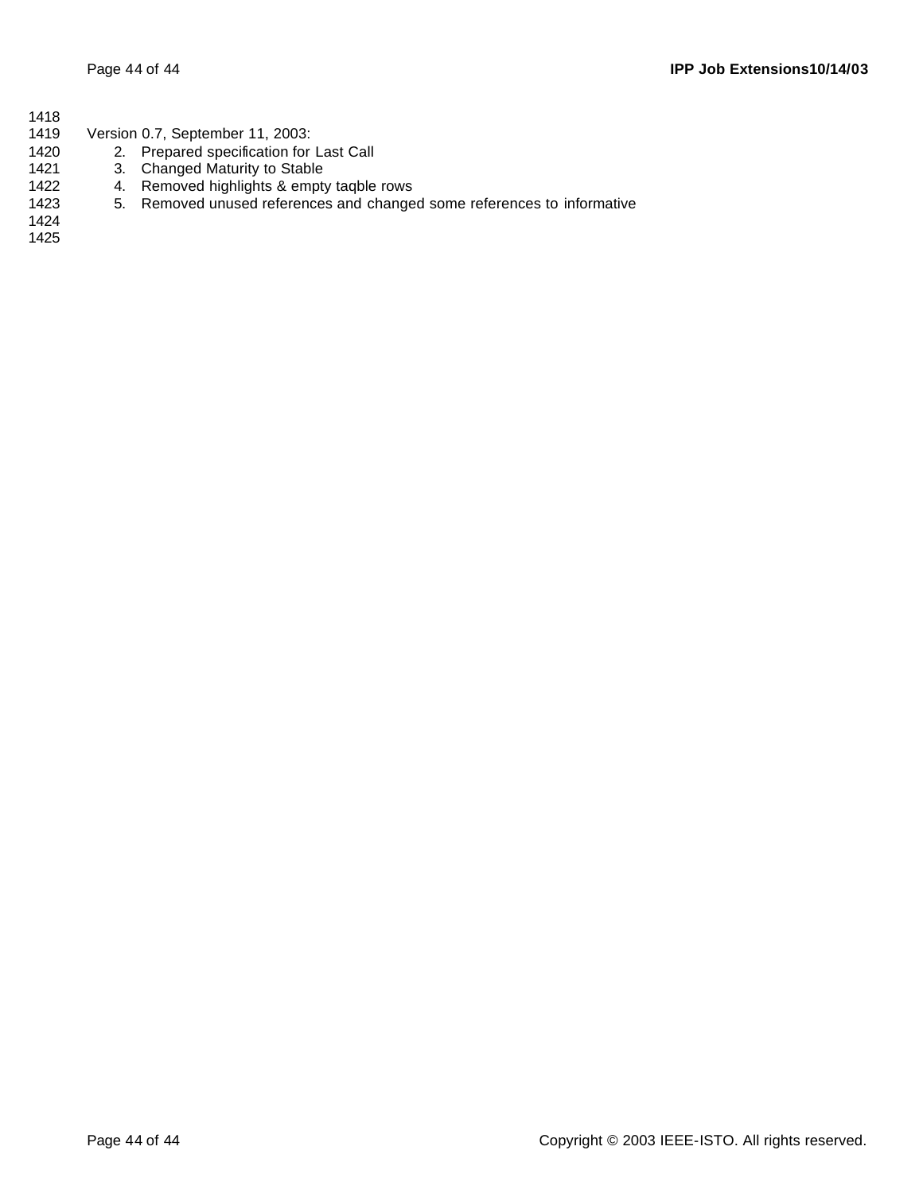Version 0.7, September 11, 2003:

2. Prepared specification for Last Call
3. Changed Maturity to Stable
4. Removed highlights & empty taqble rows
5. Removed unused references and changed some references to informative